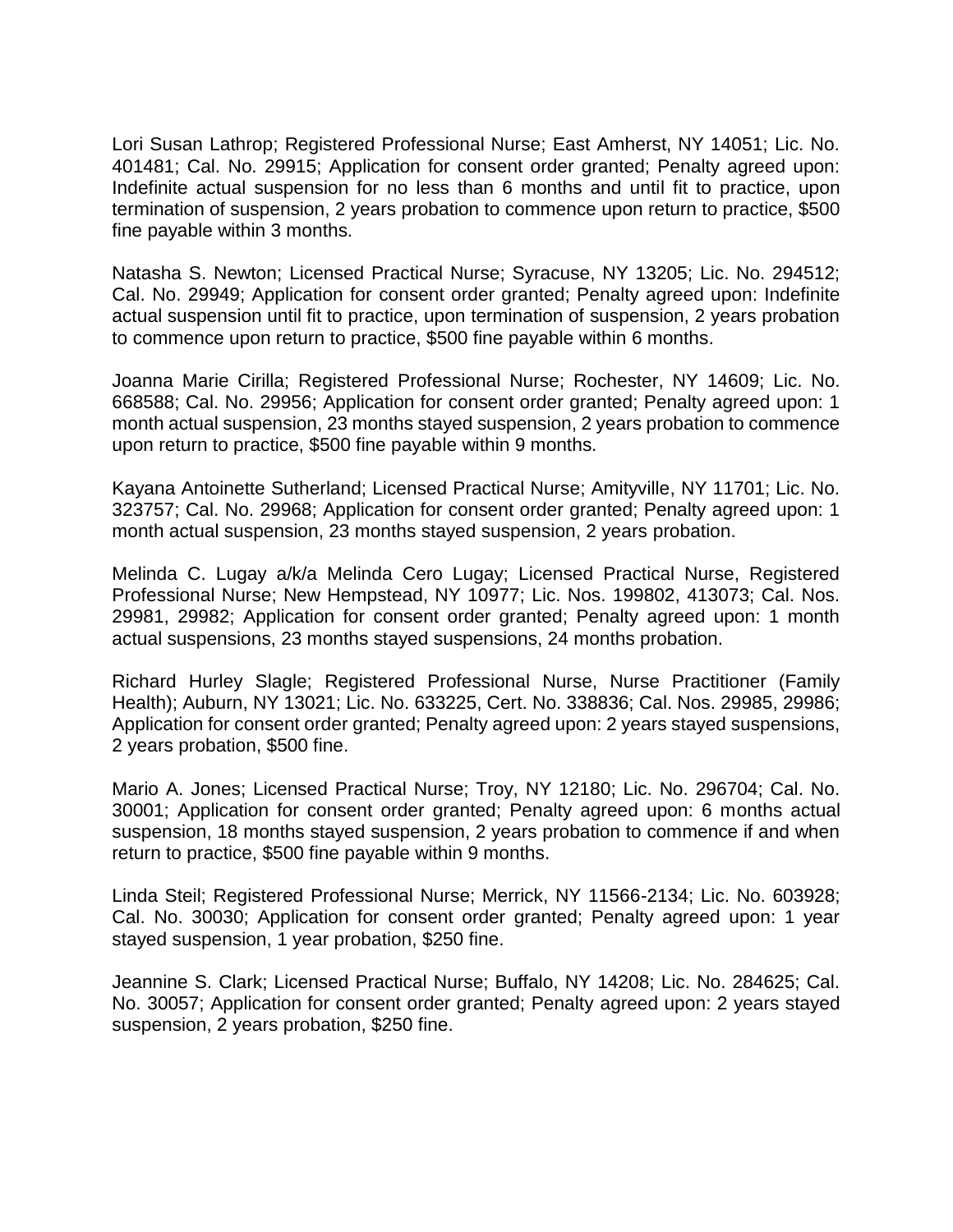Lori Susan Lathrop; Registered Professional Nurse; East Amherst, NY 14051; Lic. No. 401481; Cal. No. 29915; Application for consent order granted; Penalty agreed upon: Indefinite actual suspension for no less than 6 months and until fit to practice, upon termination of suspension, 2 years probation to commence upon return to practice, $500 fine payable within 3 months.

Natasha S. Newton; Licensed Practical Nurse; Syracuse, NY 13205; Lic. No. 294512; Cal. No. 29949; Application for consent order granted; Penalty agreed upon: Indefinite actual suspension until fit to practice, upon termination of suspension, 2 years probation to commence upon return to practice, $500 fine payable within 6 months.

Joanna Marie Cirilla; Registered Professional Nurse; Rochester, NY 14609; Lic. No. 668588; Cal. No. 29956; Application for consent order granted; Penalty agreed upon: 1 month actual suspension, 23 months stayed suspension, 2 years probation to commence upon return to practice, $500 fine payable within 9 months.

Kayana Antoinette Sutherland; Licensed Practical Nurse; Amityville, NY 11701; Lic. No. 323757; Cal. No. 29968; Application for consent order granted; Penalty agreed upon: 1 month actual suspension, 23 months stayed suspension, 2 years probation.

Melinda C. Lugay a/k/a Melinda Cero Lugay; Licensed Practical Nurse, Registered Professional Nurse; New Hempstead, NY 10977; Lic. Nos. 199802, 413073; Cal. Nos. 29981, 29982; Application for consent order granted; Penalty agreed upon: 1 month actual suspensions, 23 months stayed suspensions, 24 months probation.

Richard Hurley Slagle; Registered Professional Nurse, Nurse Practitioner (Family Health); Auburn, NY 13021; Lic. No. 633225, Cert. No. 338836; Cal. Nos. 29985, 29986; Application for consent order granted; Penalty agreed upon: 2 years stayed suspensions, 2 years probation, $500 fine.

Mario A. Jones; Licensed Practical Nurse; Troy, NY 12180; Lic. No. 296704; Cal. No. 30001; Application for consent order granted; Penalty agreed upon: 6 months actual suspension, 18 months stayed suspension, 2 years probation to commence if and when return to practice, $500 fine payable within 9 months.

Linda Steil; Registered Professional Nurse; Merrick, NY 11566-2134; Lic. No. 603928; Cal. No. 30030; Application for consent order granted; Penalty agreed upon: 1 year stayed suspension, 1 year probation, $250 fine.

Jeannine S. Clark; Licensed Practical Nurse; Buffalo, NY 14208; Lic. No. 284625; Cal. No. 30057; Application for consent order granted; Penalty agreed upon: 2 years stayed suspension, 2 years probation, $250 fine.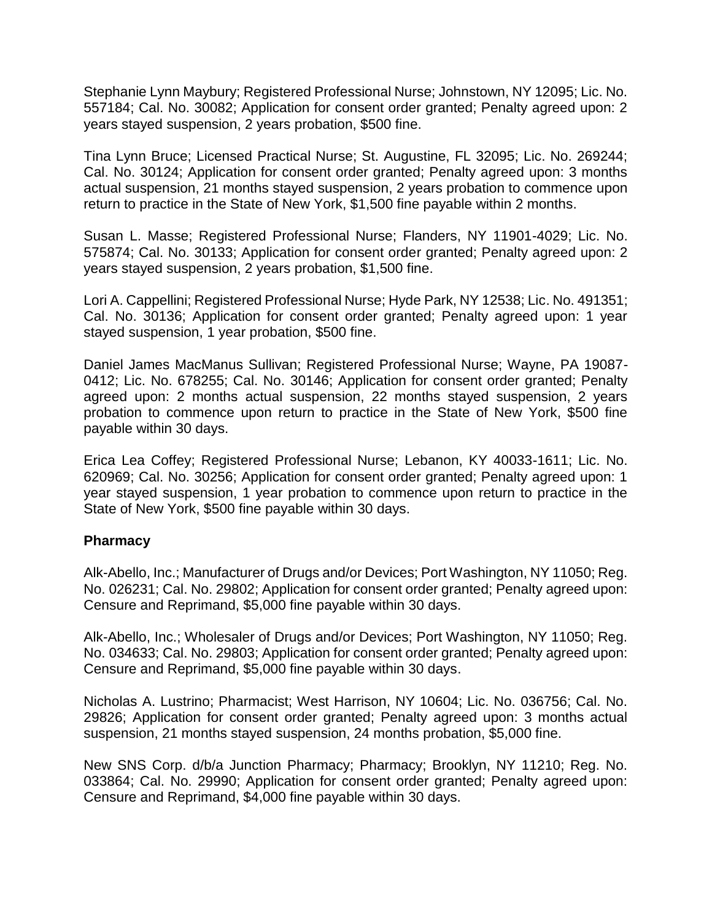Stephanie Lynn Maybury; Registered Professional Nurse; Johnstown, NY 12095; Lic. No. 557184; Cal. No. 30082; Application for consent order granted; Penalty agreed upon: 2 years stayed suspension, 2 years probation, $500 fine.

Tina Lynn Bruce; Licensed Practical Nurse; St. Augustine, FL 32095; Lic. No. 269244; Cal. No. 30124; Application for consent order granted; Penalty agreed upon: 3 months actual suspension, 21 months stayed suspension, 2 years probation to commence upon return to practice in the State of New York, $1,500 fine payable within 2 months.

Susan L. Masse; Registered Professional Nurse; Flanders, NY 11901-4029; Lic. No. 575874; Cal. No. 30133; Application for consent order granted; Penalty agreed upon: 2 years stayed suspension, 2 years probation, $1,500 fine.

Lori A. Cappellini; Registered Professional Nurse; Hyde Park, NY 12538; Lic. No. 491351; Cal. No. 30136; Application for consent order granted; Penalty agreed upon: 1 year stayed suspension, 1 year probation, $500 fine.

Daniel James MacManus Sullivan; Registered Professional Nurse; Wayne, PA 19087-0412; Lic. No. 678255; Cal. No. 30146; Application for consent order granted; Penalty agreed upon: 2 months actual suspension, 22 months stayed suspension, 2 years probation to commence upon return to practice in the State of New York, $500 fine payable within 30 days.

Erica Lea Coffey; Registered Professional Nurse; Lebanon, KY 40033-1611; Lic. No. 620969; Cal. No. 30256; Application for consent order granted; Penalty agreed upon: 1 year stayed suspension, 1 year probation to commence upon return to practice in the State of New York, $500 fine payable within 30 days.

**Pharmacy**

Alk-Abello, Inc.; Manufacturer of Drugs and/or Devices; Port Washington, NY 11050; Reg. No. 026231; Cal. No. 29802; Application for consent order granted; Penalty agreed upon: Censure and Reprimand, $5,000 fine payable within 30 days.

Alk-Abello, Inc.; Wholesaler of Drugs and/or Devices; Port Washington, NY 11050; Reg. No. 034633; Cal. No. 29803; Application for consent order granted; Penalty agreed upon: Censure and Reprimand, $5,000 fine payable within 30 days.

Nicholas A. Lustrino; Pharmacist; West Harrison, NY 10604; Lic. No. 036756; Cal. No. 29826; Application for consent order granted; Penalty agreed upon: 3 months actual suspension, 21 months stayed suspension, 24 months probation, $5,000 fine.

New SNS Corp. d/b/a Junction Pharmacy; Pharmacy; Brooklyn, NY 11210; Reg. No. 033864; Cal. No. 29990; Application for consent order granted; Penalty agreed upon: Censure and Reprimand, $4,000 fine payable within 30 days.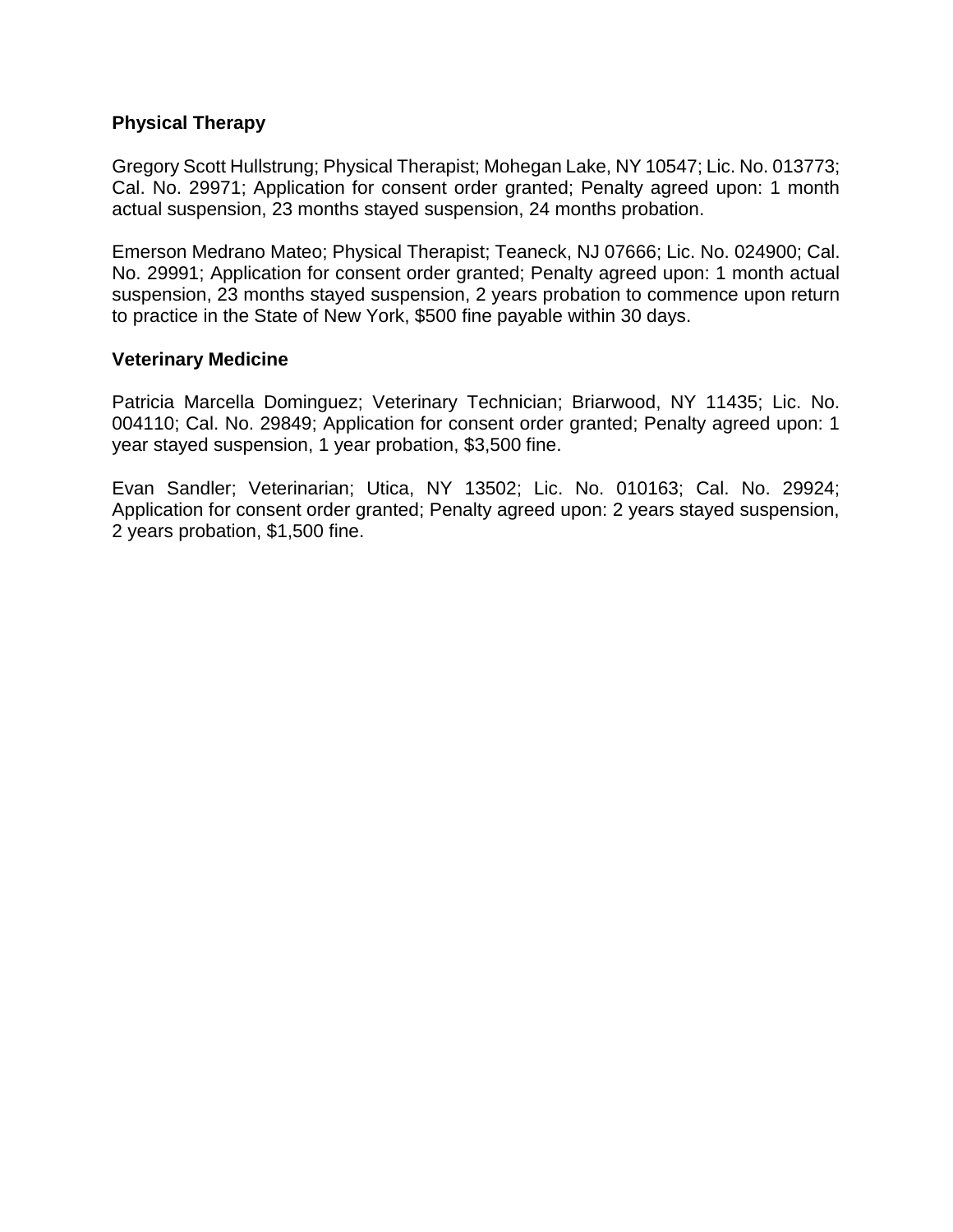**Physical Therapy**

Gregory Scott Hullstrung; Physical Therapist; Mohegan Lake, NY 10547; Lic. No. 013773; Cal. No. 29971; Application for consent order granted; Penalty agreed upon: 1 month actual suspension, 23 months stayed suspension, 24 months probation.

Emerson Medrano Mateo; Physical Therapist; Teaneck, NJ 07666; Lic. No. 024900; Cal. No. 29991; Application for consent order granted; Penalty agreed upon: 1 month actual suspension, 23 months stayed suspension, 2 years probation to commence upon return to practice in the State of New York, $500 fine payable within 30 days.

**Veterinary Medicine**

Patricia Marcella Dominguez; Veterinary Technician; Briarwood, NY 11435; Lic. No. 004110; Cal. No. 29849; Application for consent order granted; Penalty agreed upon: 1 year stayed suspension, 1 year probation, $3,500 fine.

Evan Sandler; Veterinarian; Utica, NY 13502; Lic. No. 010163; Cal. No. 29924; Application for consent order granted; Penalty agreed upon: 2 years stayed suspension, 2 years probation, $1,500 fine.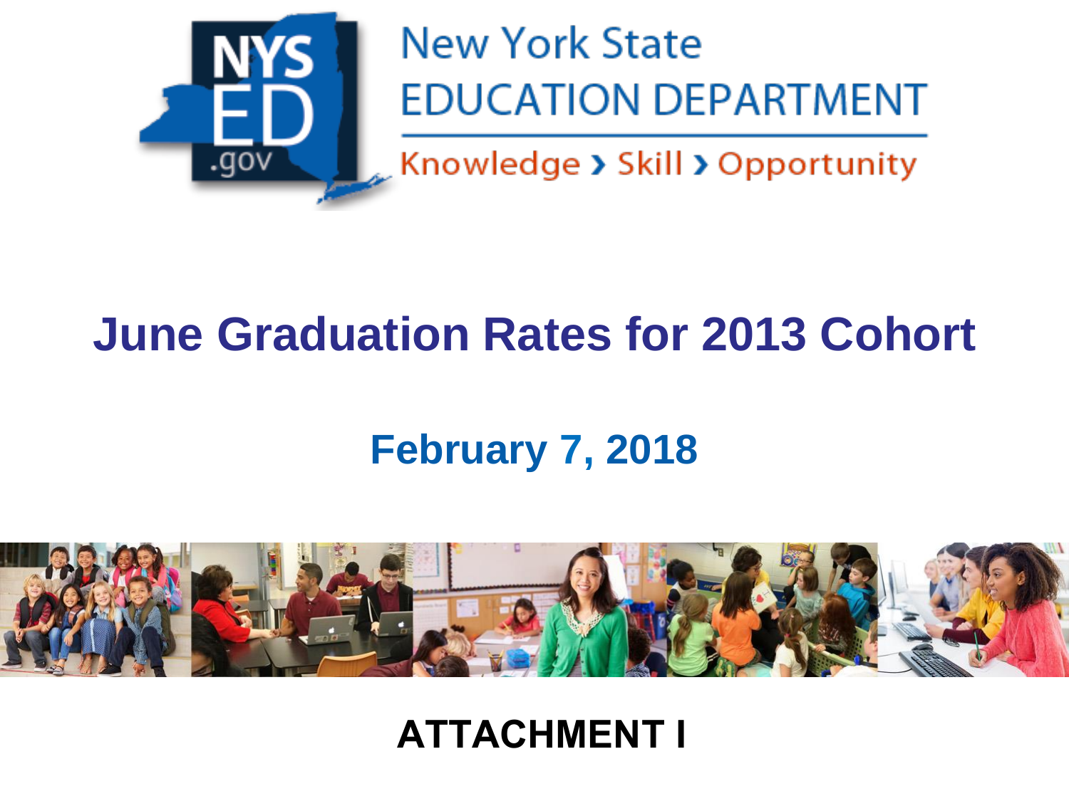New York State EDUCATION DEPARTMENT

Knowledge › Skill › Opportunity

# June Graduation Rates for 2013 Cohort

## February 7, 2018

**ATTACHMENT I**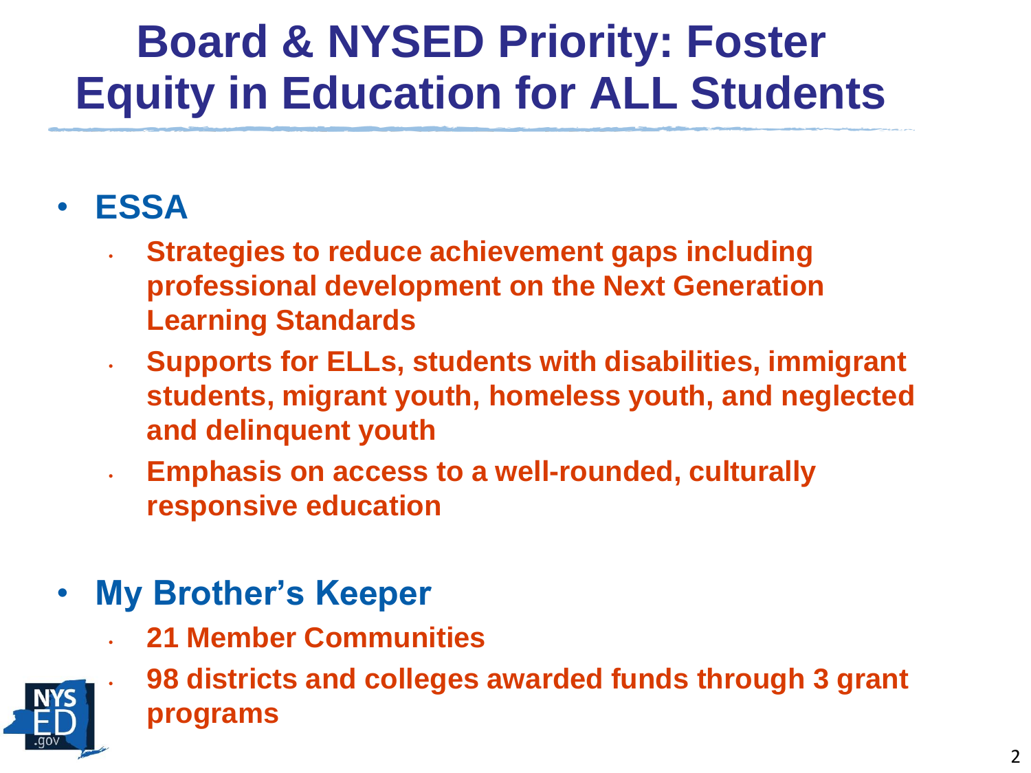# Board & NYSED Priority: Foster Equity in Education for ALL Students

- **ESSA**
  - **Strategies to reduce achievement gaps including professional development on the Next Generation Learning Standards**
  - **Supports for ELLs, students with disabilities, immigrant students, migrant youth, homeless youth, and neglected and delinquent youth**
  - **Emphasis on access to a well-rounded, culturally responsive education**

- **My Brother's Keeper**
  - **21 Member Communities**
  - **98 districts and colleges awarded funds through 3 grant programs**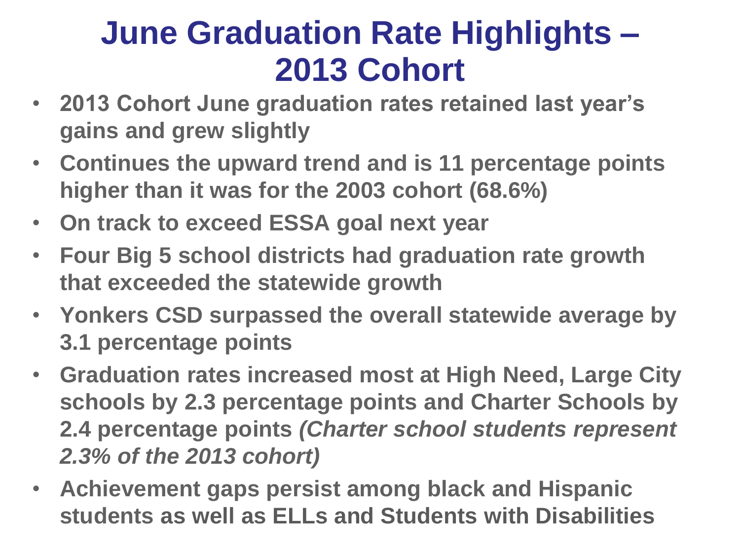# June Graduation Rate Highlights – 2013 Cohort

- **2013 Cohort June graduation rates retained last year's gains and grew slightly**
- **Continues the upward trend and is 11 percentage points higher than it was for the 2003 cohort (68.6%)**
- **On track to exceed ESSA goal next year**
- **Four Big 5 school districts had graduation rate growth that exceeded the statewide growth**
- **Yonkers CSD surpassed the overall statewide average by 3.1 percentage points**
- **Graduation rates increased most at High Need, Large City schools by 2.3 percentage points and Charter Schools by 2.4 percentage points *(Charter school students represent 2.3% of the 2013 cohort)***
- **Achievement gaps persist among black and Hispanic students as well as ELLs and Students with Disabilities**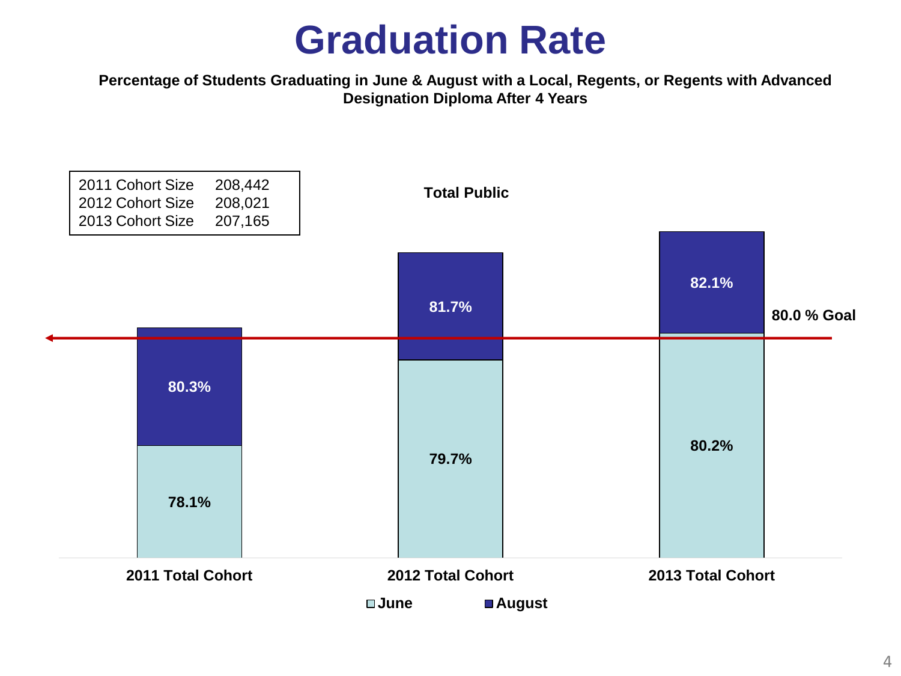# Graduation Rate

**Percentage of Students Graduating in June & August with a Local, Regents, or Regents with Advanced Designation Diploma After 4 Years**

| | |
|---|---|
| 2011 Cohort Size | 208,442 |
| 2012 Cohort Size | 208,021 |
| 2013 Cohort Size | 207,165 |

**Total Public**

| | June | August |
|---|---|---|
| **2011 Total Cohort** | 78.1% | 80.3% |
| **2012 Total Cohort** | 79.7% | 81.7% |
| **2013 Total Cohort** | 80.2% | 82.1% |

**80.0 % Goal**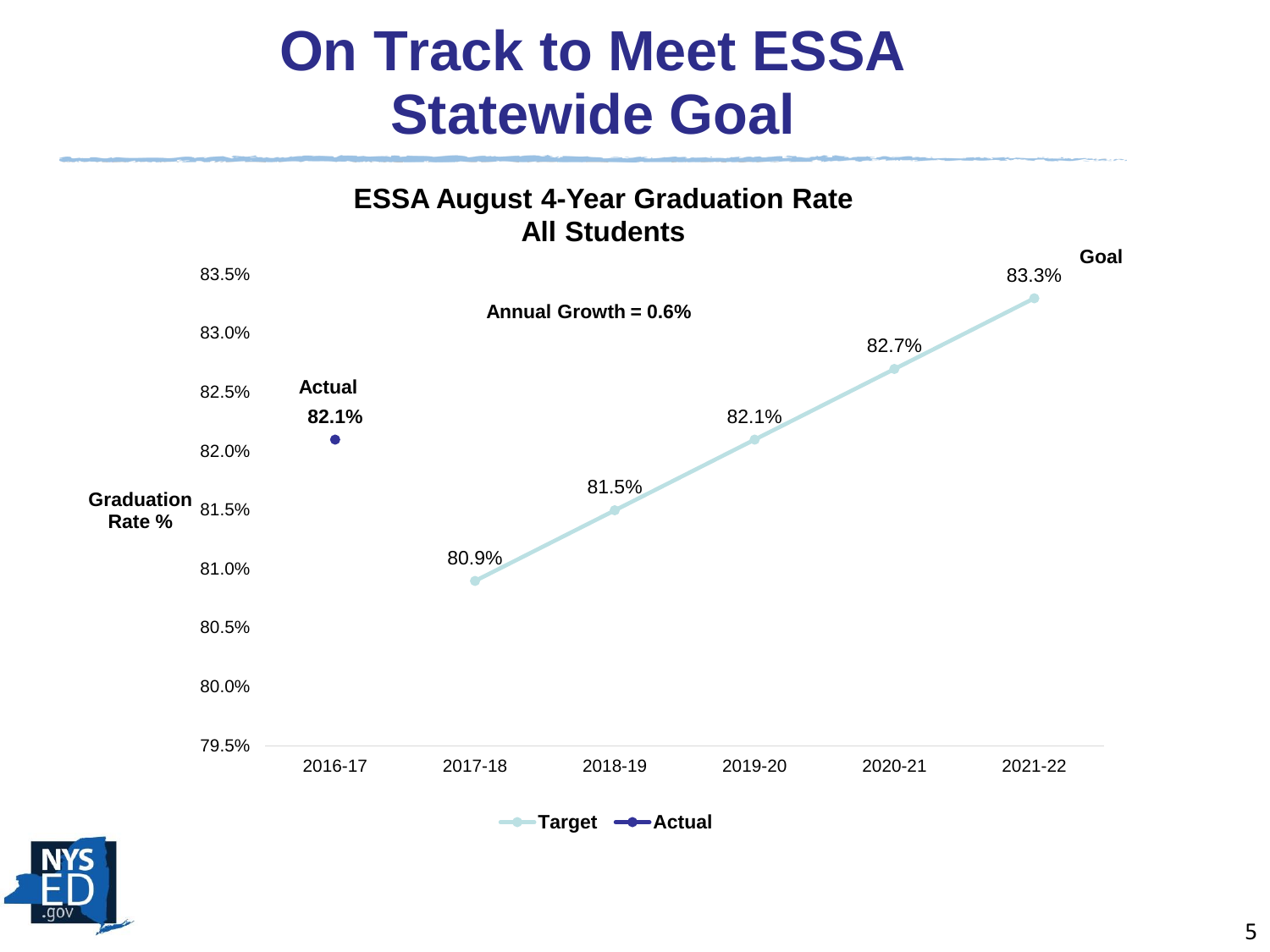# On Track to Meet ESSA Statewide Goal

**ESSA August 4-Year Graduation Rate**
**All Students**

**Annual Growth = 0.6%**

| Year | Target | Actual |
|---|---|---|
| 2016-17 | | 82.1% |
| 2017-18 | 80.9% | |
| 2018-19 | 81.5% | |
| 2019-20 | 82.1% | |
| 2020-21 | 82.7% | |
| 2021-22 | 83.3% (Goal) | |

Graduation Rate %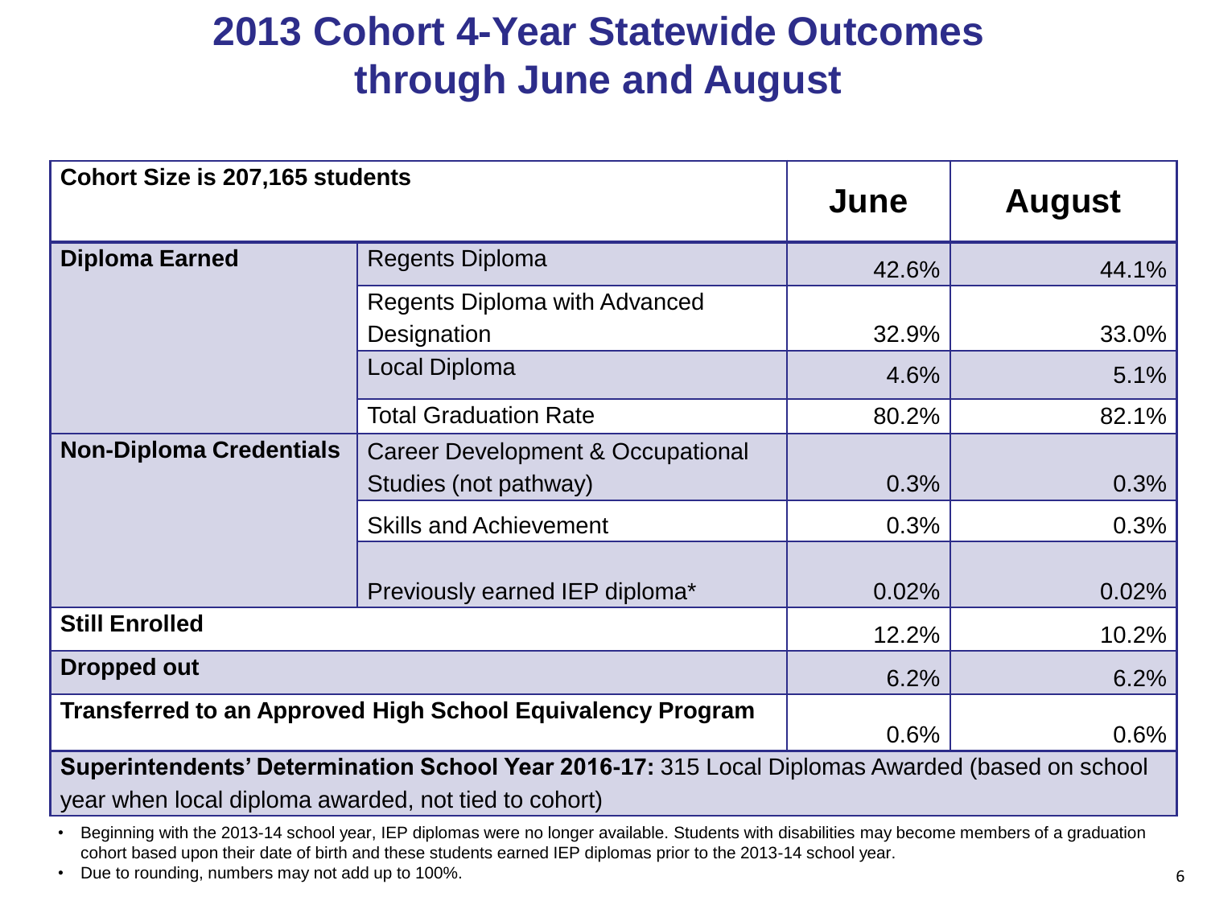# 2013 Cohort 4-Year Statewide Outcomes through June and August

| Cohort Size is 207,165 students | | June | August |
|---|---|---|---|
| **Diploma Earned** | Regents Diploma | 42.6% | 44.1% |
| | Regents Diploma with Advanced Designation | 32.9% | 33.0% |
| | Local Diploma | 4.6% | 5.1% |
| | Total Graduation Rate | 80.2% | 82.1% |
| **Non-Diploma Credentials** | Career Development & Occupational Studies (not pathway) | 0.3% | 0.3% |
| | Skills and Achievement | 0.3% | 0.3% |
| | Previously earned IEP diploma* | 0.02% | 0.02% |
| **Still Enrolled** | | 12.2% | 10.2% |
| **Dropped out** | | 6.2% | 6.2% |
| **Transferred to an Approved High School Equivalency Program** | | 0.6% | 0.6% |
| **Superintendents' Determination School Year 2016-17:** 315 Local Diplomas Awarded (based on school year when local diploma awarded, not tied to cohort) | | | |

- Beginning with the 2013-14 school year, IEP diplomas were no longer available. Students with disabilities may become members of a graduation cohort based upon their date of birth and these students earned IEP diplomas prior to the 2013-14 school year.
- Due to rounding, numbers may not add up to 100%.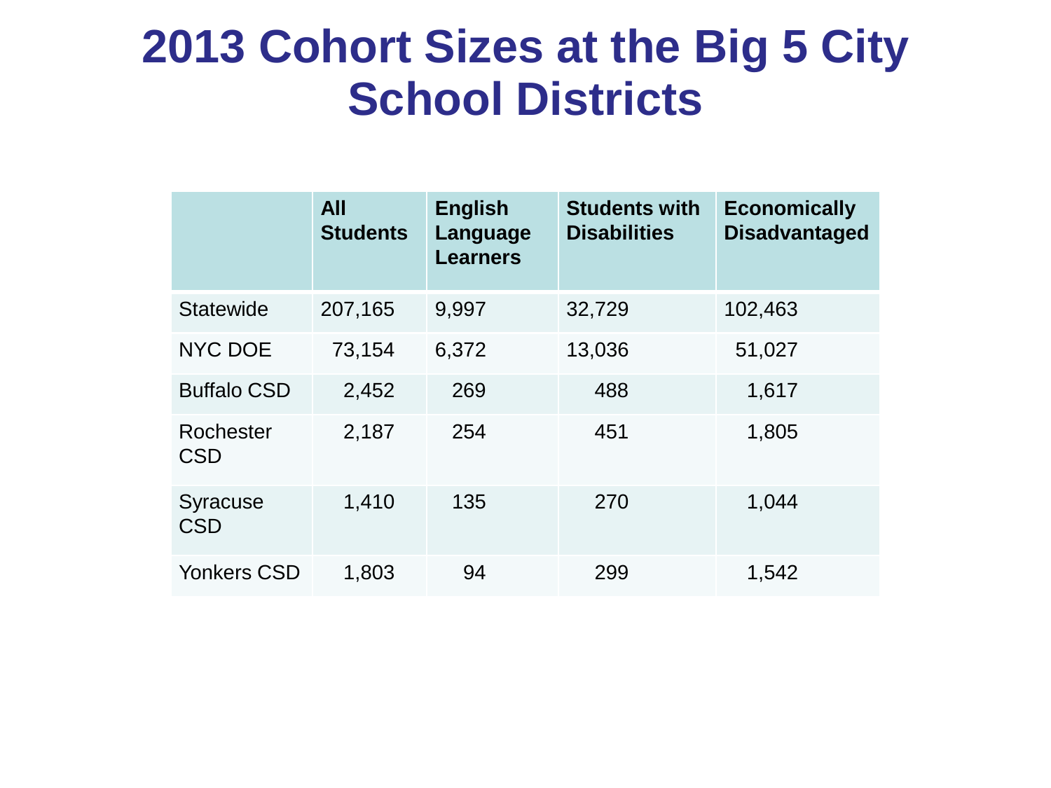# 2013 Cohort Sizes at the Big 5 City School Districts

| | All Students | English Language Learners | Students with Disabilities | Economically Disadvantaged |
|---|---|---|---|---|
| Statewide | 207,165 | 9,997 | 32,729 | 102,463 |
| NYC DOE | 73,154 | 6,372 | 13,036 | 51,027 |
| Buffalo CSD | 2,452 | 269 | 488 | 1,617 |
| Rochester CSD | 2,187 | 254 | 451 | 1,805 |
| Syracuse CSD | 1,410 | 135 | 270 | 1,044 |
| Yonkers CSD | 1,803 | 94 | 299 | 1,542 |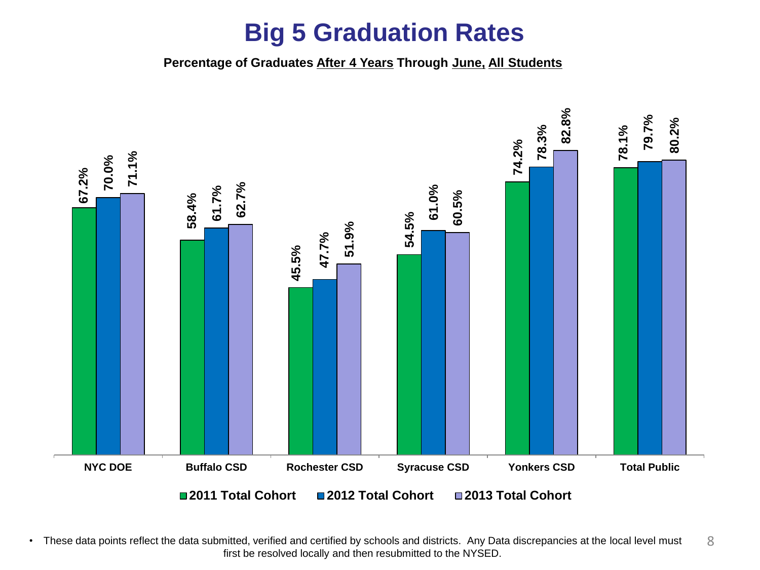# Big 5 Graduation Rates

**Percentage of Graduates After 4 Years Through June, All Students**

| | 2011 Total Cohort | 2012 Total Cohort | 2013 Total Cohort |
|---|---|---|---|
| NYC DOE | 67.2% | 70.0% | 71.1% |
| Buffalo CSD | 58.4% | 61.7% | 62.7% |
| Rochester CSD | 45.5% | 47.7% | 51.9% |
| Syracuse CSD | 54.5% | 61.0% | 60.5% |
| Yonkers CSD | 74.2% | 78.3% | 82.8% |
| Total Public | 78.1% | 79.7% | 80.2% |

- These data points reflect the data submitted, verified and certified by schools and districts. Any Data discrepancies at the local level must first be resolved locally and then resubmitted to the NYSED.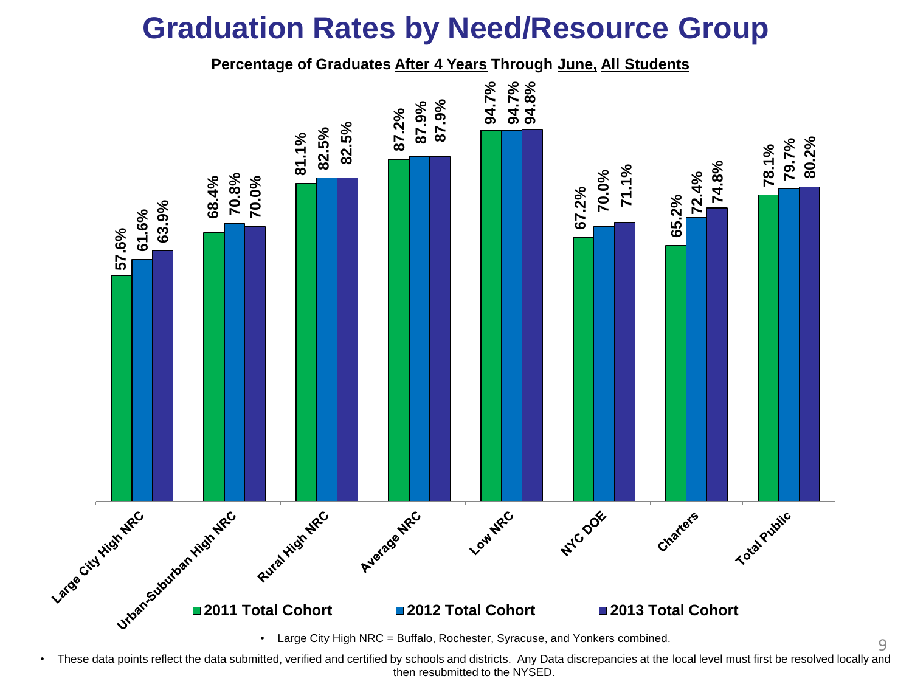# Graduation Rates by Need/Resource Group

**Percentage of Graduates After 4 Years Through June, All Students**

| Need/Resource Group | 2011 Total Cohort | 2012 Total Cohort | 2013 Total Cohort |
|---|---|---|---|
| Large City High NRC | 57.6% | 61.6% | 63.9% |
| Urban-Suburban High NRC | 68.4% | 70.8% | 70.0% |
| Rural High NRC | 81.1% | 82.5% | 82.5% |
| Average NRC | 87.2% | 87.9% | 87.9% |
| Low NRC | 94.7% | 94.7% | 94.8% |
| NYC DOE | 67.2% | 70.0% | 71.1% |
| Charters | 65.2% | 72.4% | 74.8% |
| Total Public | 78.1% | 79.7% | 80.2% |

- Large City High NRC = Buffalo, Rochester, Syracuse, and Yonkers combined.

- These data points reflect the data submitted, verified and certified by schools and districts. Any Data discrepancies at the local level must first be resolved locally and then resubmitted to the NYSED.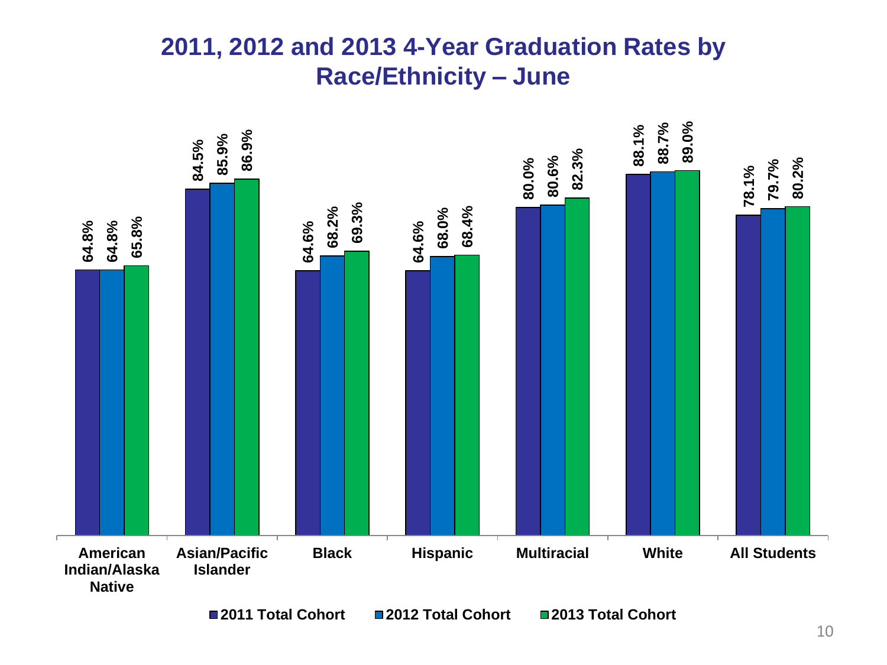# 2011, 2012 and 2013 4-Year Graduation Rates by Race/Ethnicity – June

| | 2011 Total Cohort | 2012 Total Cohort | 2013 Total Cohort |
|---|---|---|---|
| American Indian/Alaska Native | 64.8% | 64.8% | 65.8% |
| Asian/Pacific Islander | 84.5% | 85.9% | 86.9% |
| Black | 64.6% | 68.2% | 69.3% |
| Hispanic | 64.6% | 68.0% | 68.4% |
| Multiracial | 80.0% | 80.6% | 82.3% |
| White | 88.1% | 88.7% | 89.0% |
| All Students | 78.1% | 79.7% | 80.2% |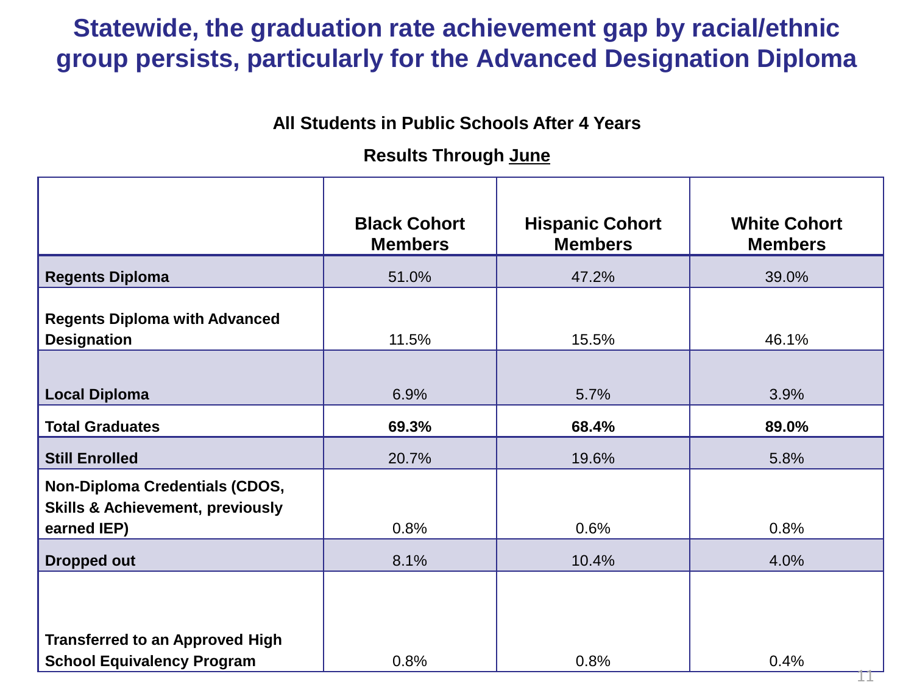# Statewide, the graduation rate achievement gap by racial/ethnic group persists, particularly for the Advanced Designation Diploma

**All Students in Public Schools After 4 Years**

**Results Through June**

| | Black Cohort Members | Hispanic Cohort Members | White Cohort Members |
|---|---|---|---|
| **Regents Diploma** | 51.0% | 47.2% | 39.0% |
| **Regents Diploma with Advanced Designation** | 11.5% | 15.5% | 46.1% |
| **Local Diploma** | 6.9% | 5.7% | 3.9% |
| **Total Graduates** | **69.3%** | **68.4%** | **89.0%** |
| **Still Enrolled** | 20.7% | 19.6% | 5.8% |
| **Non-Diploma Credentials (CDOS, Skills & Achievement, previously earned IEP)** | 0.8% | 0.6% | 0.8% |
| **Dropped out** | 8.1% | 10.4% | 4.0% |
| **Transferred to an Approved High School Equivalency Program** | 0.8% | 0.8% | 0.4% |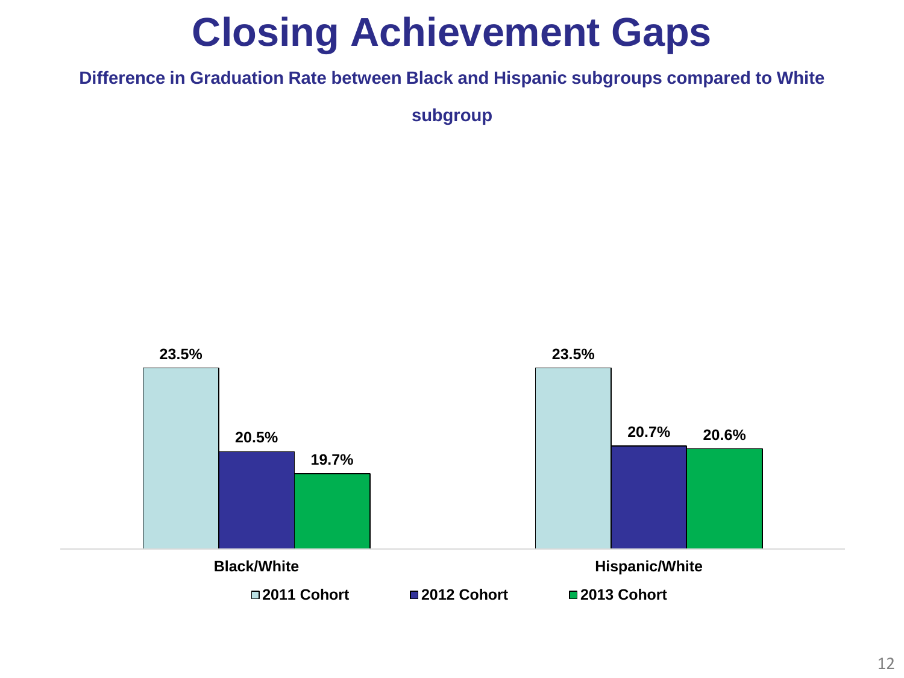# Closing Achievement Gaps

**Difference in Graduation Rate between Black and Hispanic subgroups compared to White subgroup**

| | 2011 Cohort | 2012 Cohort | 2013 Cohort |
|---|---|---|---|
| Black/White | 23.5% | 20.5% | 19.7% |
| Hispanic/White | 23.5% | 20.7% | 20.6% |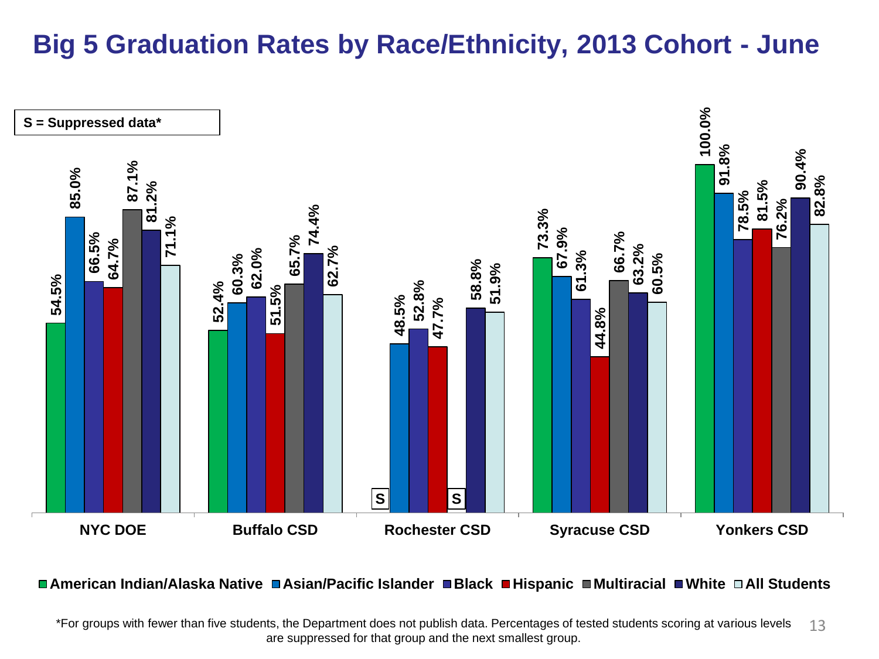# Big 5 Graduation Rates by Race/Ethnicity, 2013 Cohort - June

S = Suppressed data*

| District | American Indian/Alaska Native | Asian/Pacific Islander | Black | Hispanic | Multiracial | White | All Students |
|---|---|---|---|---|---|---|---|
| NYC DOE | 54.5% | 85.0% | 66.5% | 64.7% | 87.1% | 81.2% | 71.1% |
| Buffalo CSD | 52.4% | 60.3% | 62.0% | 51.5% | 65.7% | 74.4% | 62.7% |
| Rochester CSD | S | 48.5% | 52.8% | 47.7% | S | 58.8% | 51.9% |
| Syracuse CSD | 73.3% | 67.9% | 61.3% | 44.8% | 66.7% | 63.2% | 60.5% |
| Yonkers CSD | 100.0% | 91.8% | 78.5% | 81.5% | 76.2% | 90.4% | 82.8% |

*For groups with fewer than five students, the Department does not publish data. Percentages of tested students scoring at various levels are suppressed for that group and the next smallest group.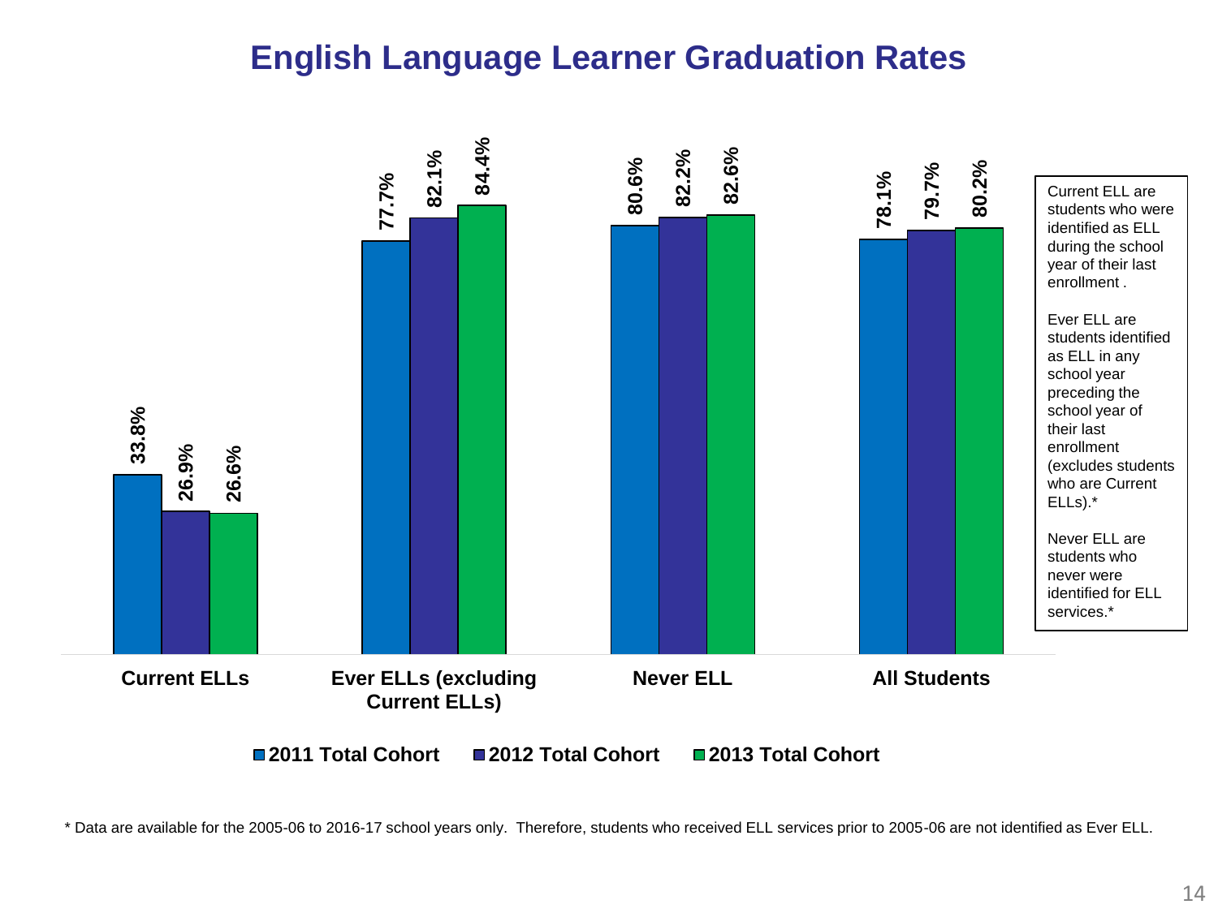# English Language Learner Graduation Rates

| | 2011 Total Cohort | 2012 Total Cohort | 2013 Total Cohort |
|---|---|---|---|
| Current ELLs | 33.8% | 26.9% | 26.6% |
| Ever ELLs (excluding Current ELLs) | 77.7% | 82.1% | 84.4% |
| Never ELL | 80.6% | 82.2% | 82.6% |
| All Students | 78.1% | 79.7% | 80.2% |

Current ELL are students who were identified as ELL during the school year of their last enrollment .

Ever ELL are students identified as ELL in any school year preceding the school year of their last enrollment (excludes students who are Current ELLs).*

Never ELL are students who never were identified for ELL services.*

* Data are available for the 2005-06 to 2016-17 school years only. Therefore, students who received ELL services prior to 2005-06 are not identified as Ever ELL.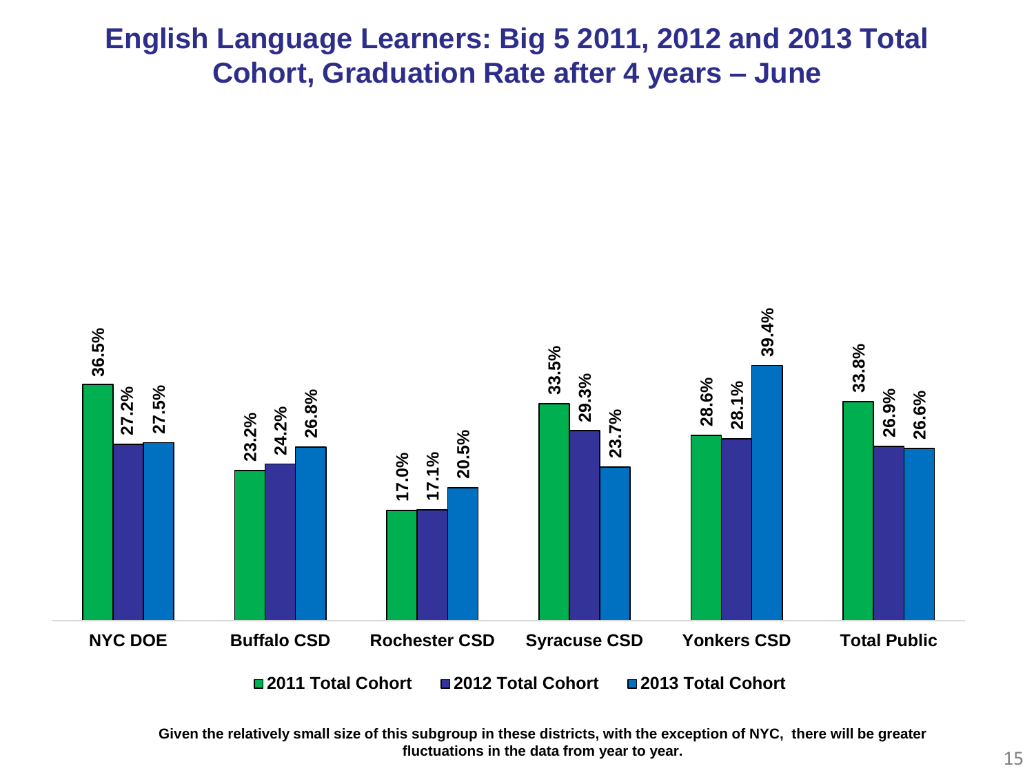# English Language Learners: Big 5 2011, 2012 and 2013 Total Cohort, Graduation Rate after 4 years – June

| | 2011 Total Cohort | 2012 Total Cohort | 2013 Total Cohort |
|---|---|---|---|
| NYC DOE | 36.5% | 27.2% | 27.5% |
| Buffalo CSD | 23.2% | 24.2% | 26.8% |
| Rochester CSD | 17.0% | 17.1% | 20.5% |
| Syracuse CSD | 33.5% | 29.3% | 23.7% |
| Yonkers CSD | 28.6% | 28.1% | 39.4% |
| Total Public | 33.8% | 26.9% | 26.6% |

**Given the relatively small size of this subgroup in these districts, with the exception of NYC, there will be greater fluctuations in the data from year to year.**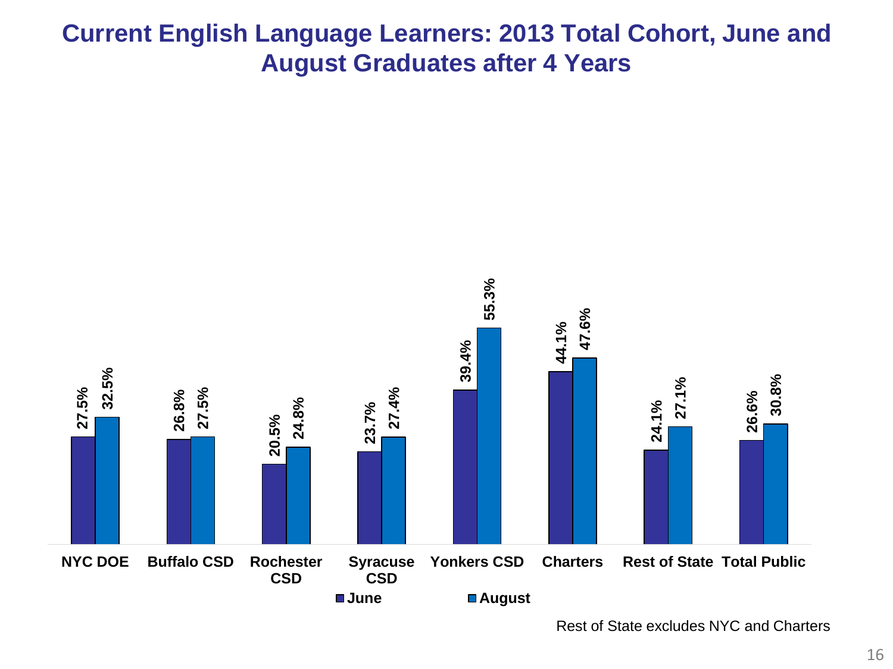# Current English Language Learners: 2013 Total Cohort, June and August Graduates after 4 Years

| | June | August |
|---|---|---|
| NYC DOE | 27.5% | 32.5% |
| Buffalo CSD | 26.8% | 27.5% |
| Rochester CSD | 20.5% | 24.8% |
| Syracuse CSD | 23.7% | 27.4% |
| Yonkers CSD | 39.4% | 55.3% |
| Charters | 44.1% | 47.6% |
| Rest of State | 24.1% | 27.1% |
| Total Public | 26.6% | 30.8% |

Rest of State excludes NYC and Charters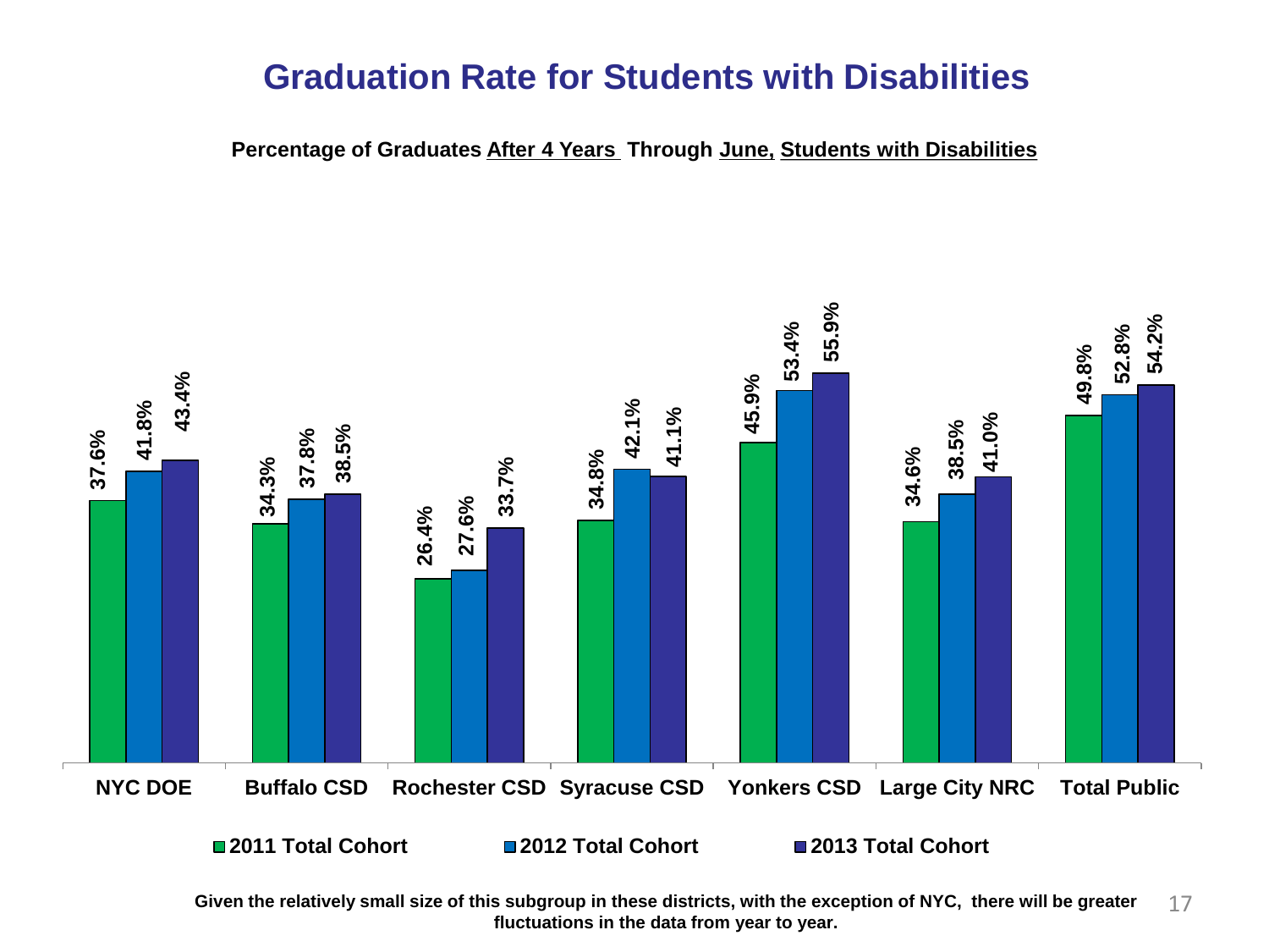# Graduation Rate for Students with Disabilities

**Percentage of Graduates After 4 Years Through June, Students with Disabilities**

| | 2011 Total Cohort | 2012 Total Cohort | 2013 Total Cohort |
|---|---|---|---|
| NYC DOE | 37.6% | 41.8% | 43.4% |
| Buffalo CSD | 34.3% | 37.8% | 38.5% |
| Rochester CSD | 26.4% | 27.6% | 33.7% |
| Syracuse CSD | 34.8% | 42.1% | 41.1% |
| Yonkers CSD | 45.9% | 53.4% | 55.9% |
| Large City NRC | 34.6% | 38.5% | 41.0% |
| Total Public | 49.8% | 52.8% | 54.2% |

**Given the relatively small size of this subgroup in these districts, with the exception of NYC, there will be greater fluctuations in the data from year to year.**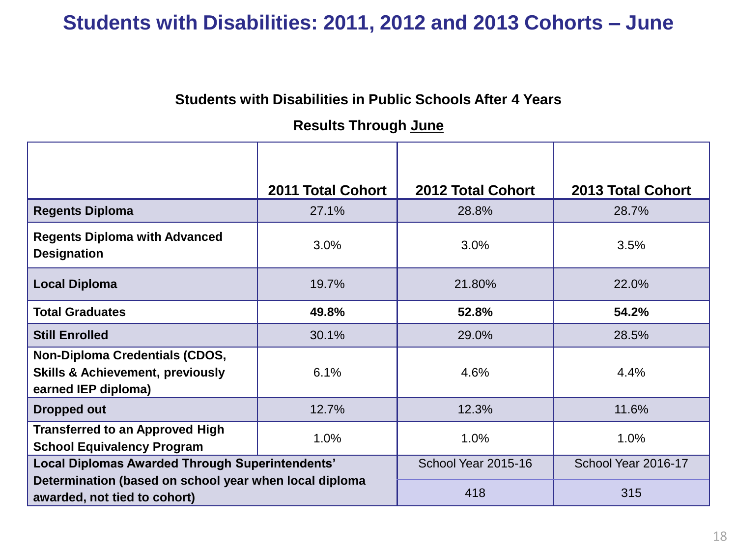# Students with Disabilities: 2011, 2012 and 2013 Cohorts – June

**Students with Disabilities in Public Schools After 4 Years**

**Results Through June**

| | 2011 Total Cohort | 2012 Total Cohort | 2013 Total Cohort |
|---|---|---|---|
| **Regents Diploma** | 27.1% | 28.8% | 28.7% |
| **Regents Diploma with Advanced Designation** | 3.0% | 3.0% | 3.5% |
| **Local Diploma** | 19.7% | 21.80% | 22.0% |
| **Total Graduates** | **49.8%** | **52.8%** | **54.2%** |
| **Still Enrolled** | 30.1% | 29.0% | 28.5% |
| **Non-Diploma Credentials (CDOS, Skills & Achievement, previously earned IEP diploma)** | 6.1% | 4.6% | 4.4% |
| **Dropped out** | 12.7% | 12.3% | 11.6% |
| **Transferred to an Approved High School Equivalency Program** | 1.0% | 1.0% | 1.0% |
| **Local Diplomas Awarded Through Superintendents' Determination (based on school year when local diploma awarded, not tied to cohort)** | | School Year 2015-16 | School Year 2016-17 |
| | | 418 | 315 |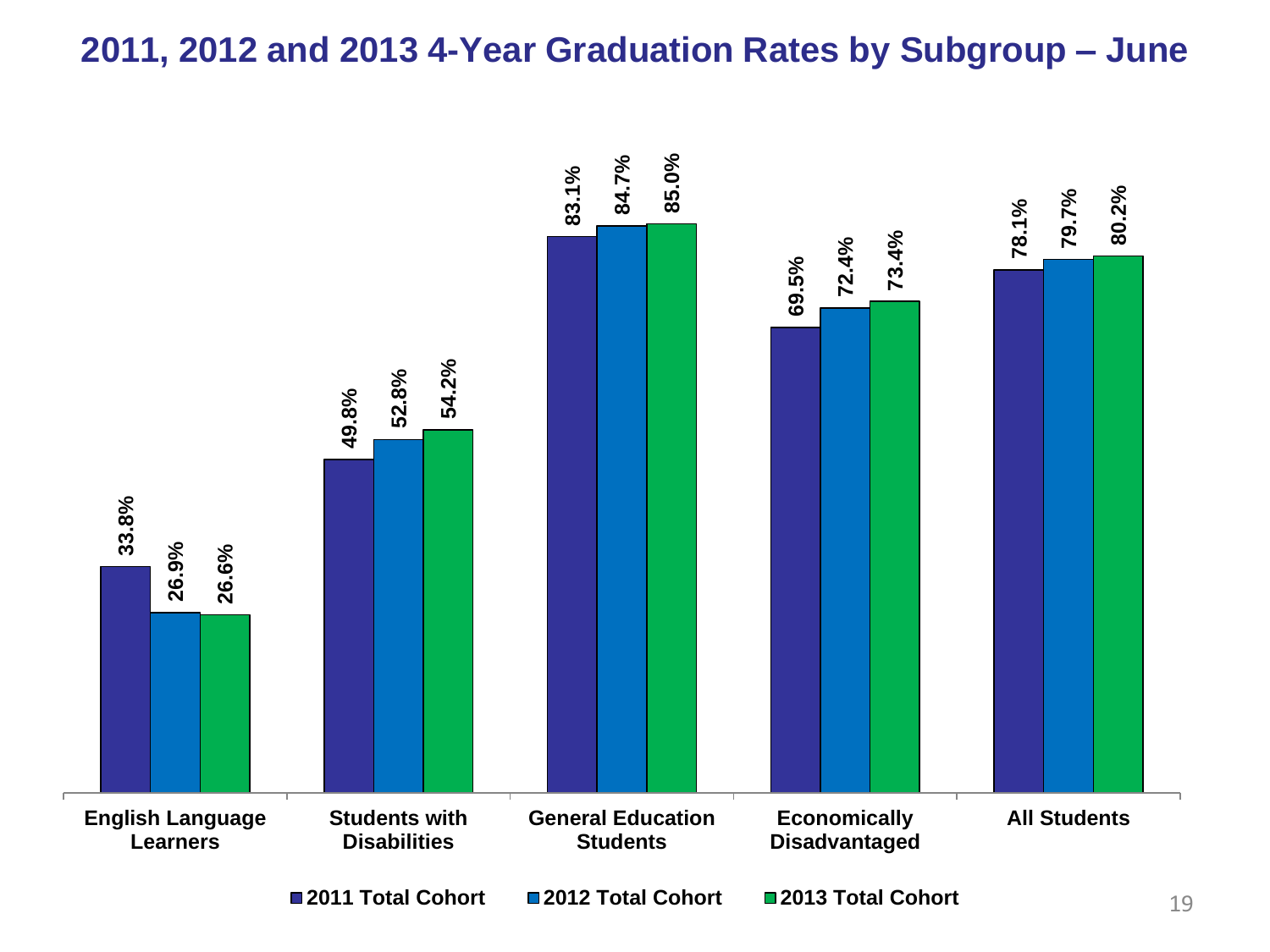# 2011, 2012 and 2013 4-Year Graduation Rates by Subgroup – June

| Subgroup | 2011 Total Cohort | 2012 Total Cohort | 2013 Total Cohort |
|---|---|---|---|
| English Language Learners | 33.8% | 26.9% | 26.6% |
| Students with Disabilities | 49.8% | 52.8% | 54.2% |
| General Education Students | 83.1% | 84.7% | 85.0% |
| Economically Disadvantaged | 69.5% | 72.4% | 73.4% |
| All Students | 78.1% | 79.7% | 80.2% |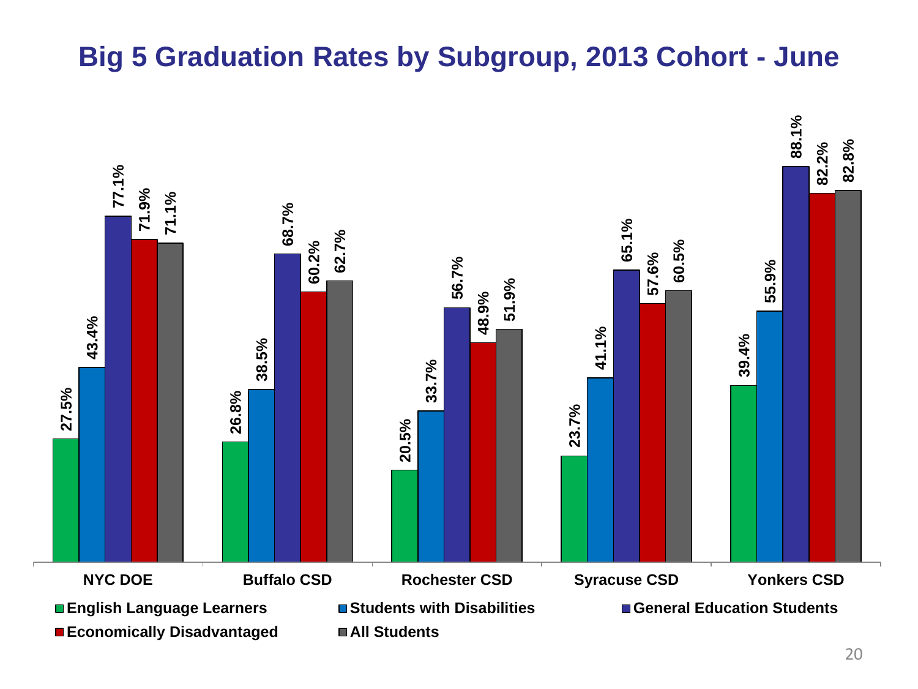# Big 5 Graduation Rates by Subgroup, 2013 Cohort - June

| District | English Language Learners | Students with Disabilities | General Education Students | Economically Disadvantaged | All Students |
|---|---|---|---|---|---|
| NYC DOE | 27.5% | 43.4% | 77.1% | 71.9% | 71.1% |
| Buffalo CSD | 26.8% | 38.5% | 68.7% | 60.2% | 62.7% |
| Rochester CSD | 20.5% | 33.7% | 56.7% | 48.9% | 51.9% |
| Syracuse CSD | 23.7% | 41.1% | 65.1% | 57.6% | 60.5% |
| Yonkers CSD | 39.4% | 55.9% | 88.1% | 82.2% | 82.8% |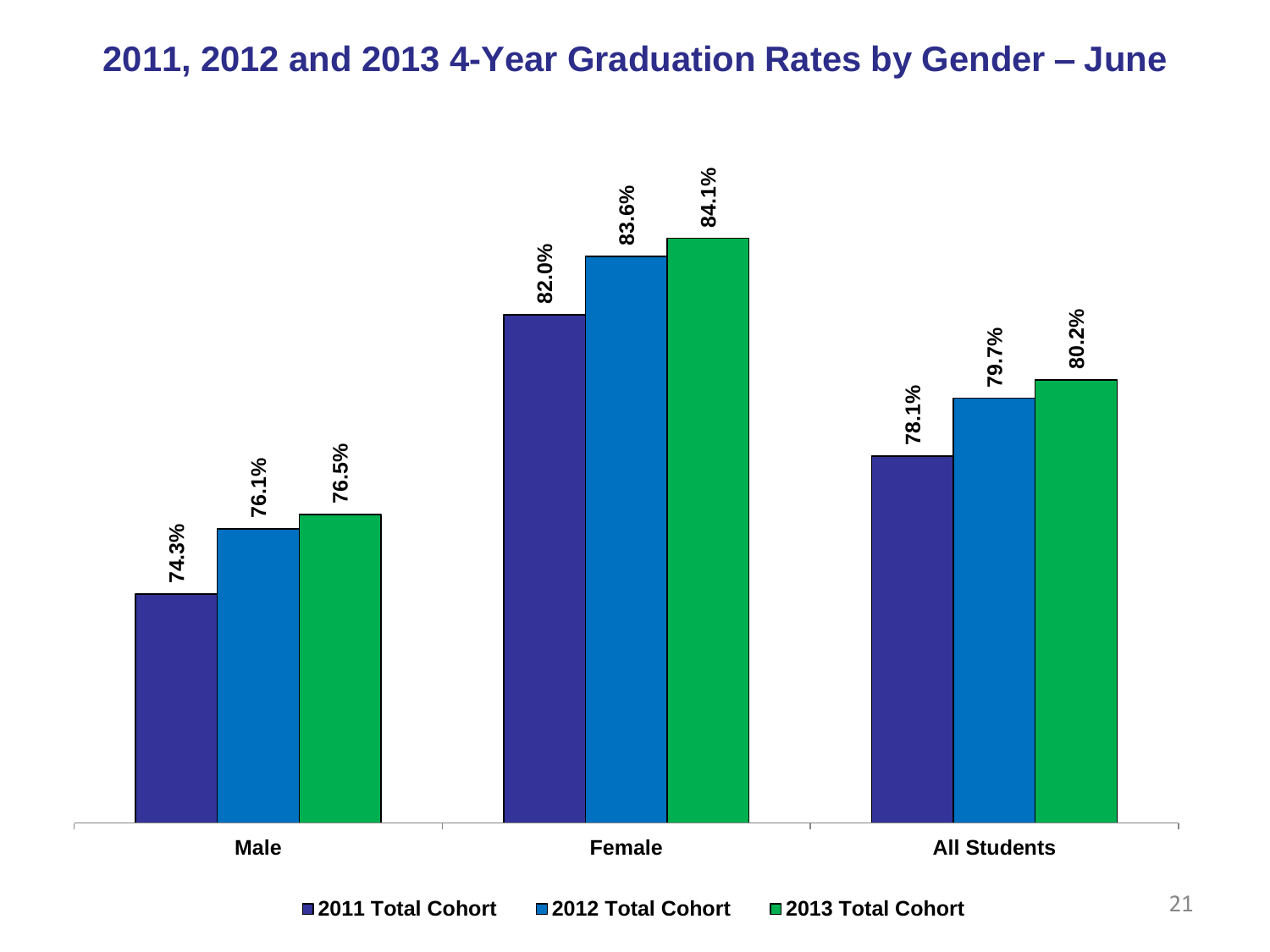# 2011, 2012 and 2013 4-Year Graduation Rates by Gender – June

| | 2011 Total Cohort | 2012 Total Cohort | 2013 Total Cohort |
|---|---|---|---|
| Male | 74.3% | 76.1% | 76.5% |
| Female | 82.0% | 83.6% | 84.1% |
| All Students | 78.1% | 79.7% | 80.2% |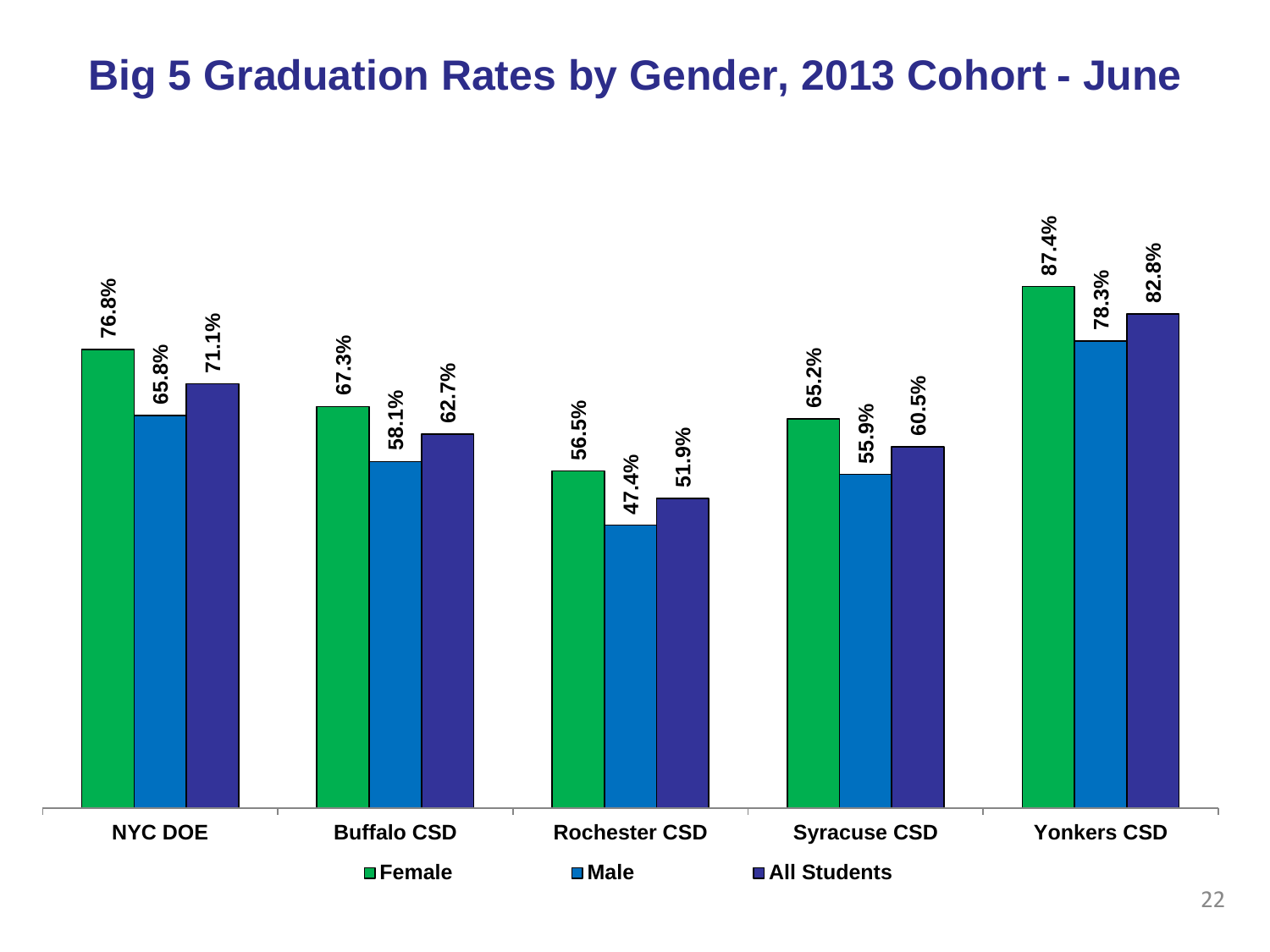# Big 5 Graduation Rates by Gender, 2013 Cohort - June

| | Female | Male | All Students |
|---|---|---|---|
| NYC DOE | 76.8% | 65.8% | 71.1% |
| Buffalo CSD | 67.3% | 58.1% | 62.7% |
| Rochester CSD | 56.5% | 47.4% | 51.9% |
| Syracuse CSD | 65.2% | 55.9% | 60.5% |
| Yonkers CSD | 87.4% | 78.3% | 82.8% |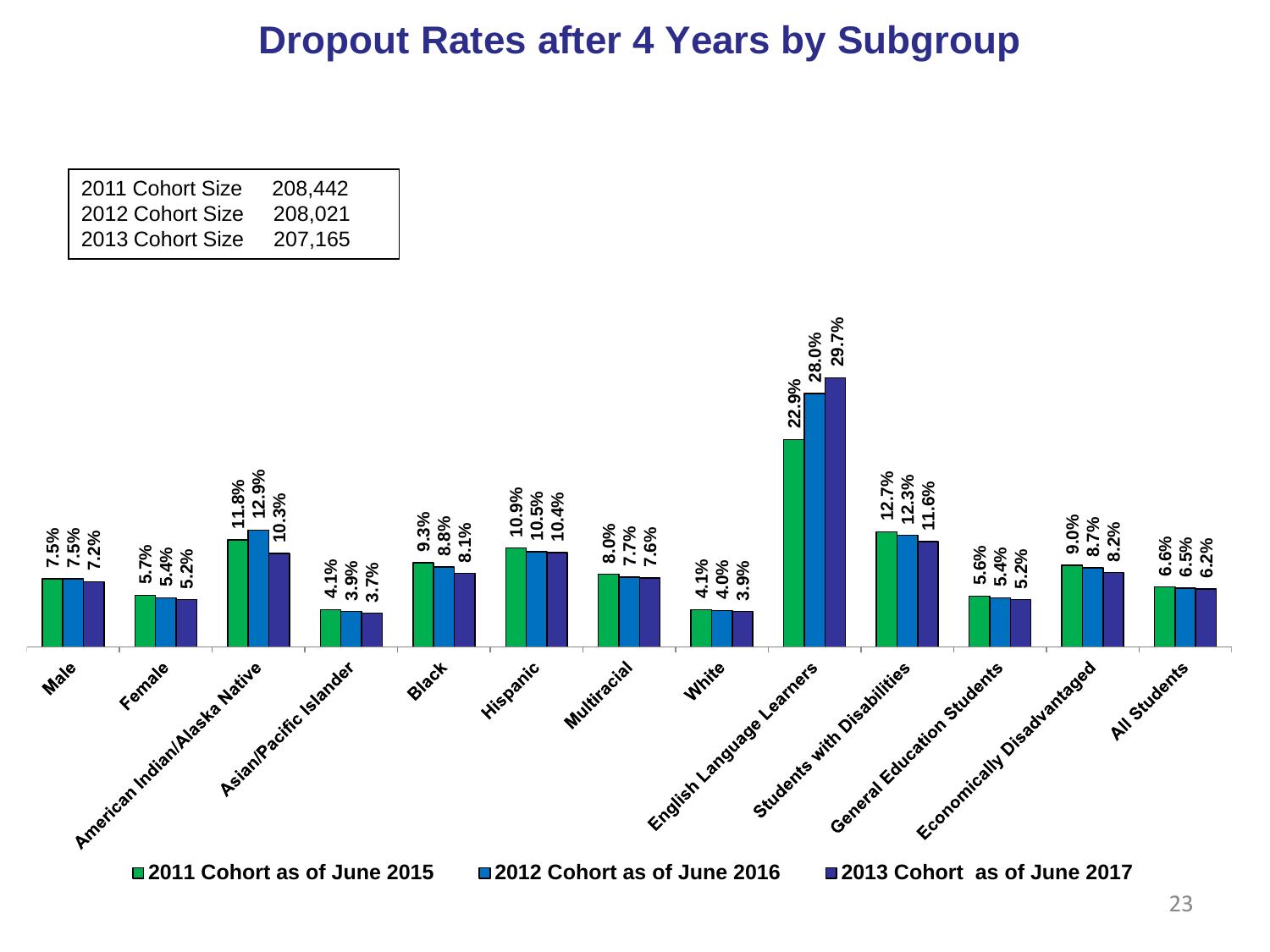# Dropout Rates after 4 Years by Subgroup

| | |
|---|---|
| 2011 Cohort Size | 208,442 |
| 2012 Cohort Size | 208,021 |
| 2013 Cohort Size | 207,165 |

| Subgroup | 2011 Cohort as of June 2015 | 2012 Cohort as of June 2016 | 2013 Cohort as of June 2017 |
|---|---|---|---|
| Male | 7.5% | 7.5% | 7.2% |
| Female | 5.7% | 5.4% | 5.2% |
| American Indian/Alaska Native | 11.8% | 12.9% | 10.3% |
| Asian/Pacific Islander | 4.1% | 3.9% | 3.7% |
| Black | 9.3% | 8.8% | 8.1% |
| Hispanic | 10.9% | 10.5% | 10.4% |
| Multiracial | 8.0% | 7.7% | 7.6% |
| White | 4.1% | 4.0% | 3.9% |
| English Language Learners | 22.9% | 28.0% | 29.7% |
| Students with Disabilities | 12.7% | 12.3% | 11.6% |
| General Education Students | 5.6% | 5.4% | 5.2% |
| Economically Disadvantaged | 9.0% | 8.7% | 8.2% |
| All Students | 6.6% | 6.5% | 6.2% |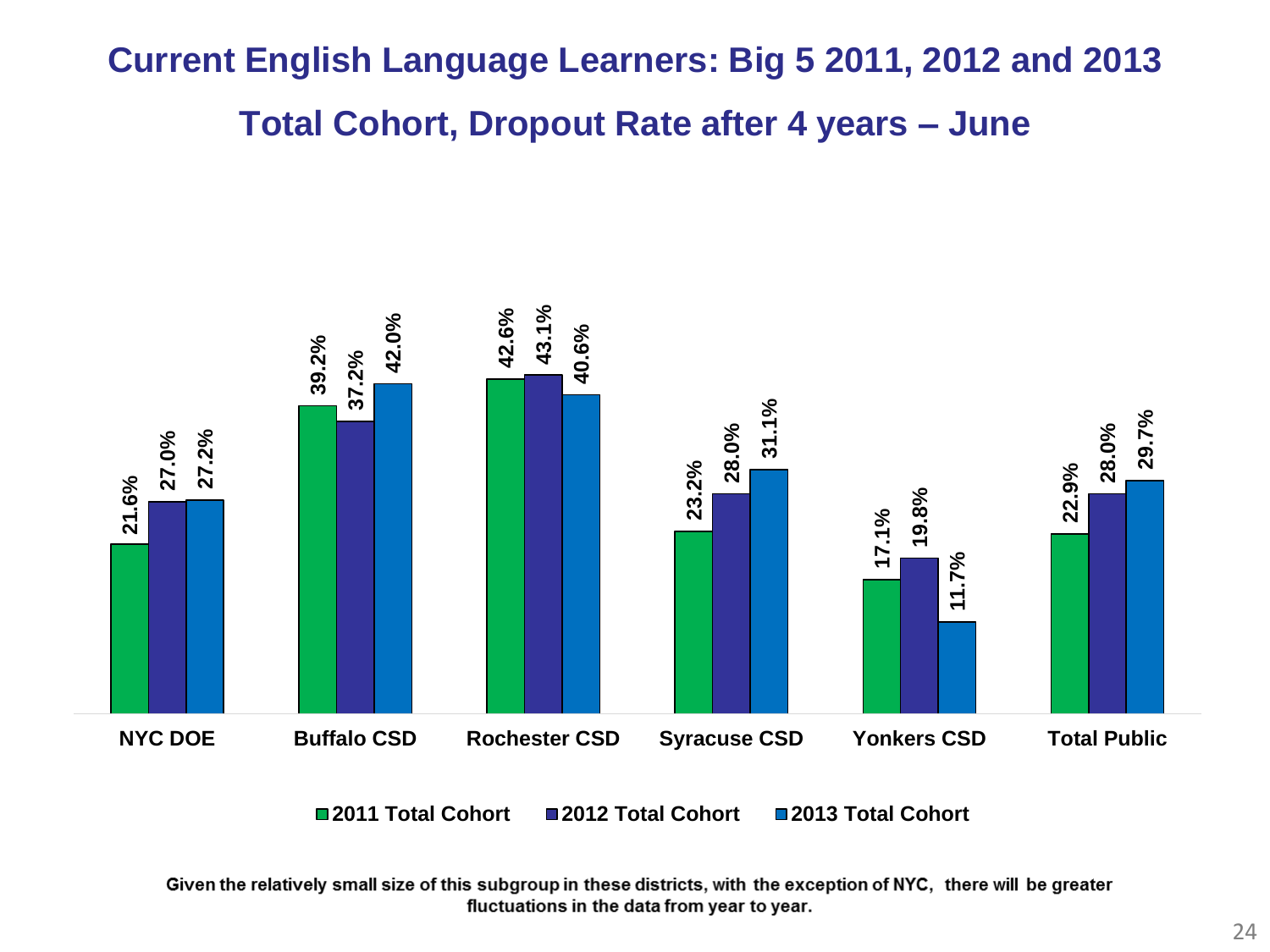# Current English Language Learners: Big 5 2011, 2012 and 2013

## Total Cohort, Dropout Rate after 4 years – June

| | 2011 Total Cohort | 2012 Total Cohort | 2013 Total Cohort |
|---|---|---|---|
| NYC DOE | 21.6% | 27.0% | 27.2% |
| Buffalo CSD | 39.2% | 37.2% | 42.0% |
| Rochester CSD | 42.6% | 43.1% | 40.6% |
| Syracuse CSD | 23.2% | 28.0% | 31.1% |
| Yonkers CSD | 17.1% | 19.8% | 11.7% |
| Total Public | 22.9% | 28.0% | 29.7% |

Given the relatively small size of this subgroup in these districts, with the exception of NYC, there will be greater fluctuations in the data from year to year.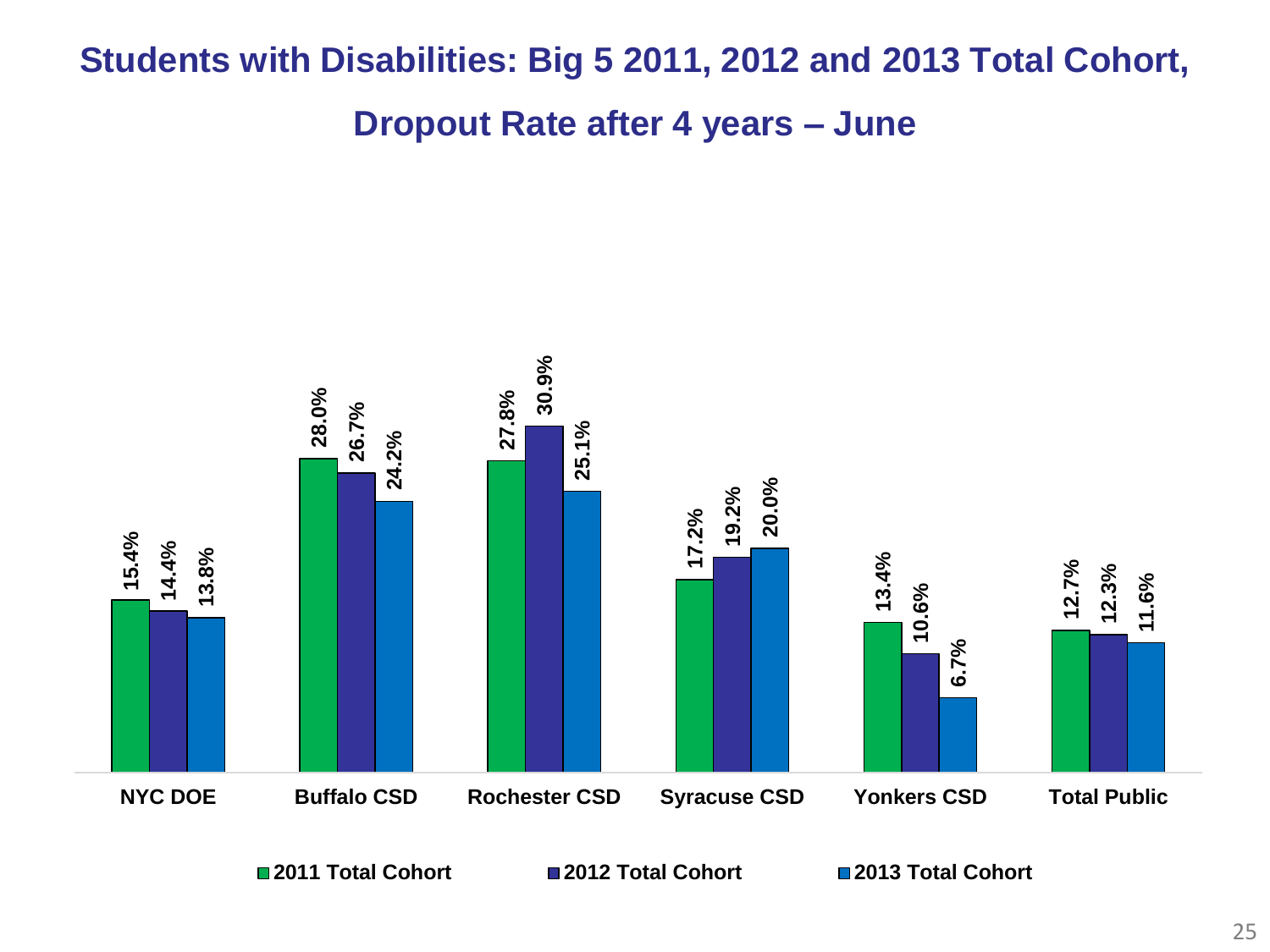# Students with Disabilities: Big 5 2011, 2012 and 2013 Total Cohort, Dropout Rate after 4 years – June

NYC DOE
15.4%
14.4%
13.8%

Buffalo CSD
28.0%
26.7%
24.2%

Rochester CSD
27.8%
30.9%
25.1%

Syracuse CSD
17.2%
19.2%
20.0%

Yonkers CSD
13.4%
10.6%
6.7%

Total Public
12.7%
12.3%
11.6%

2011 Total Cohort
2012 Total Cohort
2013 Total Cohort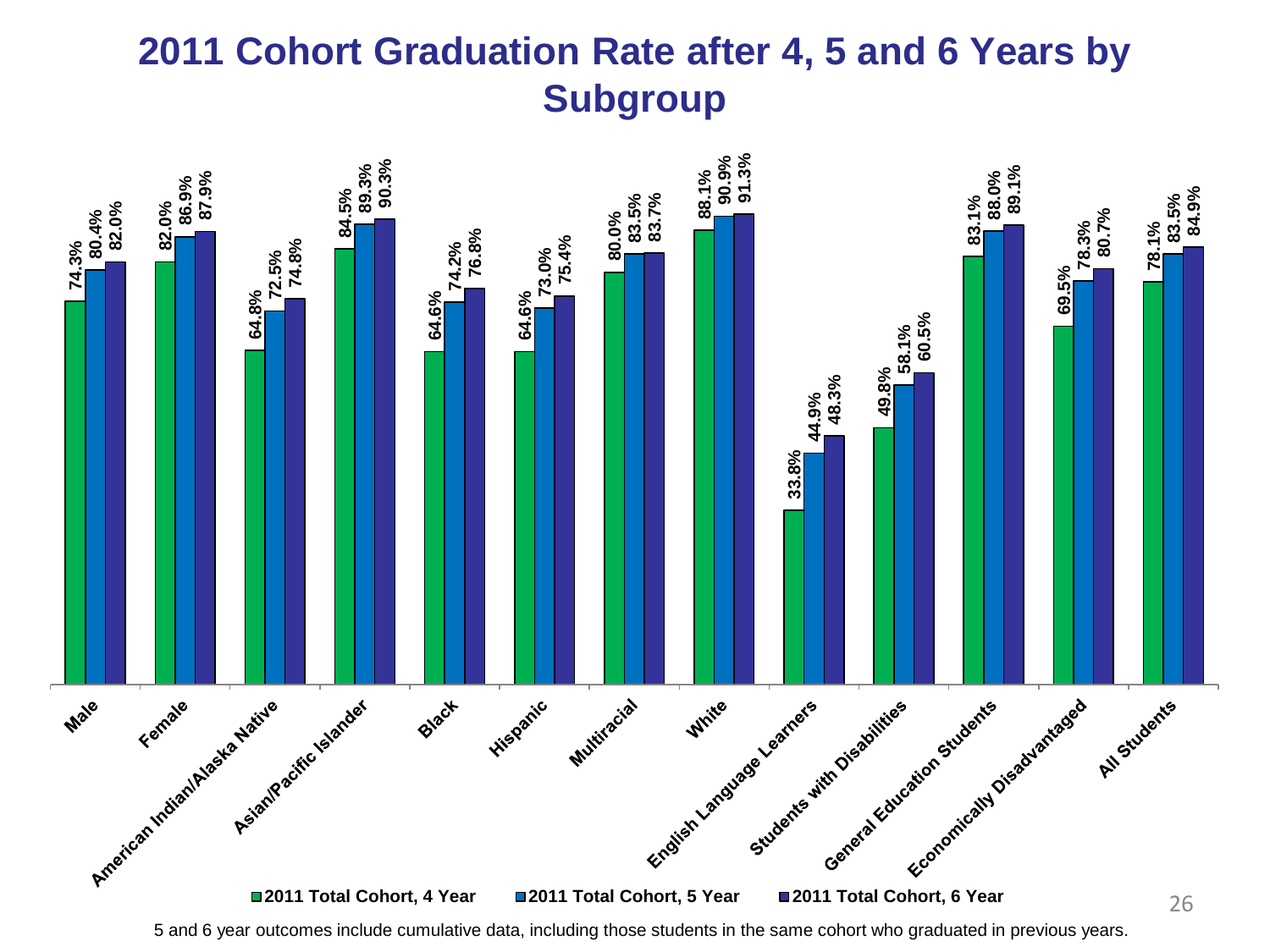# 2011 Cohort Graduation Rate after 4, 5 and 6 Years by Subgroup

74.3% 80.4% 82.0%
82.0% 86.9% 87.9%
64.8% 72.5% 74.8%
84.5% 89.3% 90.3%
64.6% 74.2% 76.8%
64.6% 73.0% 75.4%
80.0% 83.5% 83.7%
88.1% 90.9% 91.3%
33.8% 44.9% 48.3%
49.8% 58.1% 60.5%
83.1% 88.0% 89.1%
69.5% 78.3% 80.7%
78.1% 83.5% 84.9%

Male
Female
American Indian/Alaska Native
Asian/Pacific Islander
Black
Hispanic
Multiracial
White
English Language Learners
Students with Disabilities
General Education Students
Economically Disadvantaged
All Students

2011 Total Cohort, 4 Year
2011 Total Cohort, 5 Year
2011 Total Cohort, 6 Year

5 and 6 year outcomes include cumulative data, including those students in the same cohort who graduated in previous years.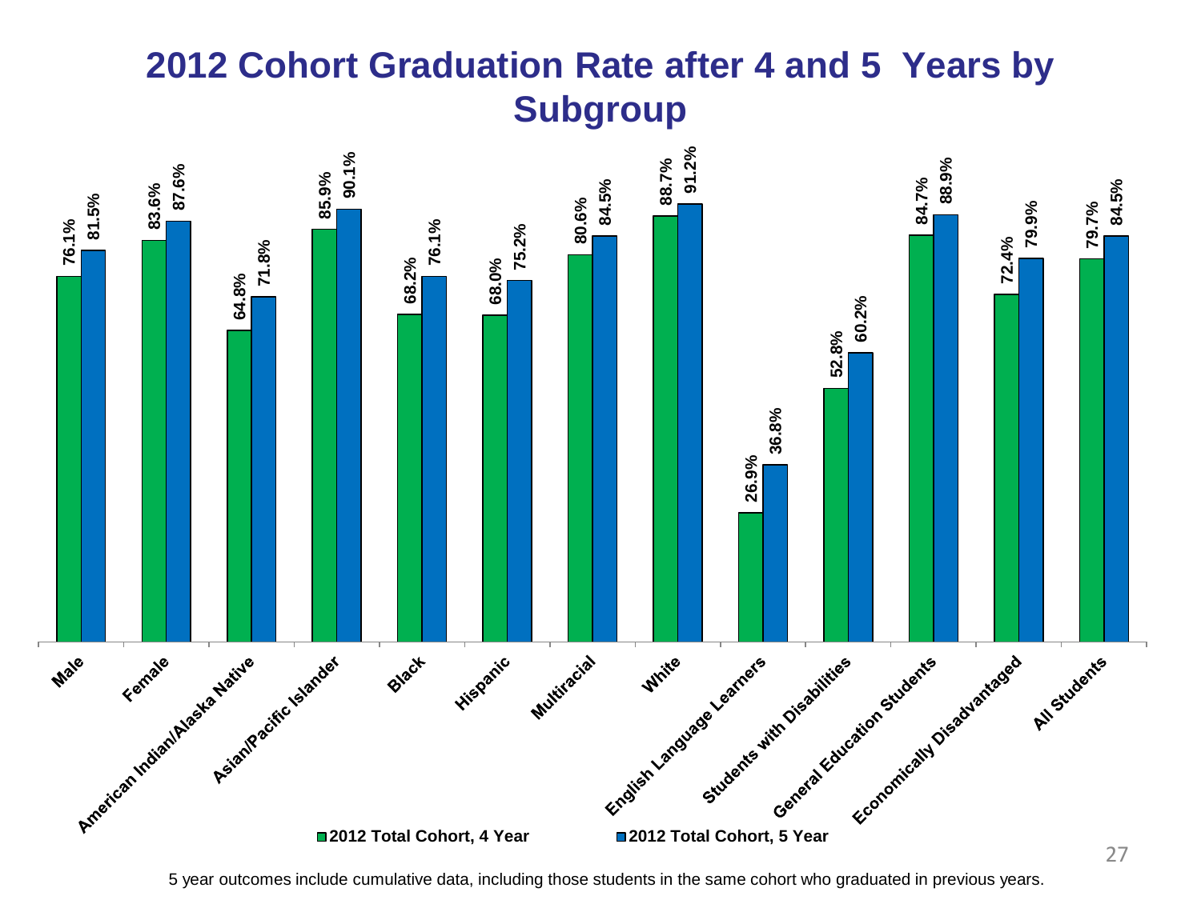# 2012 Cohort Graduation Rate after 4 and 5 Years by Subgroup

76.1%
81.5%
83.6%
87.6%
64.8%
71.8%
85.9%
90.1%
68.2%
76.1%
68.0%
75.2%
80.6%
84.5%
88.7%
91.2%
26.9%
36.8%
52.8%
60.2%
84.7%
88.9%
72.4%
79.9%
79.7%
84.5%

Male
Female
American Indian/Alaska Native
Asian/Pacific Islander
Black
Hispanic
Multiracial
White
English Language Learners
Students with Disabilities
General Education Students
Economically Disadvantaged
All Students

2012 Total Cohort, 4 Year
2012 Total Cohort, 5 Year

5 year outcomes include cumulative data, including those students in the same cohort who graduated in previous years.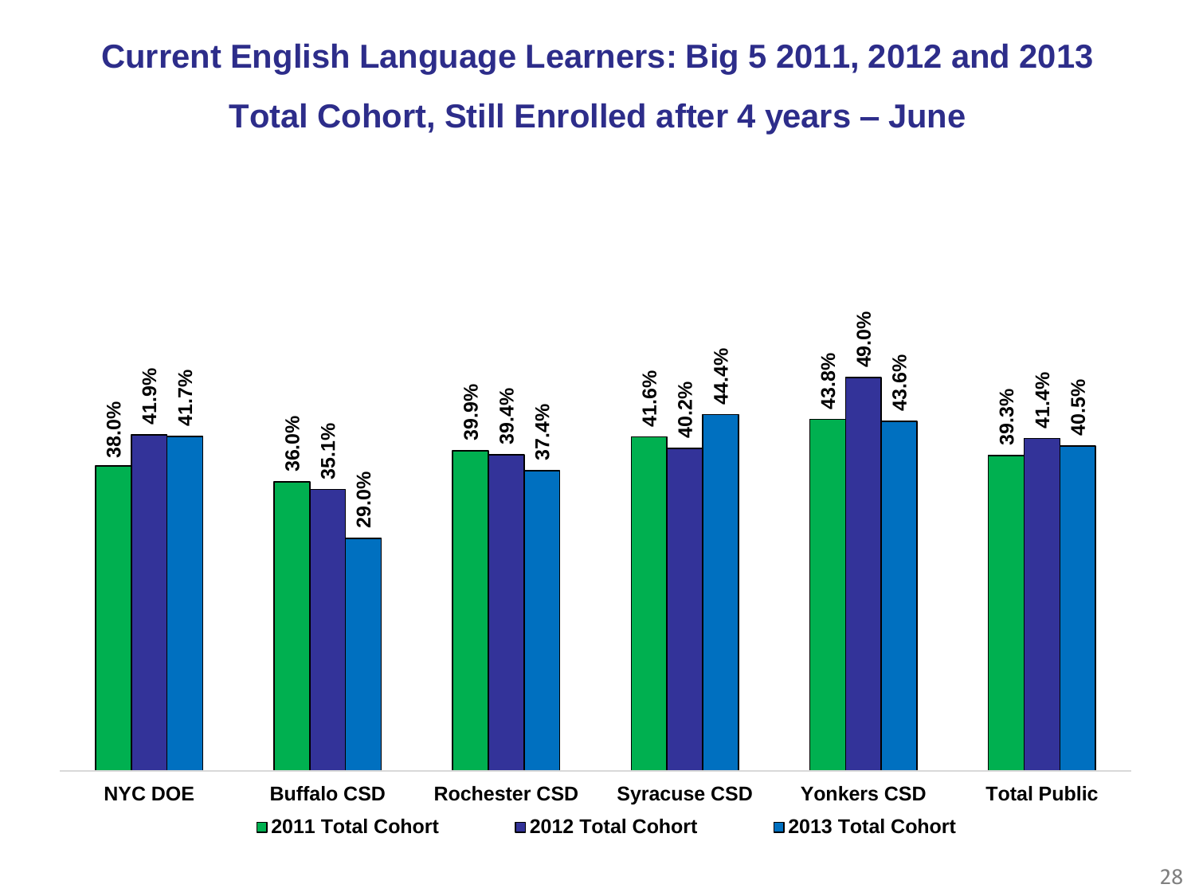# Current English Language Learners: Big 5 2011, 2012 and 2013

## Total Cohort, Still Enrolled after 4 years – June

NYC DOE: 38.0% 41.9% 41.7%

Buffalo CSD: 36.0% 35.1% 29.0%

Rochester CSD: 39.9% 39.4% 37.4%

Syracuse CSD: 41.6% 40.2% 44.4%

Yonkers CSD: 43.8% 49.0% 43.6%

Total Public: 39.3% 41.4% 40.5%

2011 Total Cohort
2012 Total Cohort
2013 Total Cohort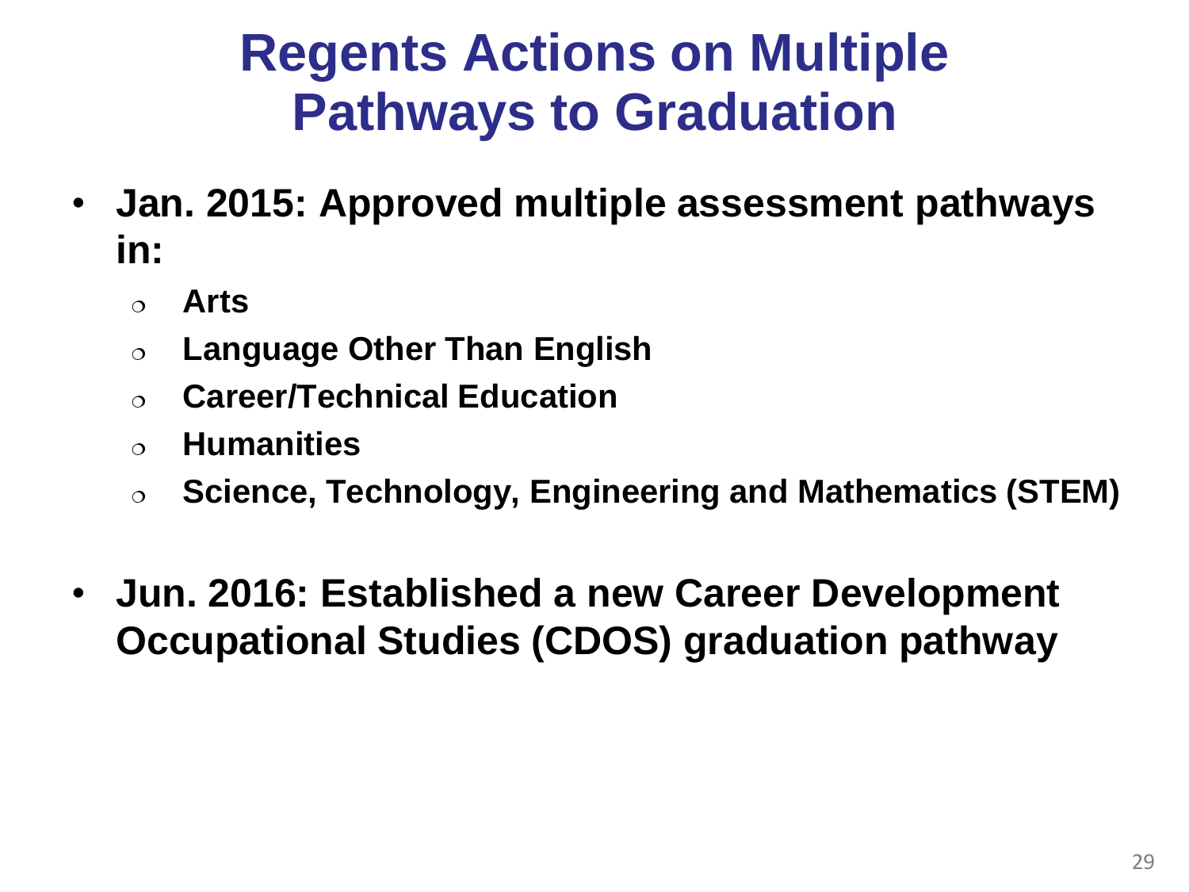# Regents Actions on Multiple Pathways to Graduation

- **Jan. 2015: Approved multiple assessment pathways in:**
  - **Arts**
  - **Language Other Than English**
  - **Career/Technical Education**
  - **Humanities**
  - **Science, Technology, Engineering and Mathematics (STEM)**

- **Jun. 2016: Established a new Career Development Occupational Studies (CDOS) graduation pathway**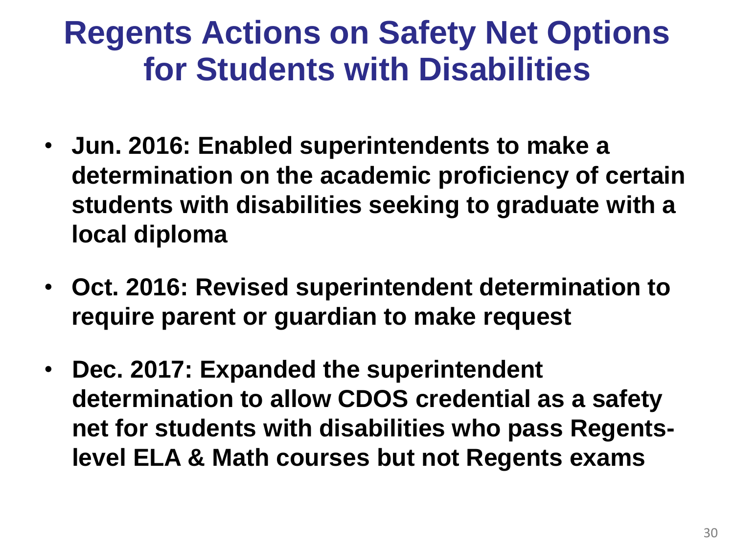# Regents Actions on Safety Net Options for Students with Disabilities

- **Jun. 2016: Enabled superintendents to make a determination on the academic proficiency of certain students with disabilities seeking to graduate with a local diploma**

- **Oct. 2016: Revised superintendent determination to require parent or guardian to make request**

- **Dec. 2017: Expanded the superintendent determination to allow CDOS credential as a safety net for students with disabilities who pass Regents-level ELA & Math courses but not Regents exams**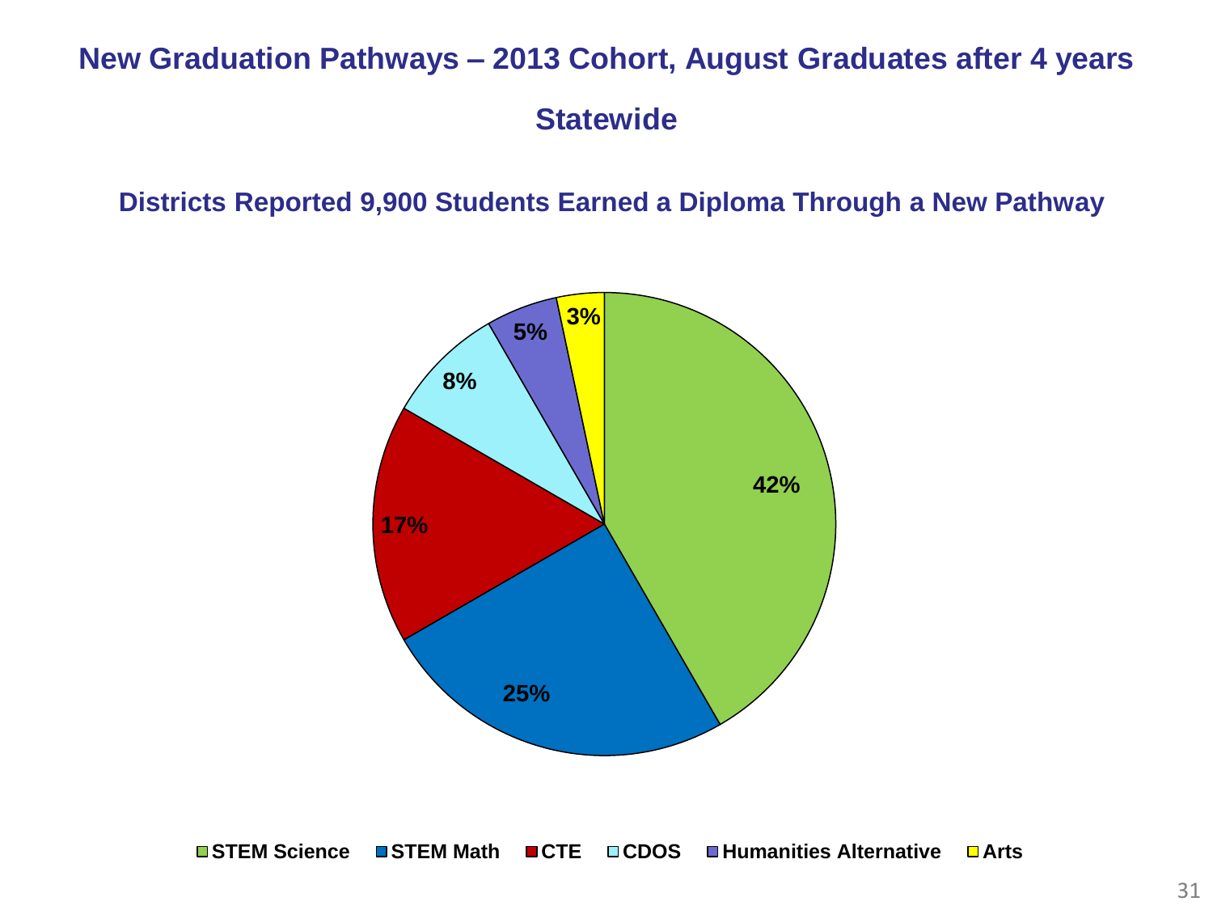# New Graduation Pathways – 2013 Cohort, August Graduates after 4 years

## Statewide

### Districts Reported 9,900 Students Earned a Diploma Through a New Pathway

42%
25%
17%
8%
5%
3%

STEM Science
STEM Math
CTE
CDOS
Humanities Alternative
Arts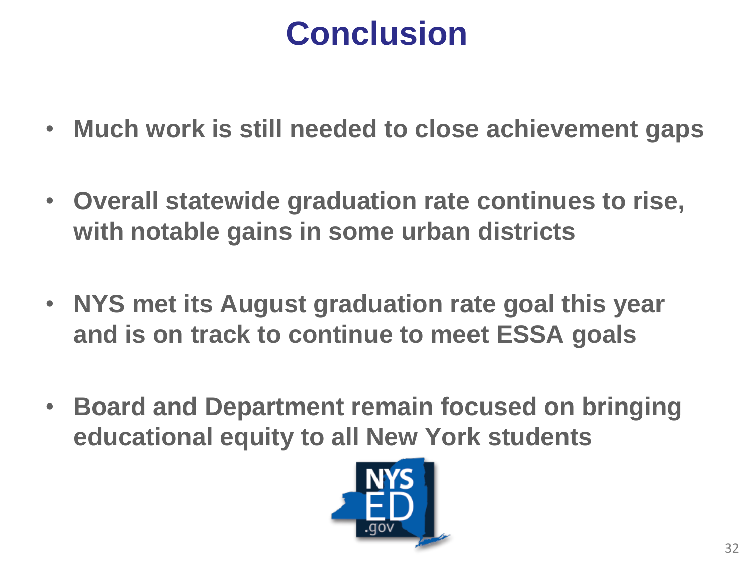# Conclusion

- **Much work is still needed to close achievement gaps**
- **Overall statewide graduation rate continues to rise, with notable gains in some urban districts**
- **NYS met its August graduation rate goal this year and is on track to continue to meet ESSA goals**
- **Board and Department remain focused on bringing educational equity to all New York students**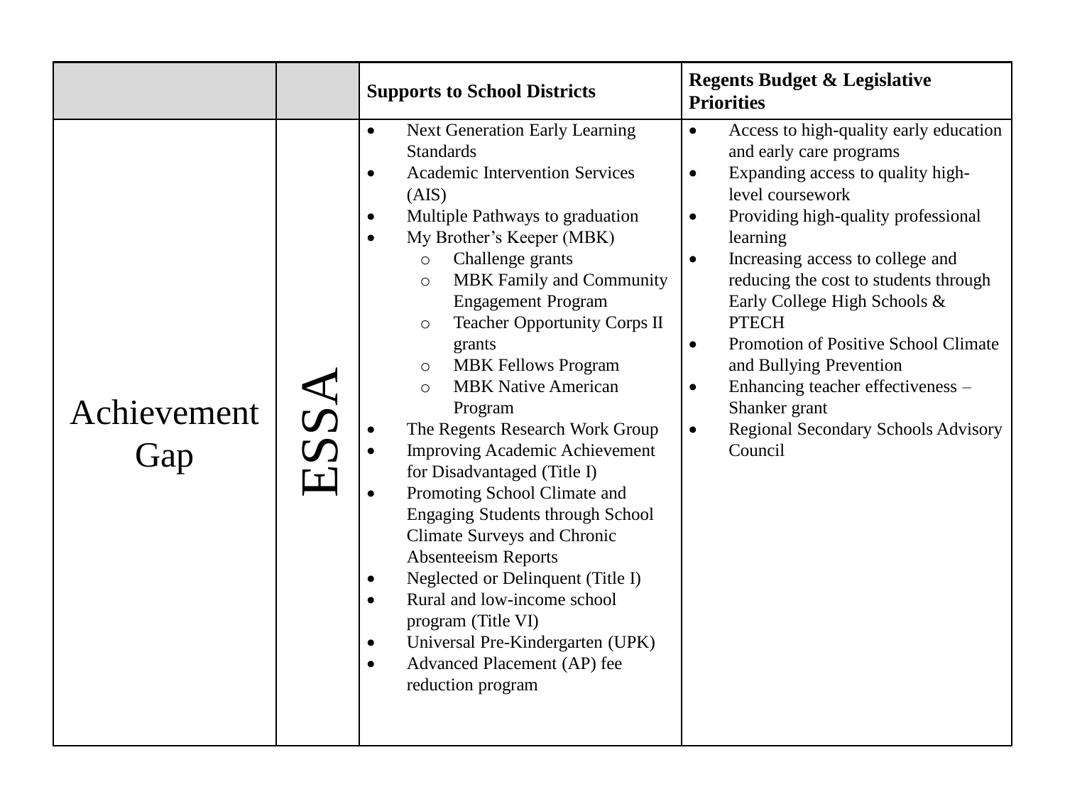| | | **Supports to School Districts** | **Regents Budget & Legislative Priorities** |
|---|---|---|---|
| Achievement Gap | ESSA | • Next Generation Early Learning Standards<br>• Academic Intervention Services (AIS)<br>• Multiple Pathways to graduation<br>• My Brother's Keeper (MBK)<br>  o Challenge grants<br>  o MBK Family and Community Engagement Program<br>  o Teacher Opportunity Corps II grants<br>  o MBK Fellows Program<br>  o MBK Native American Program<br>• The Regents Research Work Group<br>• Improving Academic Achievement for Disadvantaged (Title I)<br>• Promoting School Climate and Engaging Students through School Climate Surveys and Chronic Absenteeism Reports<br>• Neglected or Delinquent (Title I)<br>• Rural and low-income school program (Title VI)<br>• Universal Pre-Kindergarten (UPK)<br>• Advanced Placement (AP) fee reduction program | • Access to high-quality early education and early care programs<br>• Expanding access to quality high-level coursework<br>• Providing high-quality professional learning<br>• Increasing access to college and reducing the cost to students through Early College High Schools & PTECH<br>• Promotion of Positive School Climate and Bullying Prevention<br>• Enhancing teacher effectiveness – Shanker grant<br>• Regional Secondary Schools Advisory Council |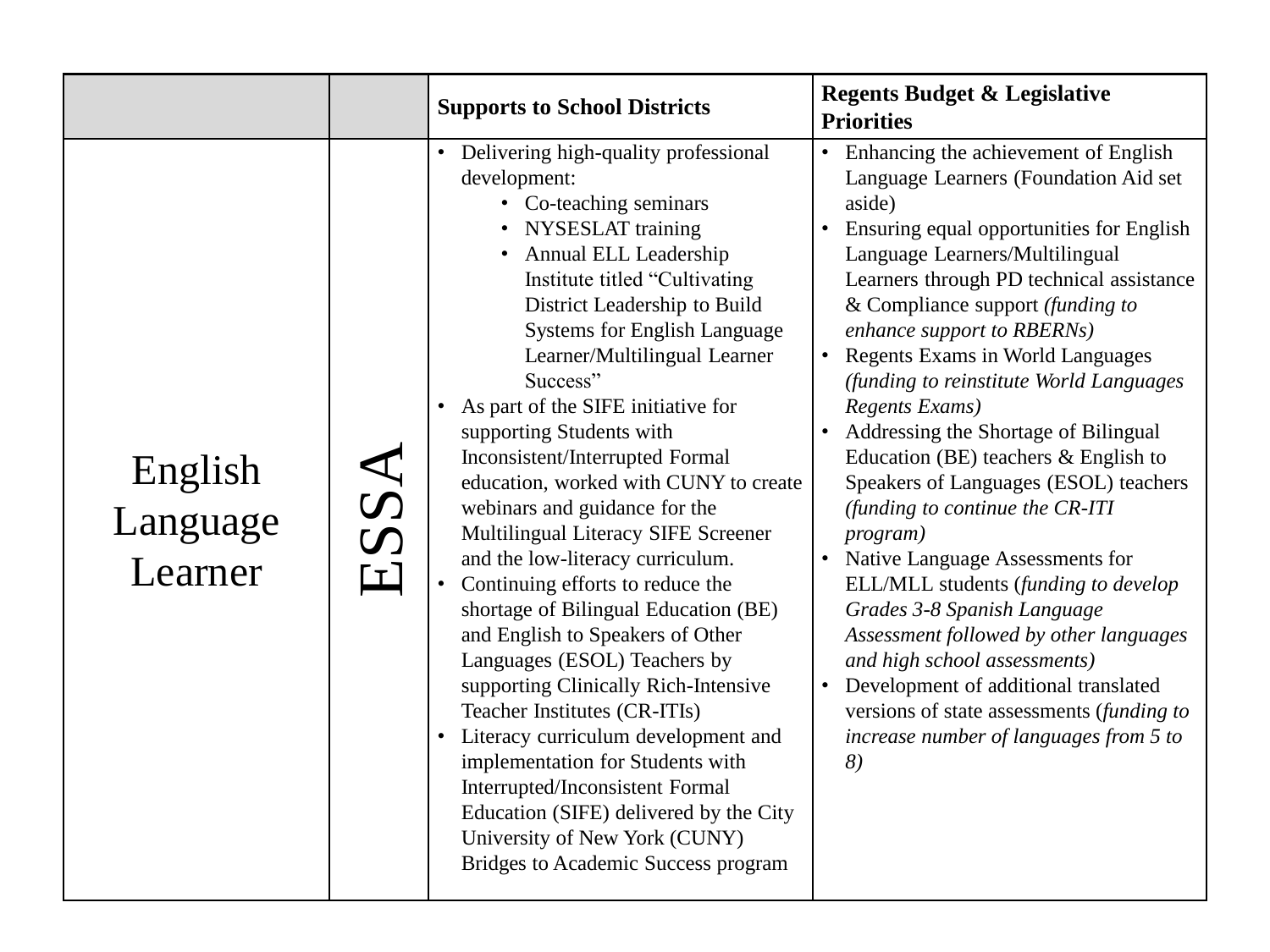| | | Supports to School Districts | Regents Budget & Legislative Priorities |
|---|---|---|---|
| English Language Learner | ESSA | • Delivering high-quality professional development:<br>  • Co-teaching seminars<br>  • NYSESLAT training<br>  • Annual ELL Leadership Institute titled "Cultivating District Leadership to Build Systems for English Language Learner/Multilingual Learner Success"<br>• As part of the SIFE initiative for supporting Students with Inconsistent/Interrupted Formal education, worked with CUNY to create webinars and guidance for the Multilingual Literacy SIFE Screener and the low-literacy curriculum.<br>• Continuing efforts to reduce the shortage of Bilingual Education (BE) and English to Speakers of Other Languages (ESOL) Teachers by supporting Clinically Rich-Intensive Teacher Institutes (CR-ITIs)<br>• Literacy curriculum development and implementation for Students with Interrupted/Inconsistent Formal Education (SIFE) delivered by the City University of New York (CUNY) Bridges to Academic Success program | • Enhancing the achievement of English Language Learners (Foundation Aid set aside)<br>• Ensuring equal opportunities for English Language Learners/Multilingual Learners through PD technical assistance & Compliance support *(funding to enhance support to RBERNs)*<br>• Regents Exams in World Languages *(funding to reinstitute World Languages Regents Exams)*<br>• Addressing the Shortage of Bilingual Education (BE) teachers & English to Speakers of Languages (ESOL) teachers *(funding to continue the CR-ITI program)*<br>• Native Language Assessments for ELL/MLL students (*funding to develop Grades 3-8 Spanish Language Assessment followed by other languages and high school assessments)*<br>• Development of additional translated versions of state assessments (*funding to increase number of languages from 5 to 8)* |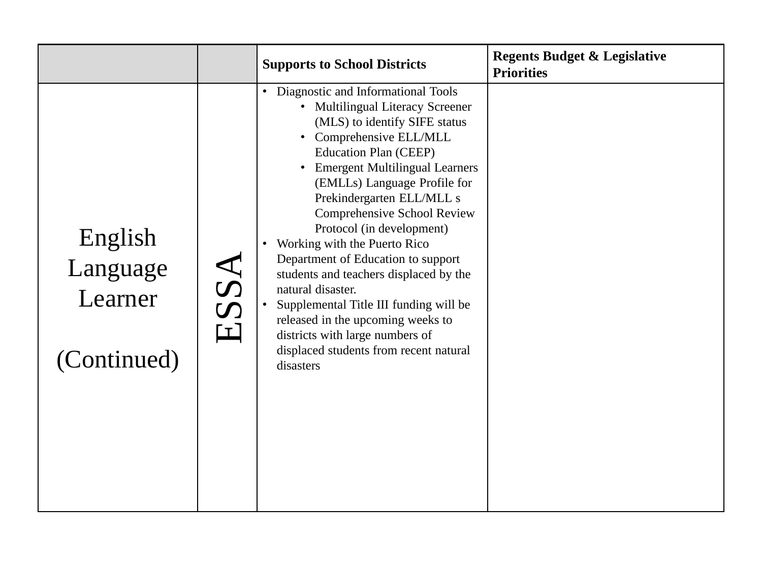| | | Supports to School Districts | Regents Budget & Legislative Priorities |
|---|---|---|---|
| English Language Learner<br><br>(Continued) | ESSA | • Diagnostic and Informational Tools<br>&nbsp;&nbsp;&nbsp;&nbsp;• Multilingual Literacy Screener (MLS) to identify SIFE status<br>&nbsp;&nbsp;&nbsp;&nbsp;• Comprehensive ELL/MLL Education Plan (CEEP)<br>&nbsp;&nbsp;&nbsp;&nbsp;• Emergent Multilingual Learners (EMLLs) Language Profile for Prekindergarten ELL/MLL s Comprehensive School Review Protocol (in development)<br>• Working with the Puerto Rico Department of Education to support students and teachers displaced by the natural disaster.<br>• Supplemental Title III funding will be released in the upcoming weeks to districts with large numbers of displaced students from recent natural disasters | |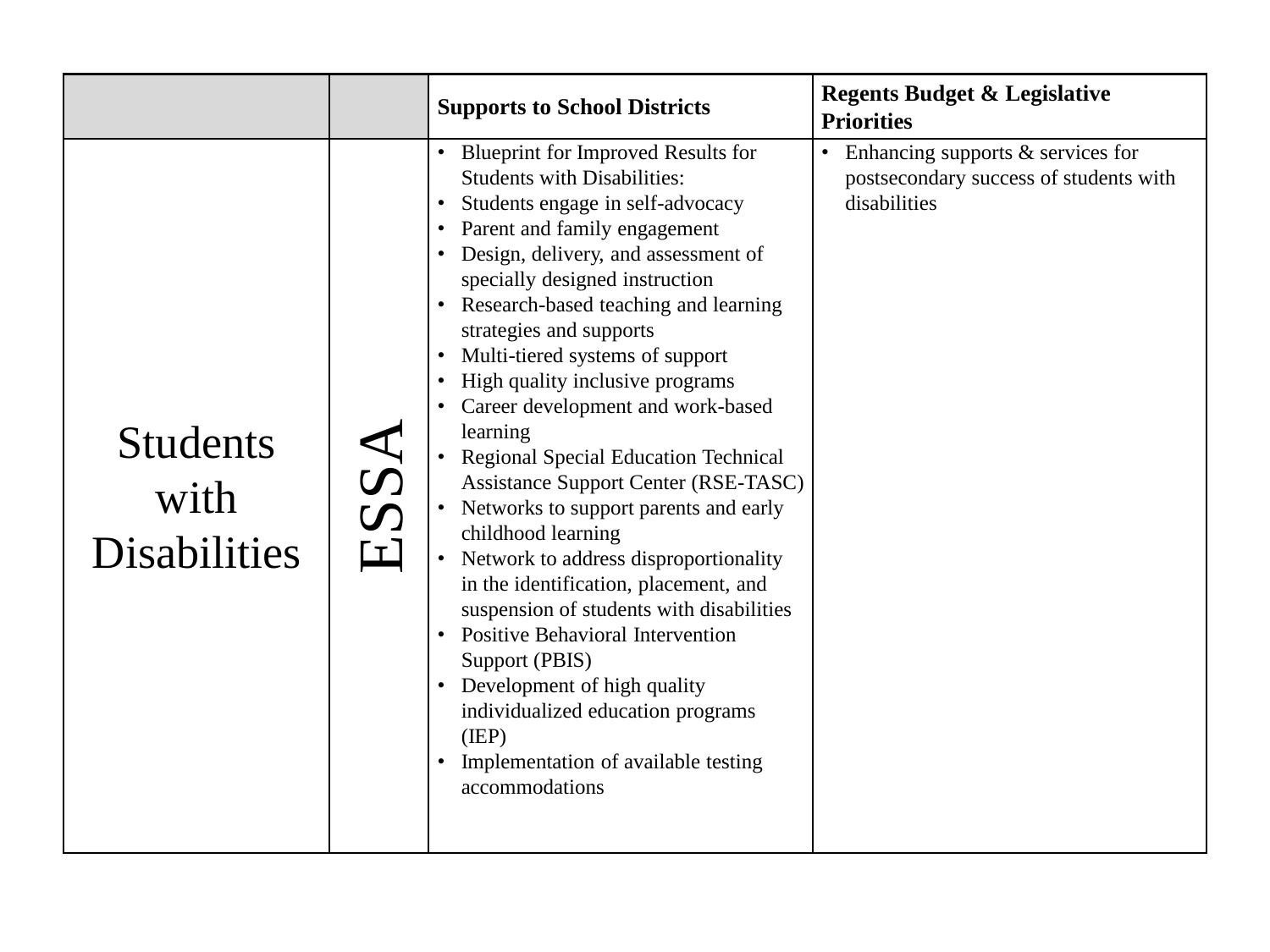| | | Supports to School Districts | Regents Budget & Legislative Priorities |
|---|---|---|---|
| Students with Disabilities | ESSA | • Blueprint for Improved Results for Students with Disabilities:<br>• Students engage in self-advocacy<br>• Parent and family engagement<br>• Design, delivery, and assessment of specially designed instruction<br>• Research-based teaching and learning strategies and supports<br>• Multi-tiered systems of support<br>• High quality inclusive programs<br>• Career development and work-based learning<br>• Regional Special Education Technical Assistance Support Center (RSE-TASC)<br>• Networks to support parents and early childhood learning<br>• Network to address disproportionality in the identification, placement, and suspension of students with disabilities<br>• Positive Behavioral Intervention Support (PBIS)<br>• Development of high quality individualized education programs (IEP)<br>• Implementation of available testing accommodations | • Enhancing supports & services for postsecondary success of students with disabilities |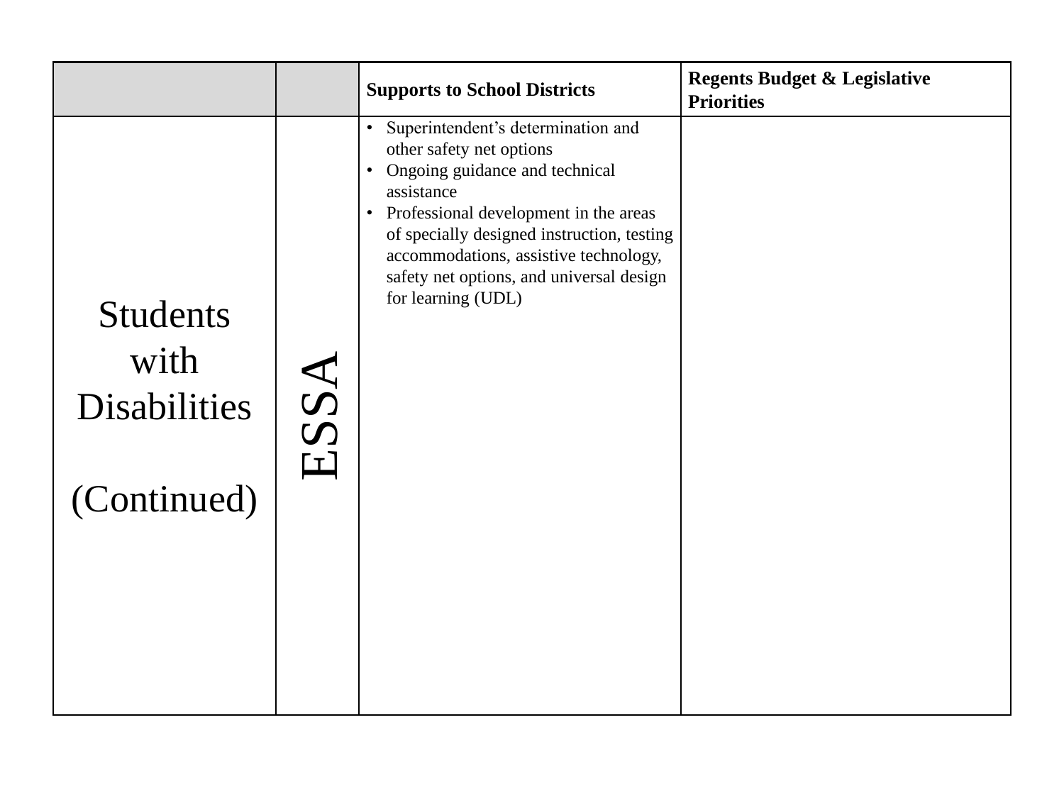| | | Supports to School Districts | Regents Budget & Legislative Priorities |
|---|---|---|---|
| Students with Disabilities<br><br>(Continued) | ESSA | • Superintendent's determination and other safety net options<br>• Ongoing guidance and technical assistance<br>• Professional development in the areas of specially designed instruction, testing accommodations, assistive technology, safety net options, and universal design for learning (UDL) | |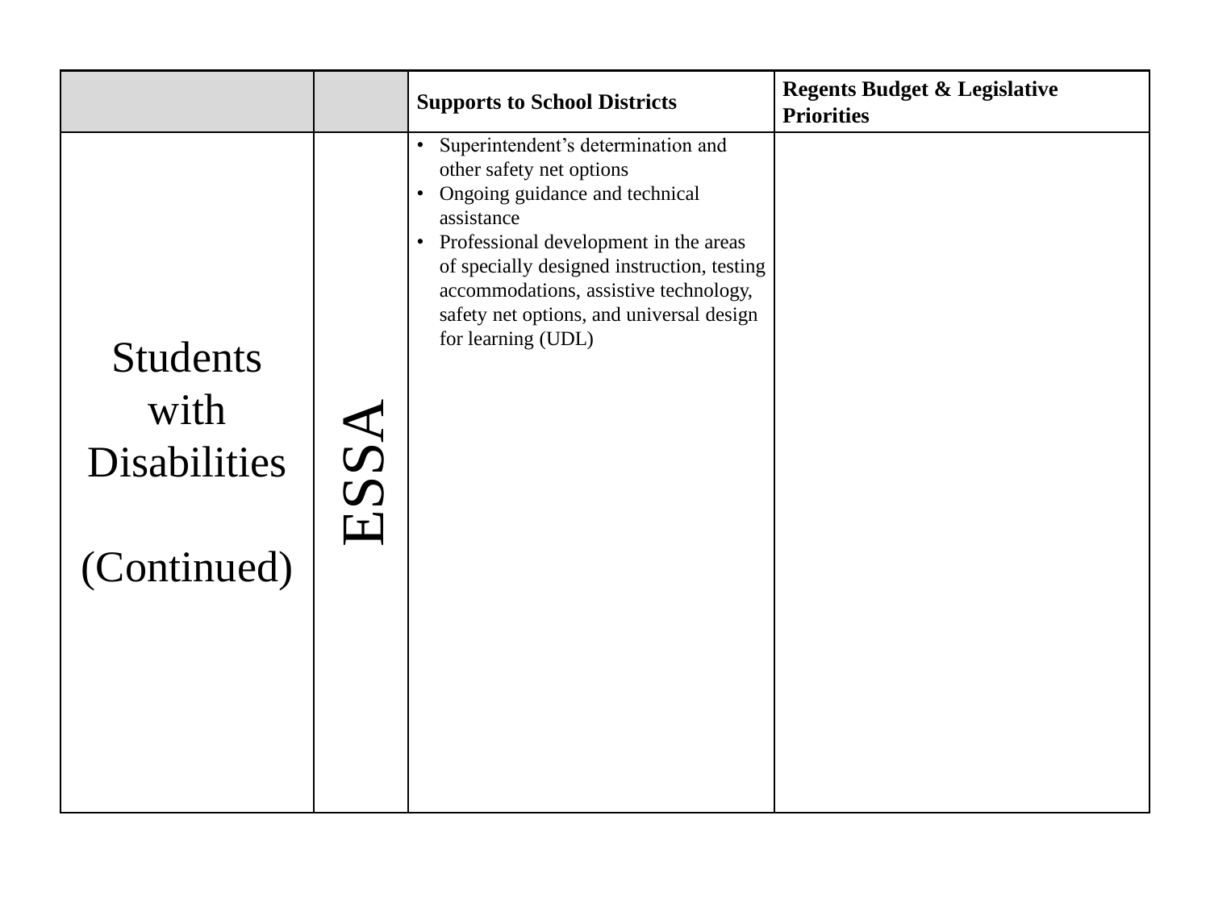| | | Supports to School Districts | Regents Budget & Legislative Priorities |
|---|---|---|---|
| Students with Disabilities (Continued) | ESSA | • Superintendent's determination and other safety net options<br>• Ongoing guidance and technical assistance<br>• Professional development in the areas of specially designed instruction, testing accommodations, assistive technology, safety net options, and universal design for learning (UDL) | |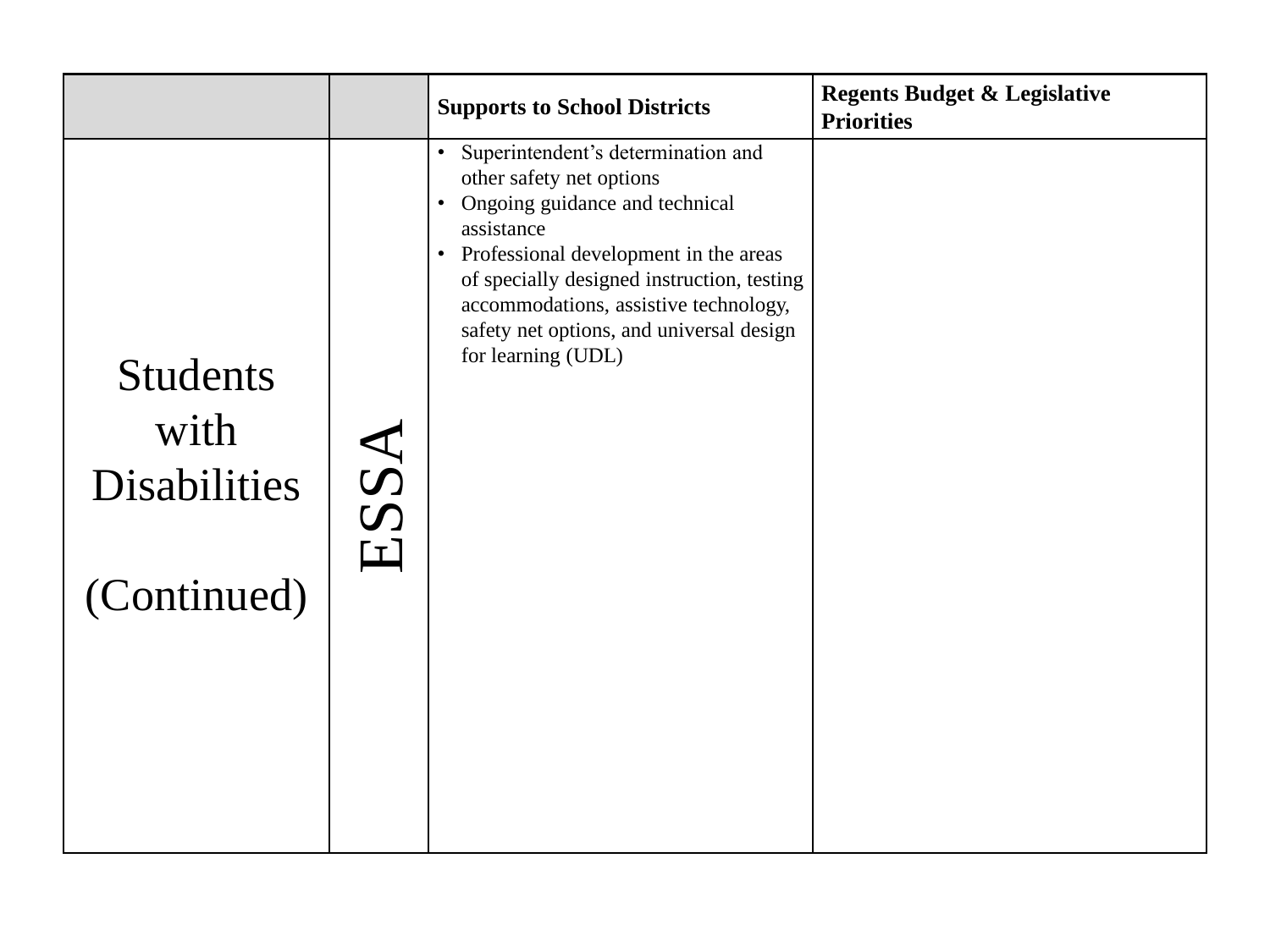| | | Supports to School Districts | Regents Budget & Legislative Priorities |
|---|---|---|---|
| Students with Disabilities (Continued) | ESSA | • Superintendent's determination and other safety net options<br>• Ongoing guidance and technical assistance<br>• Professional development in the areas of specially designed instruction, testing accommodations, assistive technology, safety net options, and universal design for learning (UDL) | |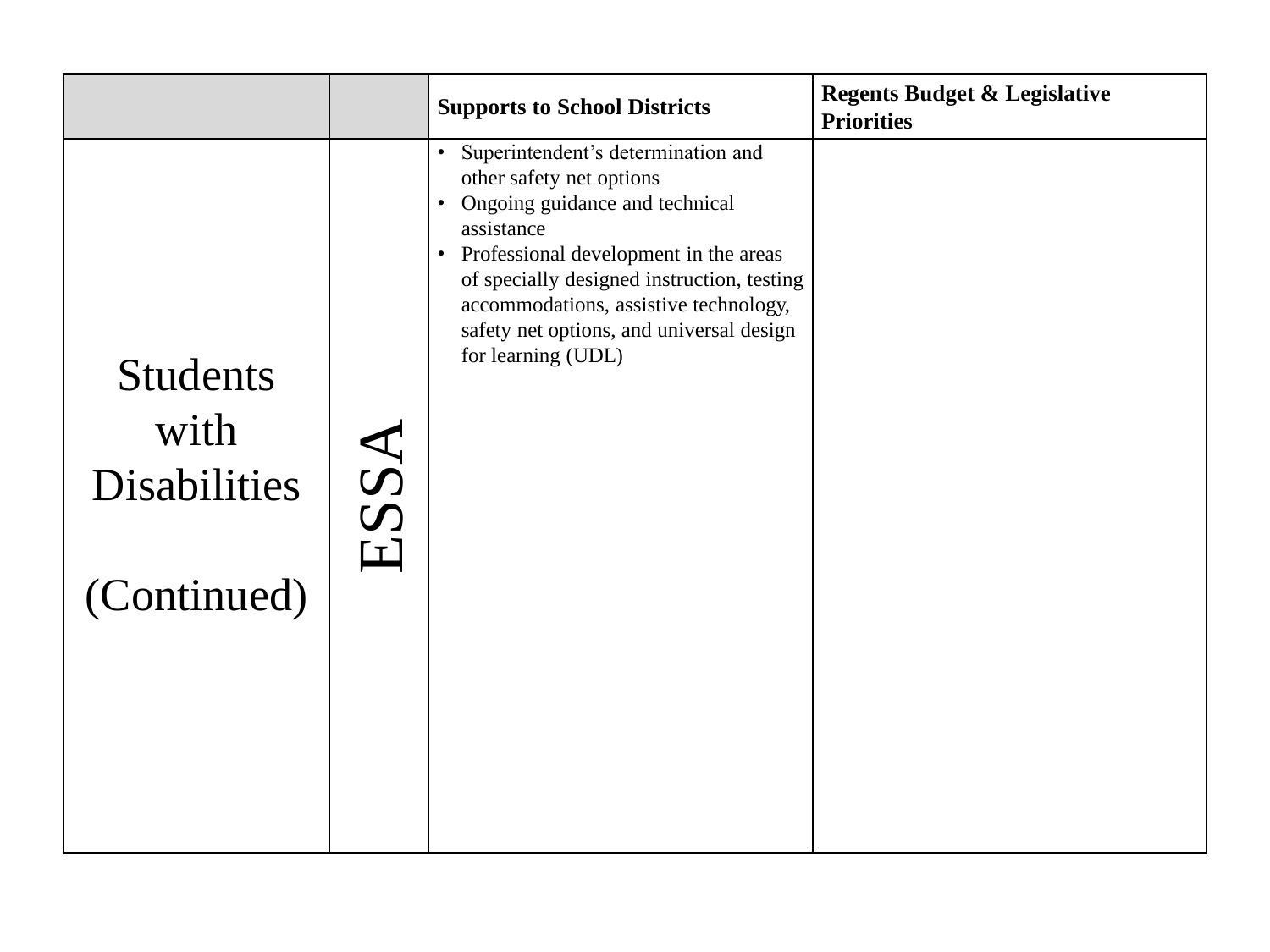| | | Supports to School Districts | Regents Budget & Legislative Priorities |
|---|---|---|---|
| Students with Disabilities (Continued) | ESSA | • Superintendent's determination and other safety net options<br>• Ongoing guidance and technical assistance<br>• Professional development in the areas of specially designed instruction, testing accommodations, assistive technology, safety net options, and universal design for learning (UDL) | |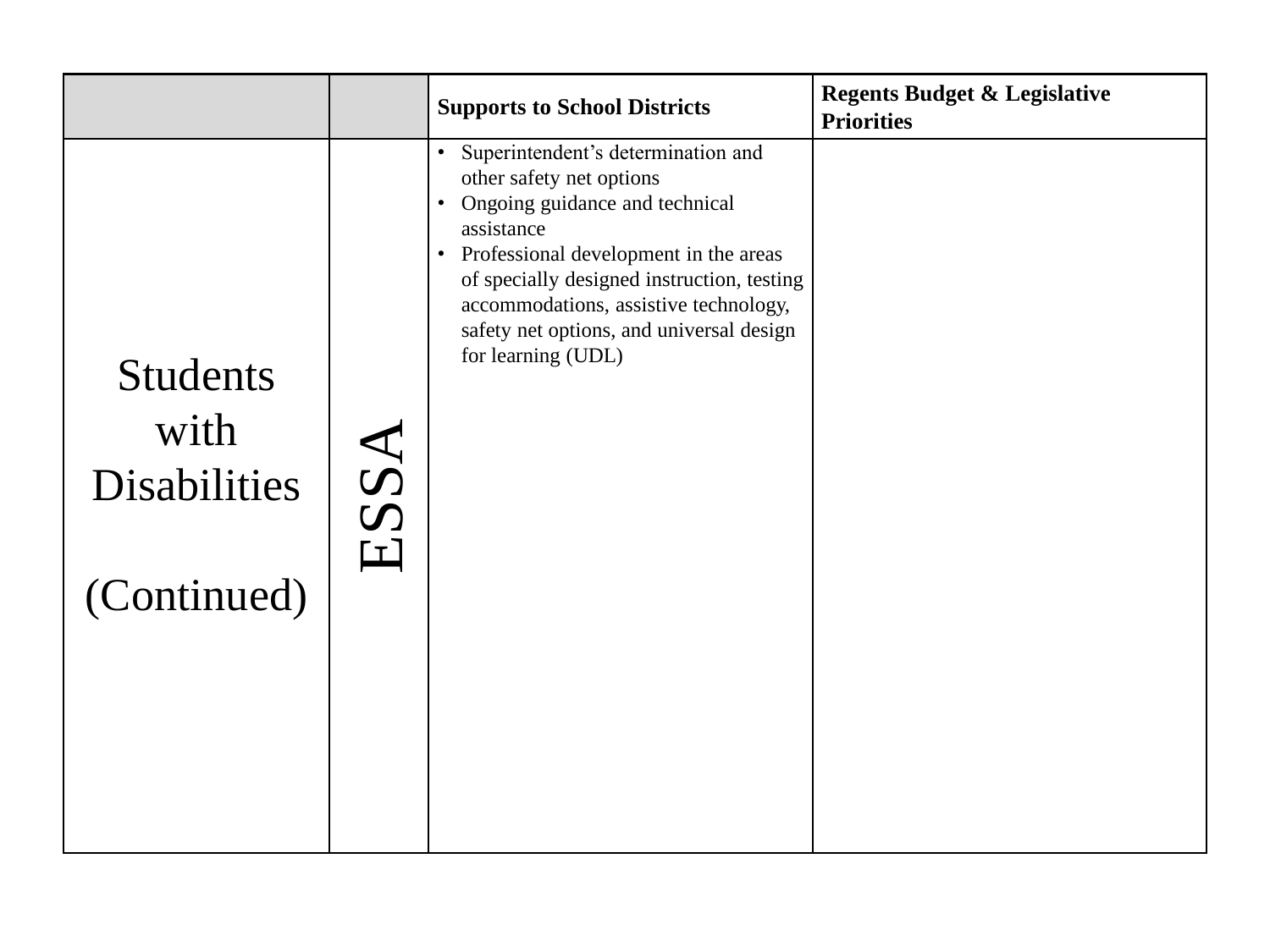| | | Supports to School Districts | Regents Budget & Legislative Priorities |
|---|---|---|---|
| Students with Disabilities (Continued) | ESSA | • Superintendent's determination and other safety net options<br>• Ongoing guidance and technical assistance<br>• Professional development in the areas of specially designed instruction, testing accommodations, assistive technology, safety net options, and universal design for learning (UDL) | |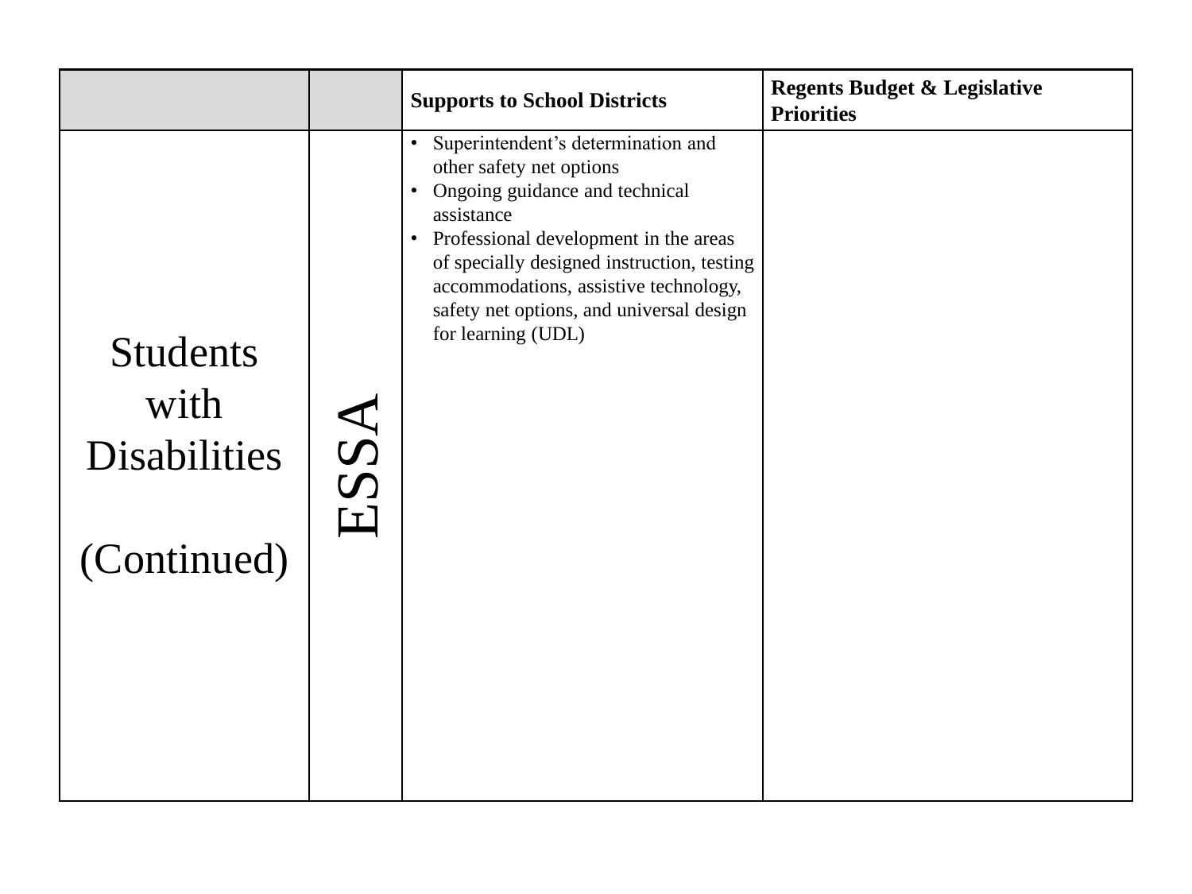| | | Supports to School Districts | Regents Budget & Legislative Priorities |
| --- | --- | --- | --- |
| Students with Disabilities (Continued) | ESSA | • Superintendent's determination and other safety net options<br>• Ongoing guidance and technical assistance<br>• Professional development in the areas of specially designed instruction, testing accommodations, assistive technology, safety net options, and universal design for learning (UDL) | |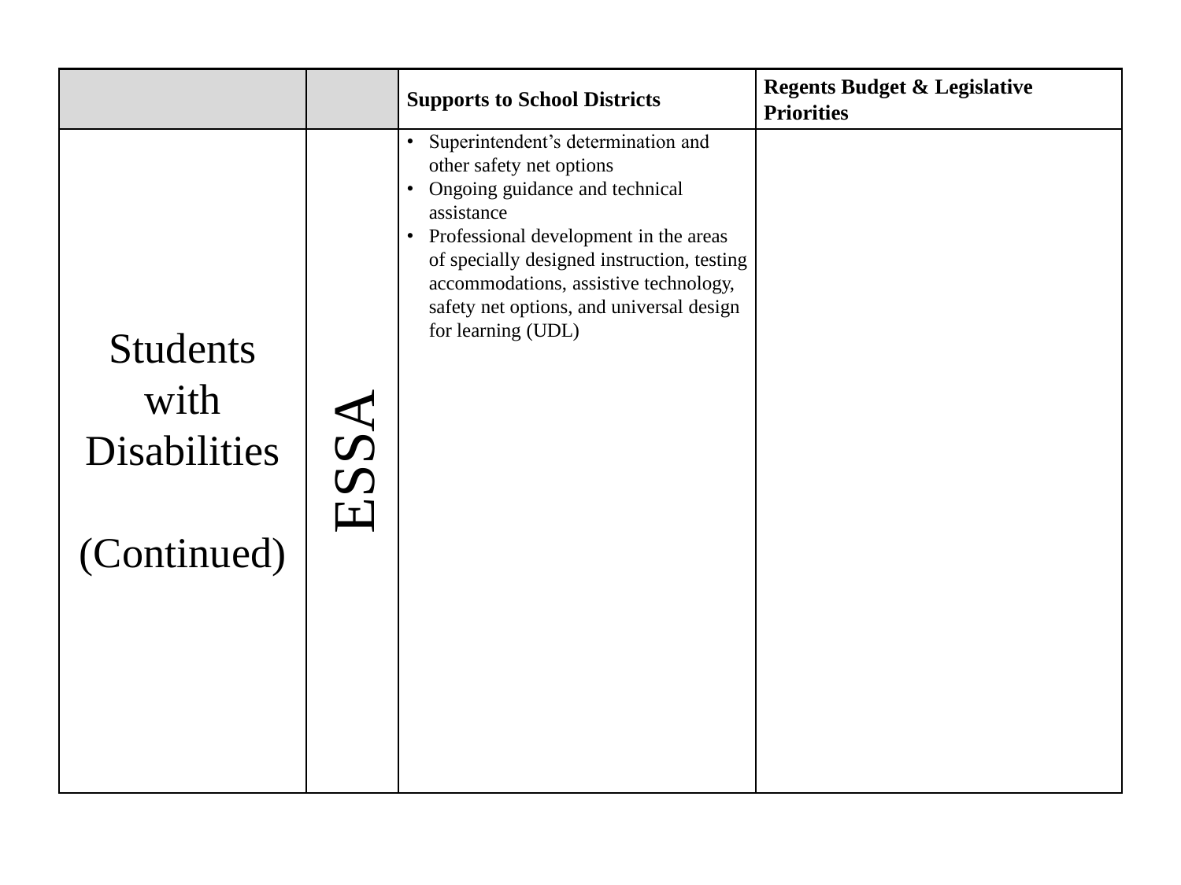| | | Supports to School Districts | Regents Budget & Legislative Priorities |
|---|---|---|---|
| Students with Disabilities (Continued) | ESSA | • Superintendent's determination and other safety net options<br>• Ongoing guidance and technical assistance<br>• Professional development in the areas of specially designed instruction, testing accommodations, assistive technology, safety net options, and universal design for learning (UDL) | |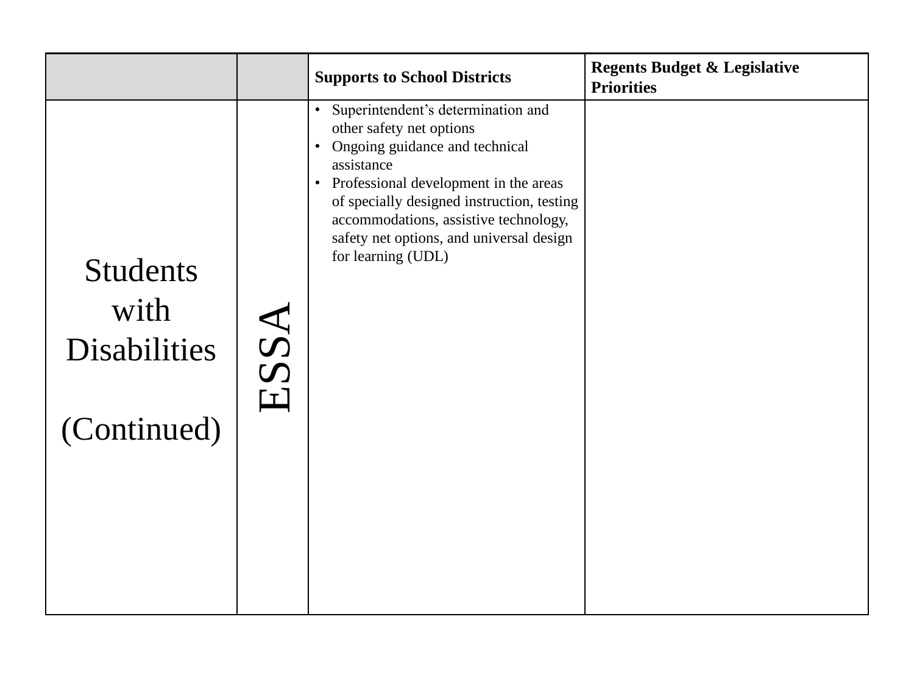| | | Supports to School Districts | Regents Budget & Legislative Priorities |
|---|---|---|---|
| Students with Disabilities (Continued) | ESSA | • Superintendent's determination and other safety net options<br>• Ongoing guidance and technical assistance<br>• Professional development in the areas of specially designed instruction, testing accommodations, assistive technology, safety net options, and universal design for learning (UDL) | |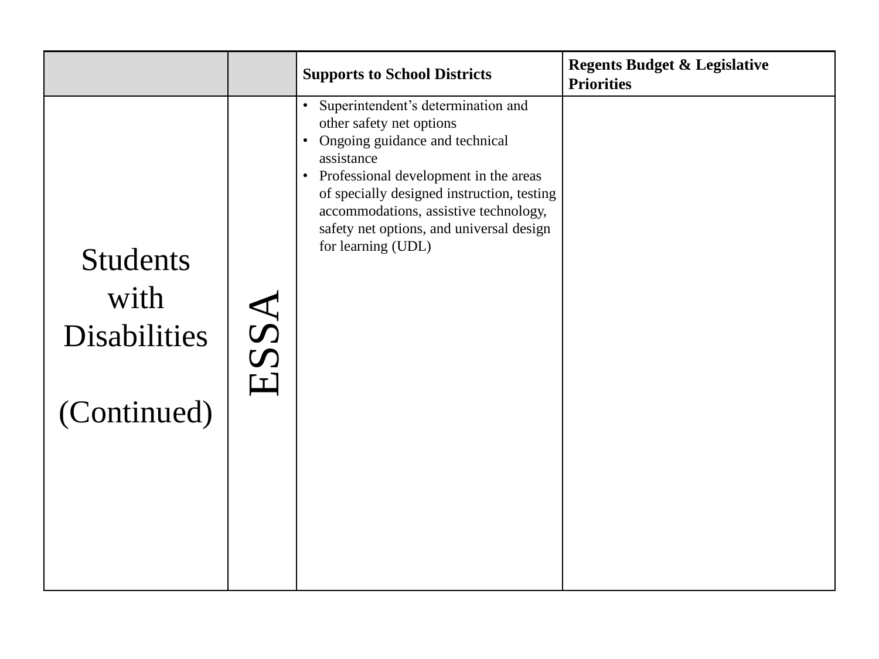| | | Supports to School Districts | Regents Budget & Legislative Priorities |
|---|---|---|---|
| Students with Disabilities<br><br>(Continued) | ESSA | • Superintendent's determination and other safety net options<br>• Ongoing guidance and technical assistance<br>• Professional development in the areas of specially designed instruction, testing accommodations, assistive technology, safety net options, and universal design for learning (UDL) | |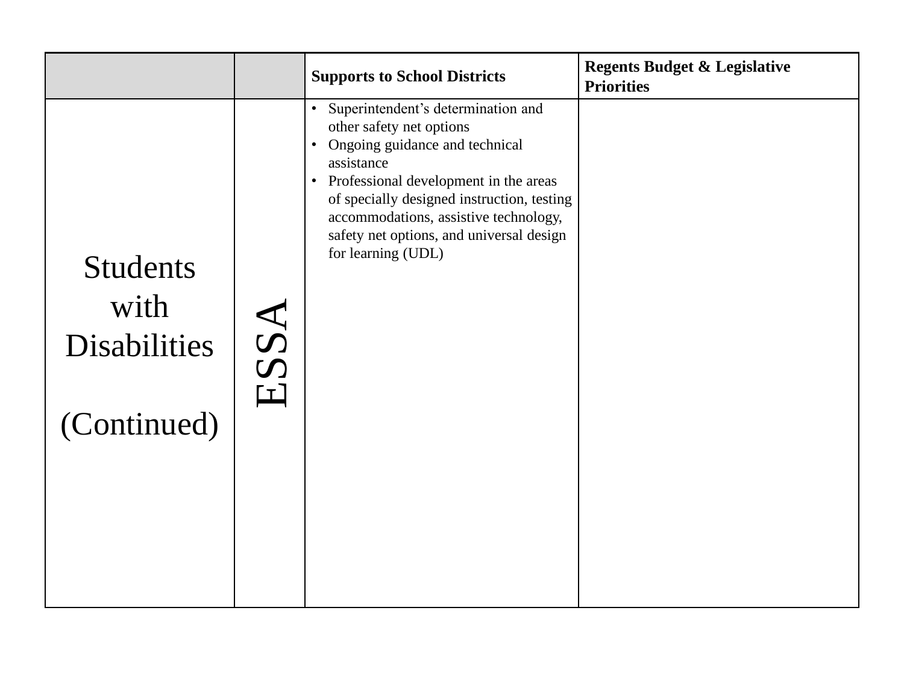| | | Supports to School Districts | Regents Budget & Legislative Priorities |
|---|---|---|---|
| Students with Disabilities (Continued) | ESSA | • Superintendent's determination and other safety net options<br>• Ongoing guidance and technical assistance<br>• Professional development in the areas of specially designed instruction, testing accommodations, assistive technology, safety net options, and universal design for learning (UDL) | |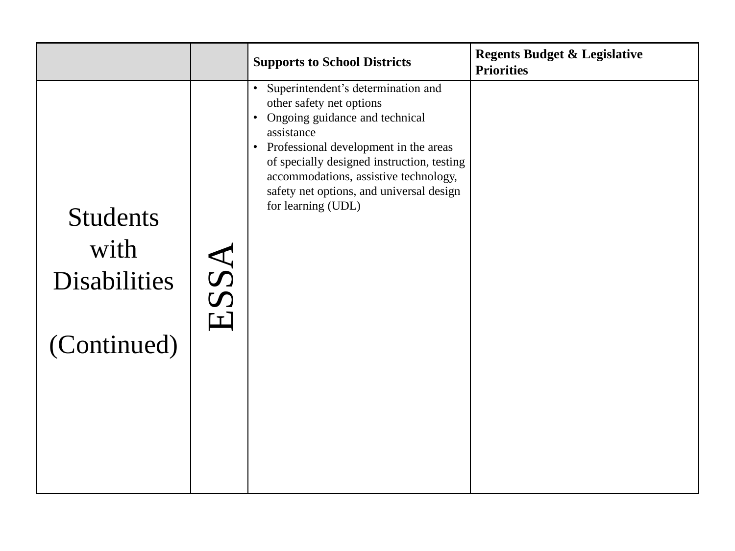| | | Supports to School Districts | Regents Budget & Legislative Priorities |
|---|---|---|---|
| Students with Disabilities (Continued) | ESSA | • Superintendent's determination and other safety net options<br>• Ongoing guidance and technical assistance<br>• Professional development in the areas of specially designed instruction, testing accommodations, assistive technology, safety net options, and universal design for learning (UDL) | |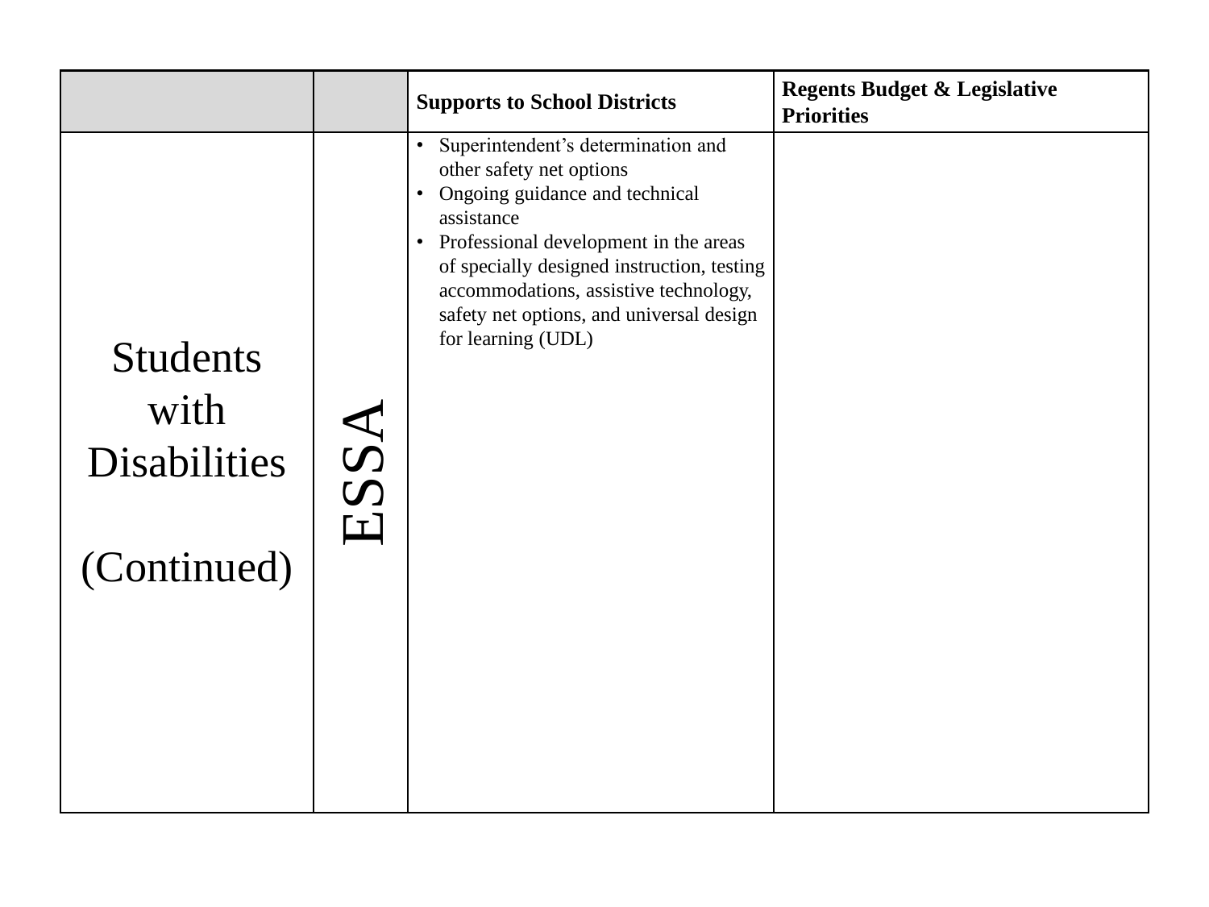| | | Supports to School Districts | Regents Budget & Legislative Priorities |
|---|---|---|---|
| Students with Disabilities (Continued) | ESSA | • Superintendent's determination and other safety net options<br>• Ongoing guidance and technical assistance<br>• Professional development in the areas of specially designed instruction, testing accommodations, assistive technology, safety net options, and universal design for learning (UDL) | |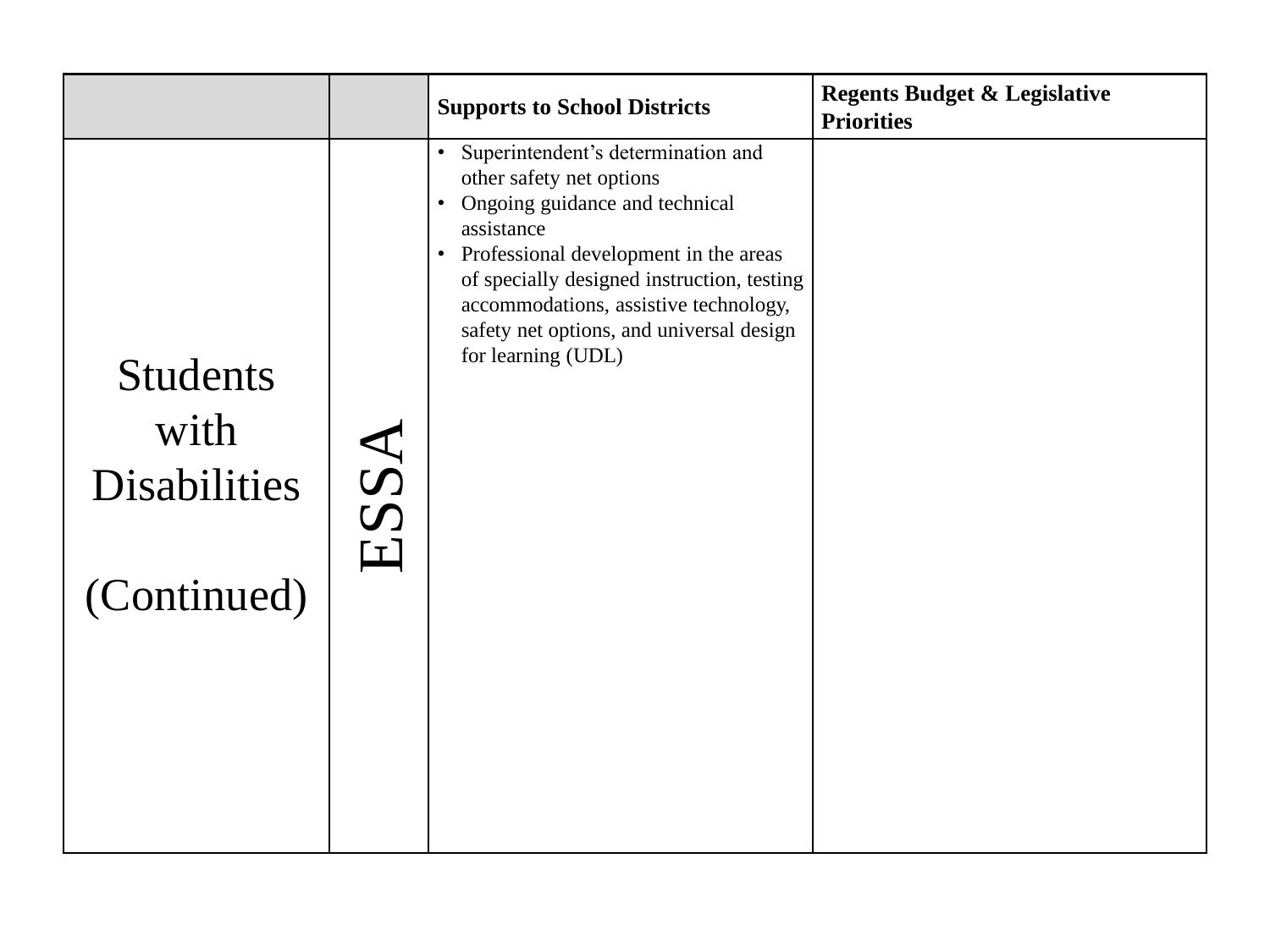| | | Supports to School Districts | Regents Budget & Legislative Priorities |
|---|---|---|---|
| Students with Disabilities (Continued) | ESSA | • Superintendent's determination and other safety net options<br>• Ongoing guidance and technical assistance<br>• Professional development in the areas of specially designed instruction, testing accommodations, assistive technology, safety net options, and universal design for learning (UDL) | |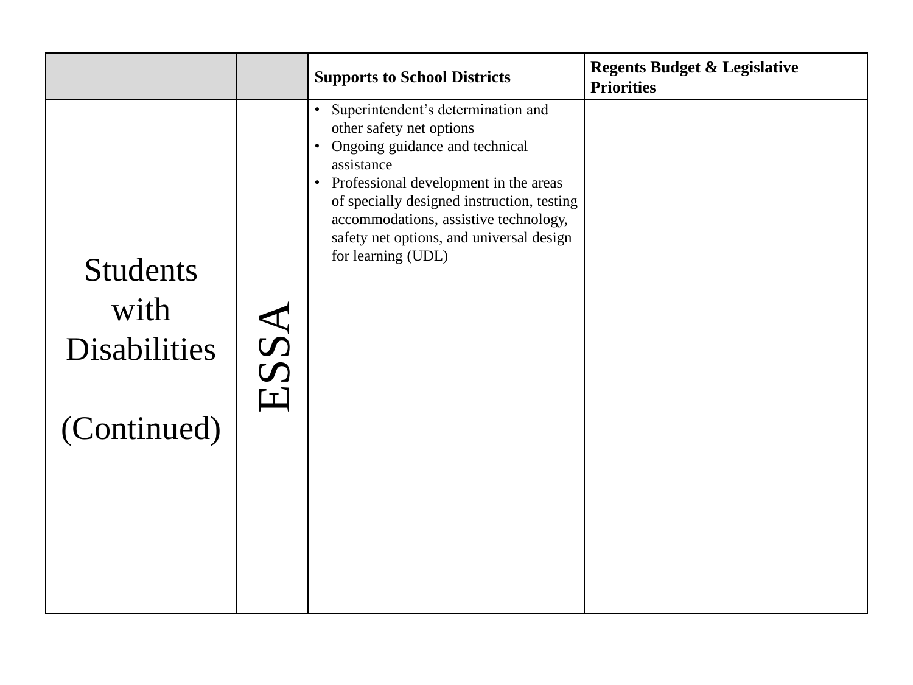| | | Supports to School Districts | Regents Budget & Legislative Priorities |
|---|---|---|---|
| Students with Disabilities (Continued) | ESSA | • Superintendent’s determination and other safety net options<br>• Ongoing guidance and technical assistance<br>• Professional development in the areas of specially designed instruction, testing accommodations, assistive technology, safety net options, and universal design for learning (UDL) | |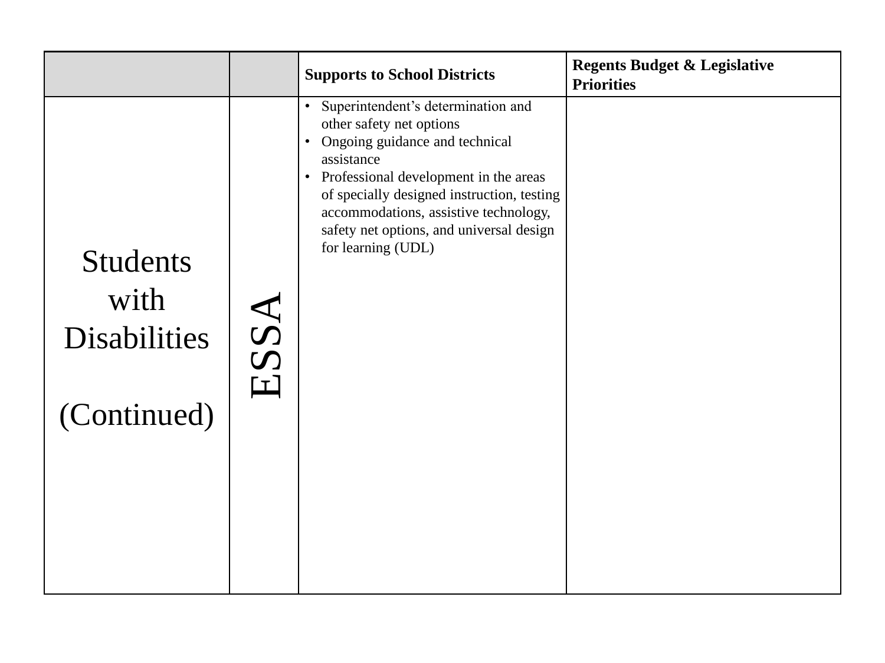| | | Supports to School Districts | Regents Budget & Legislative Priorities |
|---|---|---|---|
| Students with Disabilities (Continued) | ESSA | • Superintendent’s determination and other safety net options<br>• Ongoing guidance and technical assistance<br>• Professional development in the areas of specially designed instruction, testing accommodations, assistive technology, safety net options, and universal design for learning (UDL) | |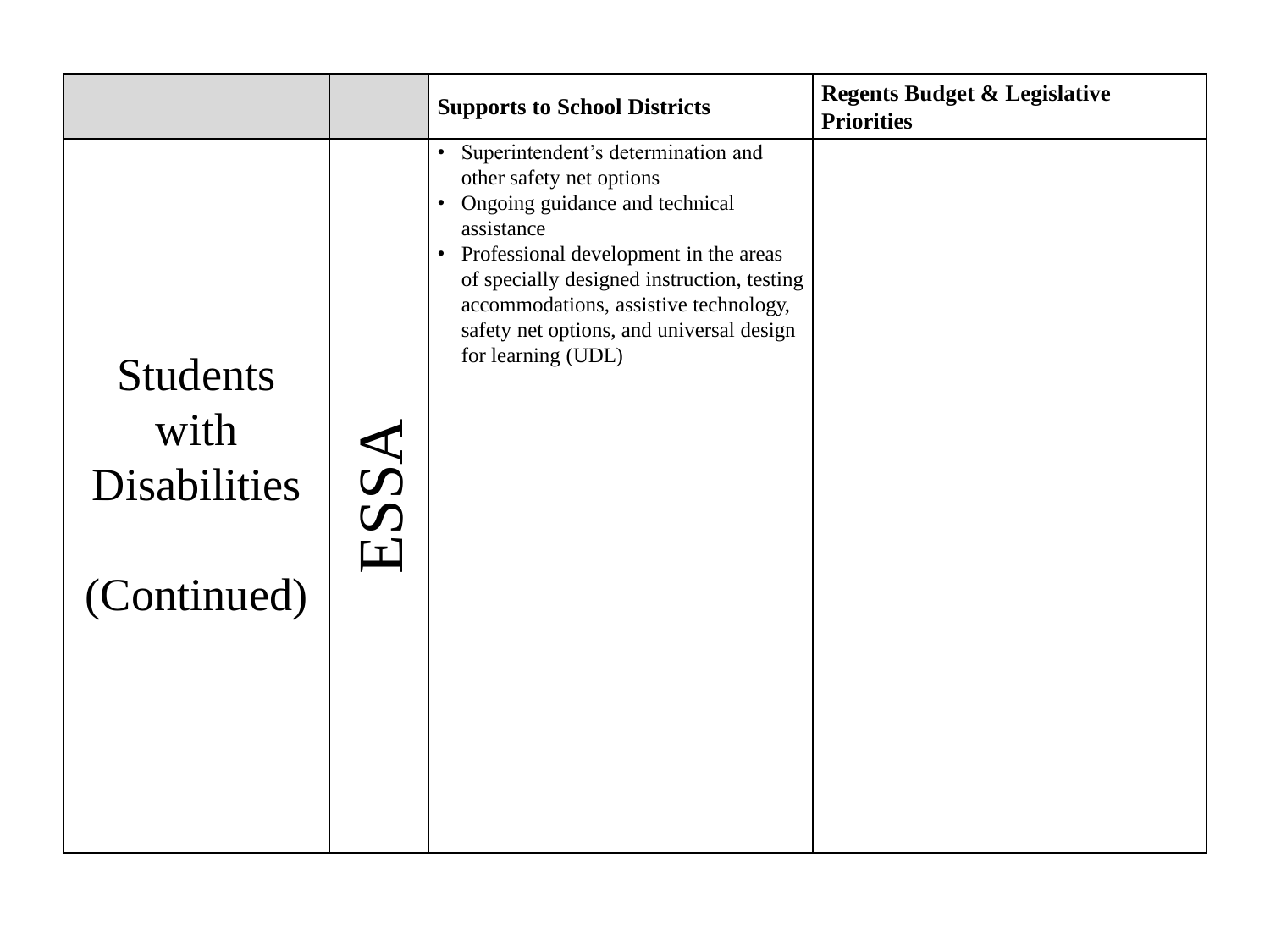| | | Supports to School Districts | Regents Budget & Legislative Priorities |
|---|---|---|---|
| Students with Disabilities<br><br>(Continued) | ESSA | • Superintendent's determination and other safety net options<br>• Ongoing guidance and technical assistance<br>• Professional development in the areas of specially designed instruction, testing accommodations, assistive technology, safety net options, and universal design for learning (UDL) | |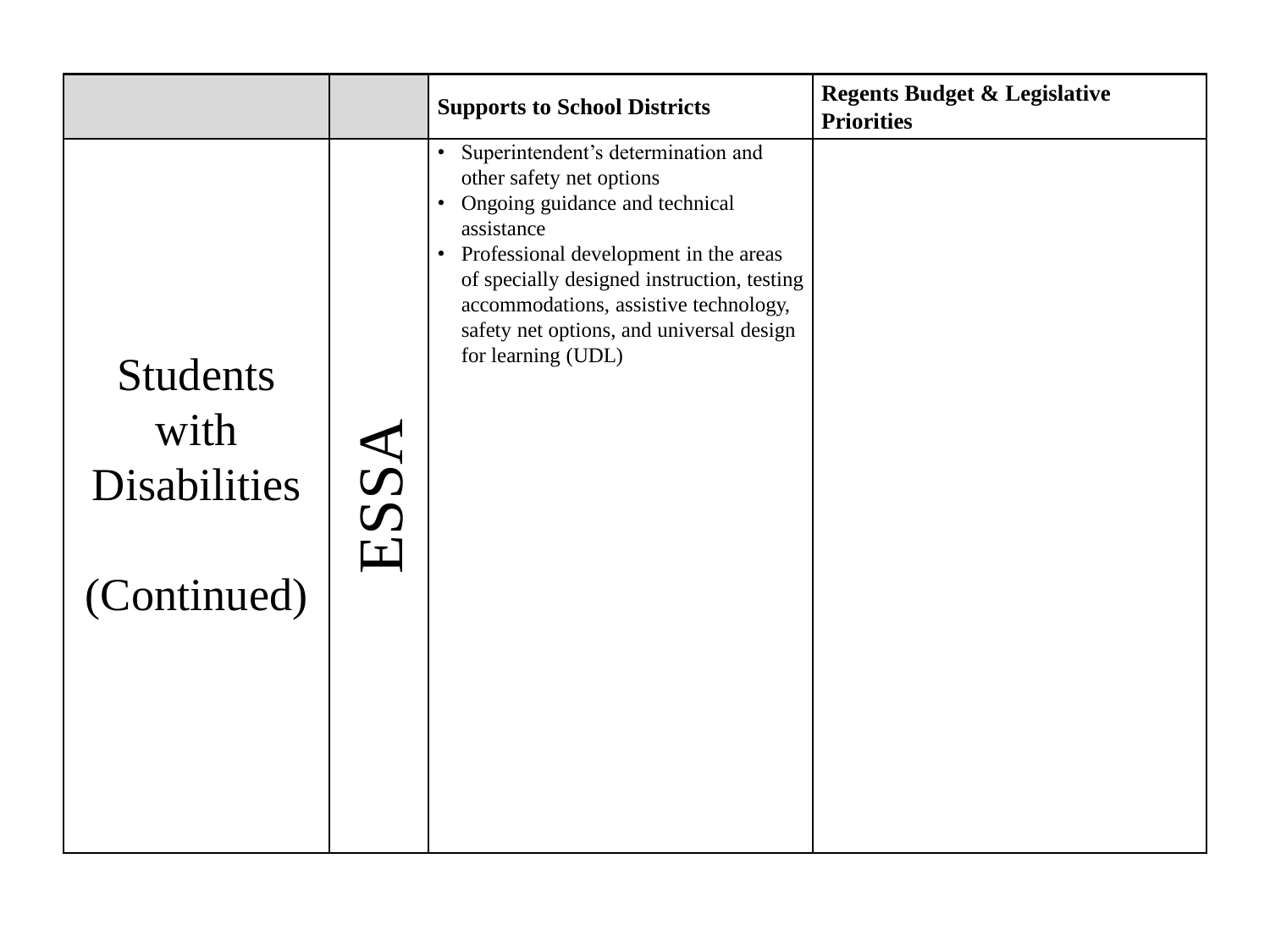| | | Supports to School Districts | Regents Budget & Legislative Priorities |
|---|---|---|---|
| Students with Disabilities (Continued) | ESSA | • Superintendent’s determination and other safety net options<br>• Ongoing guidance and technical assistance<br>• Professional development in the areas of specially designed instruction, testing accommodations, assistive technology, safety net options, and universal design for learning (UDL) | |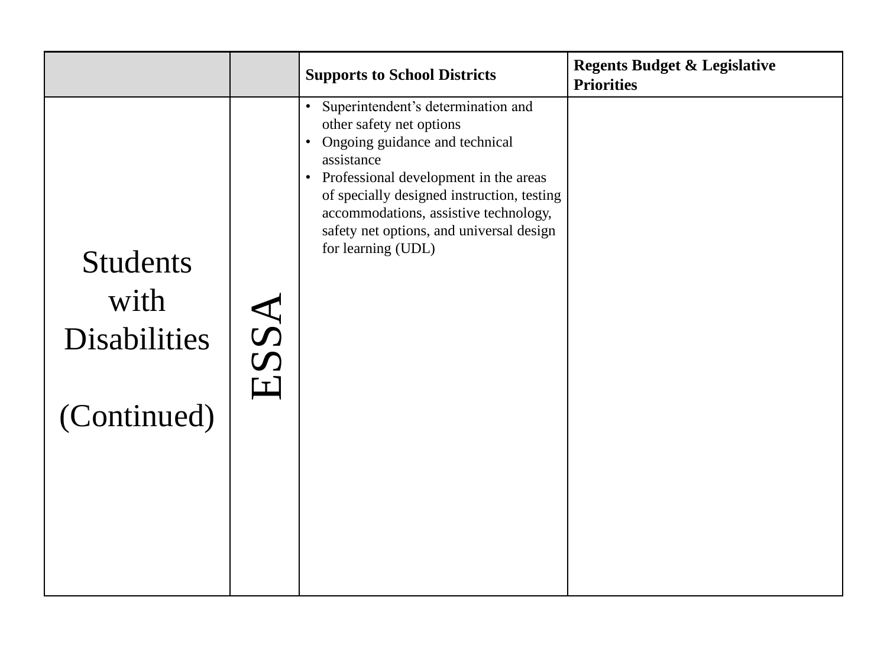| | | Supports to School Districts | Regents Budget & Legislative Priorities |
|---|---|---|---|
| Students with Disabilities (Continued) | ESSA | • Superintendent's determination and other safety net options<br>• Ongoing guidance and technical assistance<br>• Professional development in the areas of specially designed instruction, testing accommodations, assistive technology, safety net options, and universal design for learning (UDL) | |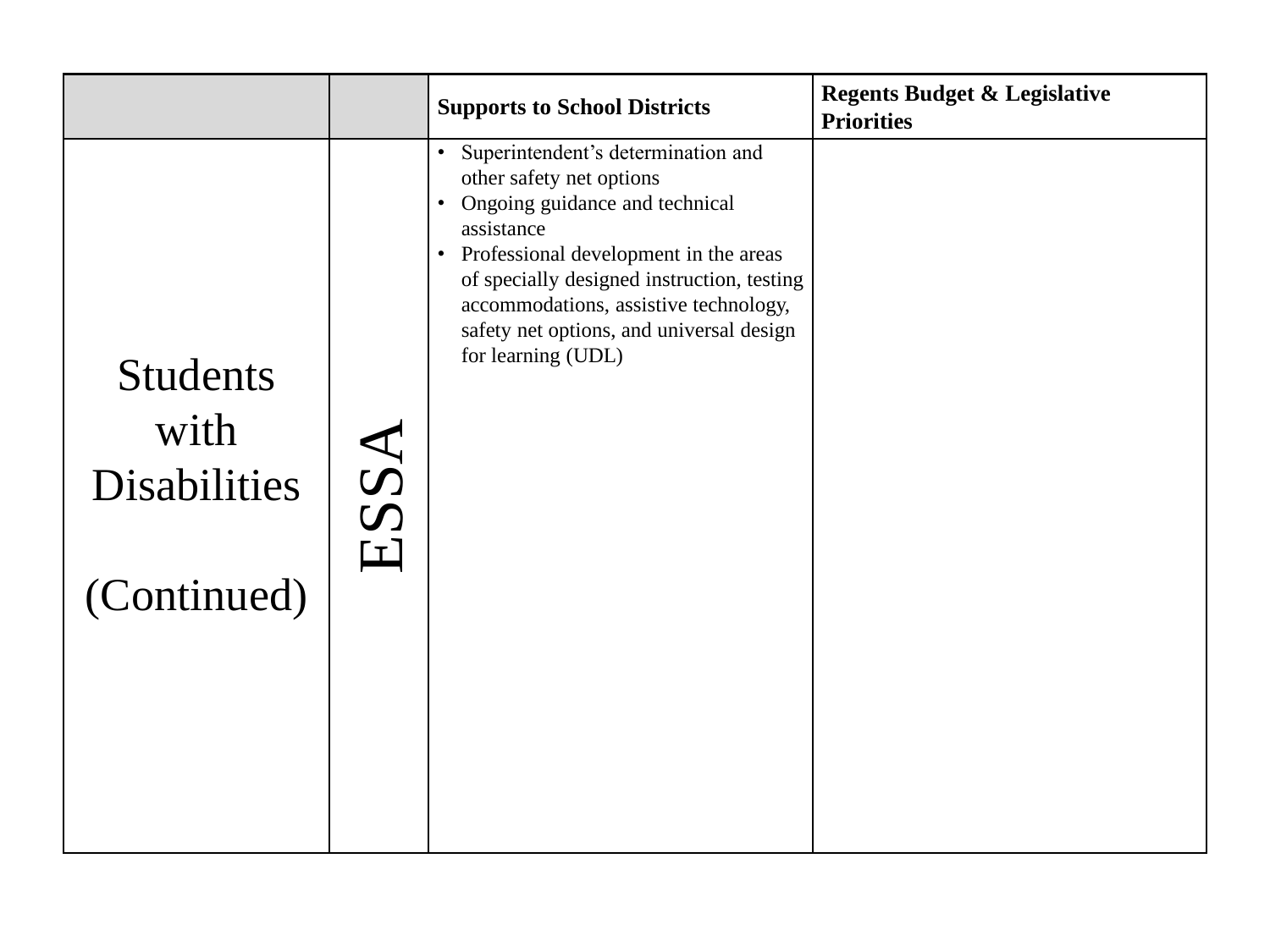| | | Supports to School Districts | Regents Budget & Legislative Priorities |
|---|---|---|---|
| Students with Disabilities (Continued) | ESSA | • Superintendent's determination and other safety net options<br>• Ongoing guidance and technical assistance<br>• Professional development in the areas of specially designed instruction, testing accommodations, assistive technology, safety net options, and universal design for learning (UDL) | |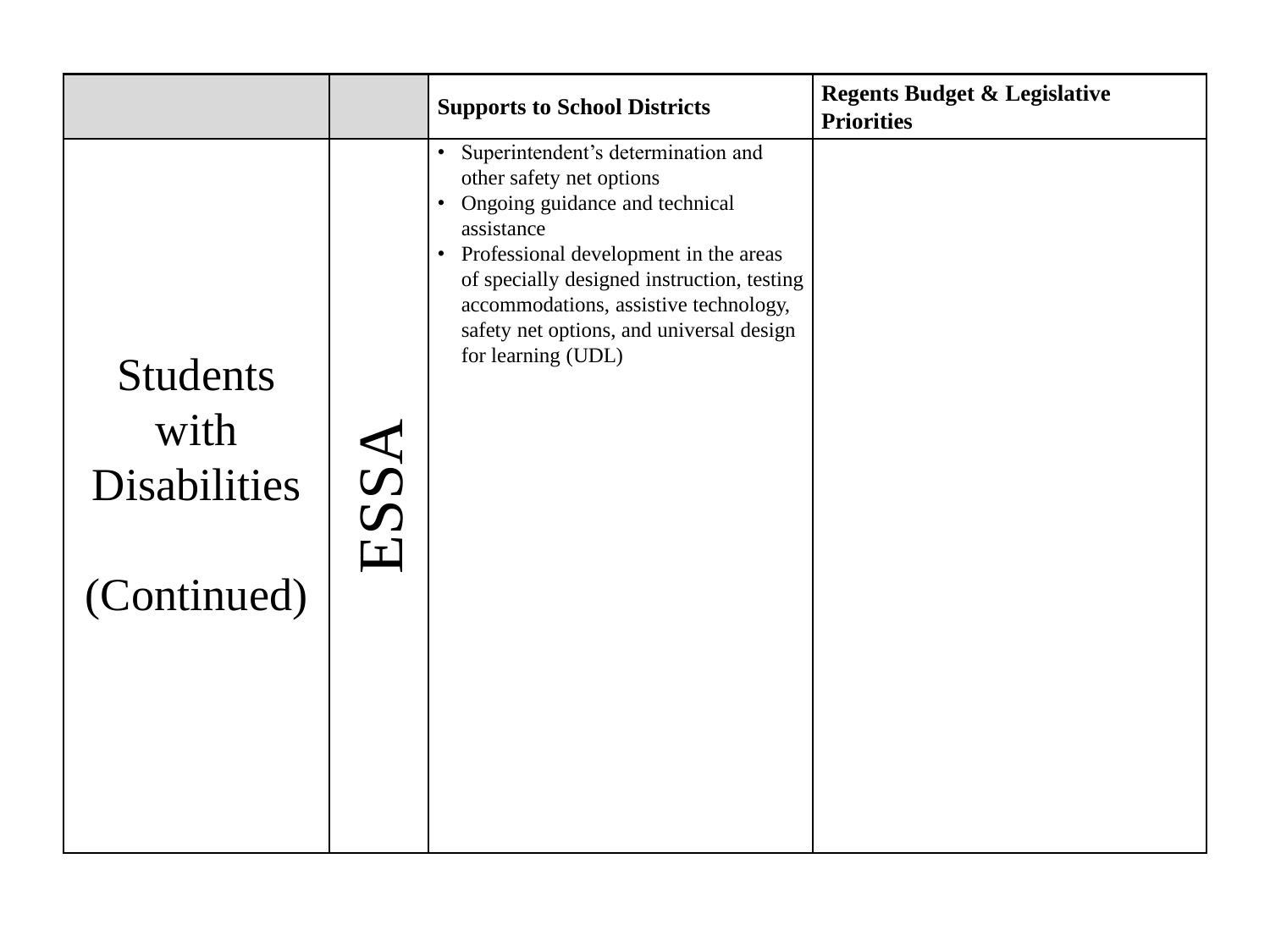| | | Supports to School Districts | Regents Budget & Legislative Priorities |
|---|---|---|---|
| Students with Disabilities (Continued) | ESSA | • Superintendent's determination and other safety net options<br>• Ongoing guidance and technical assistance<br>• Professional development in the areas of specially designed instruction, testing accommodations, assistive technology, safety net options, and universal design for learning (UDL) | |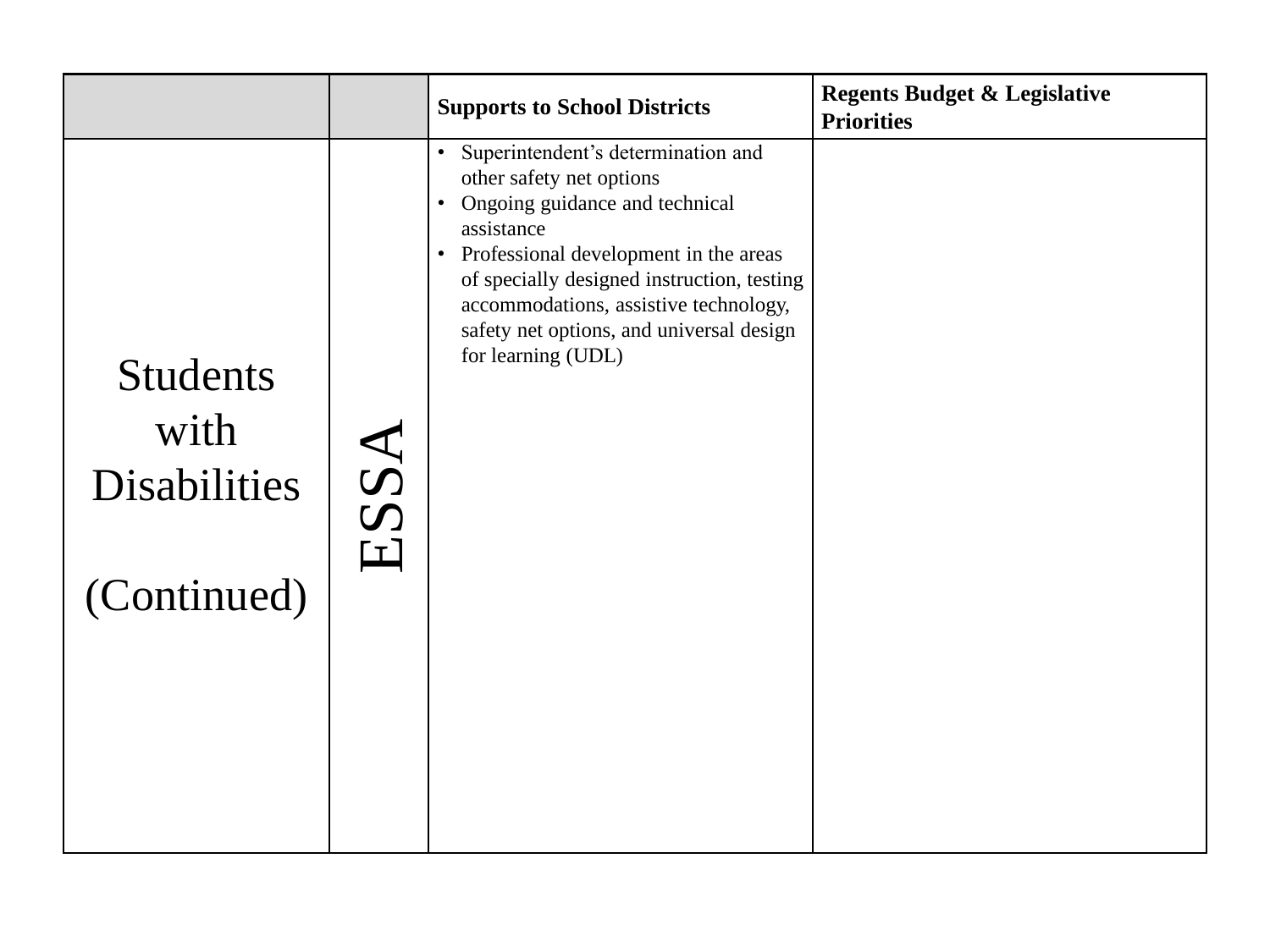| | | Supports to School Districts | Regents Budget & Legislative Priorities |
|---|---|---|---|
| Students with Disabilities<br><br>(Continued) | ESSA | • Superintendent's determination and other safety net options<br>• Ongoing guidance and technical assistance<br>• Professional development in the areas of specially designed instruction, testing accommodations, assistive technology, safety net options, and universal design for learning (UDL) | |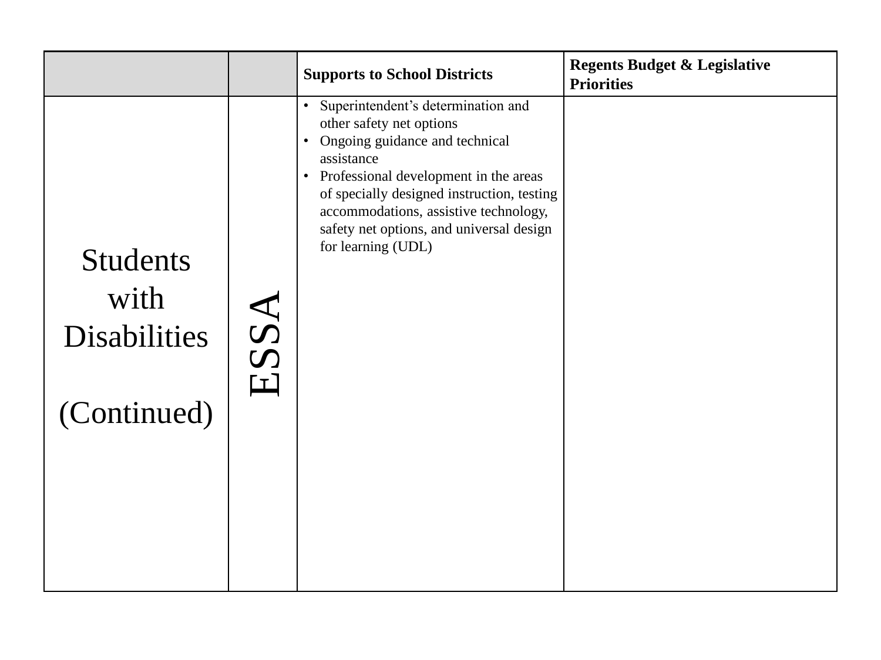| | | Supports to School Districts | Regents Budget & Legislative Priorities |
|---|---|---|---|
| Students with Disabilities (Continued) | ESSA | • Superintendent's determination and other safety net options<br>• Ongoing guidance and technical assistance<br>• Professional development in the areas of specially designed instruction, testing accommodations, assistive technology, safety net options, and universal design for learning (UDL) | |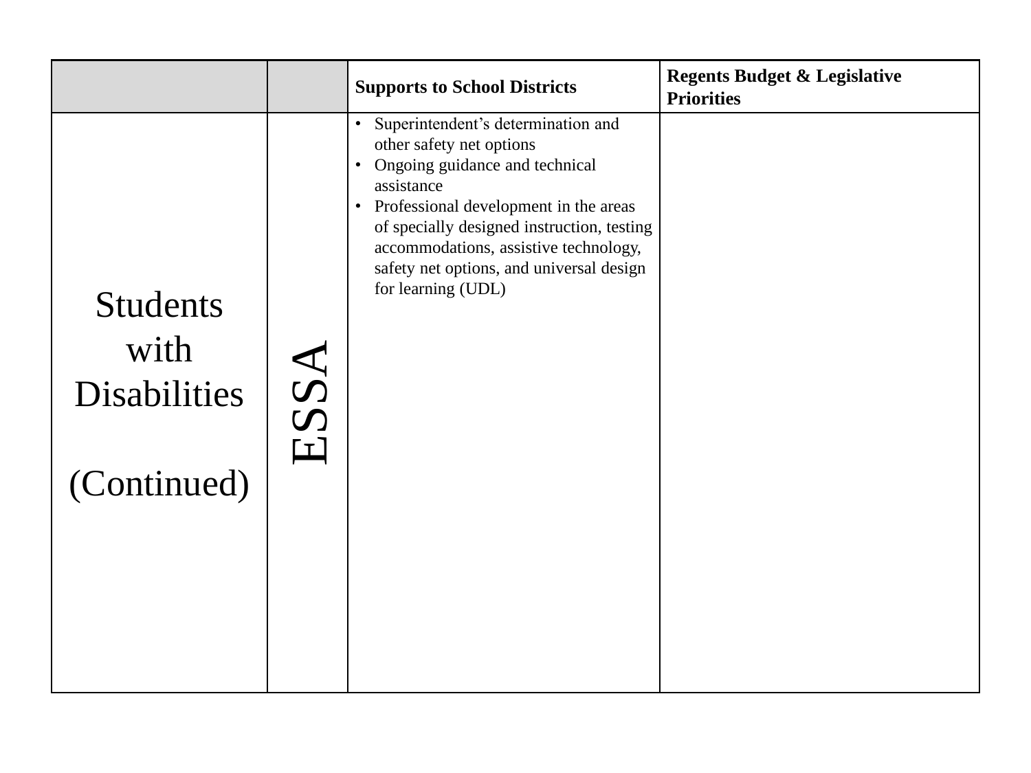| | | Supports to School Districts | Regents Budget & Legislative Priorities |
|---|---|---|---|
| Students with Disabilities<br><br>(Continued) | ESSA | • Superintendent’s determination and other safety net options<br>• Ongoing guidance and technical assistance<br>• Professional development in the areas of specially designed instruction, testing accommodations, assistive technology, safety net options, and universal design for learning (UDL) | |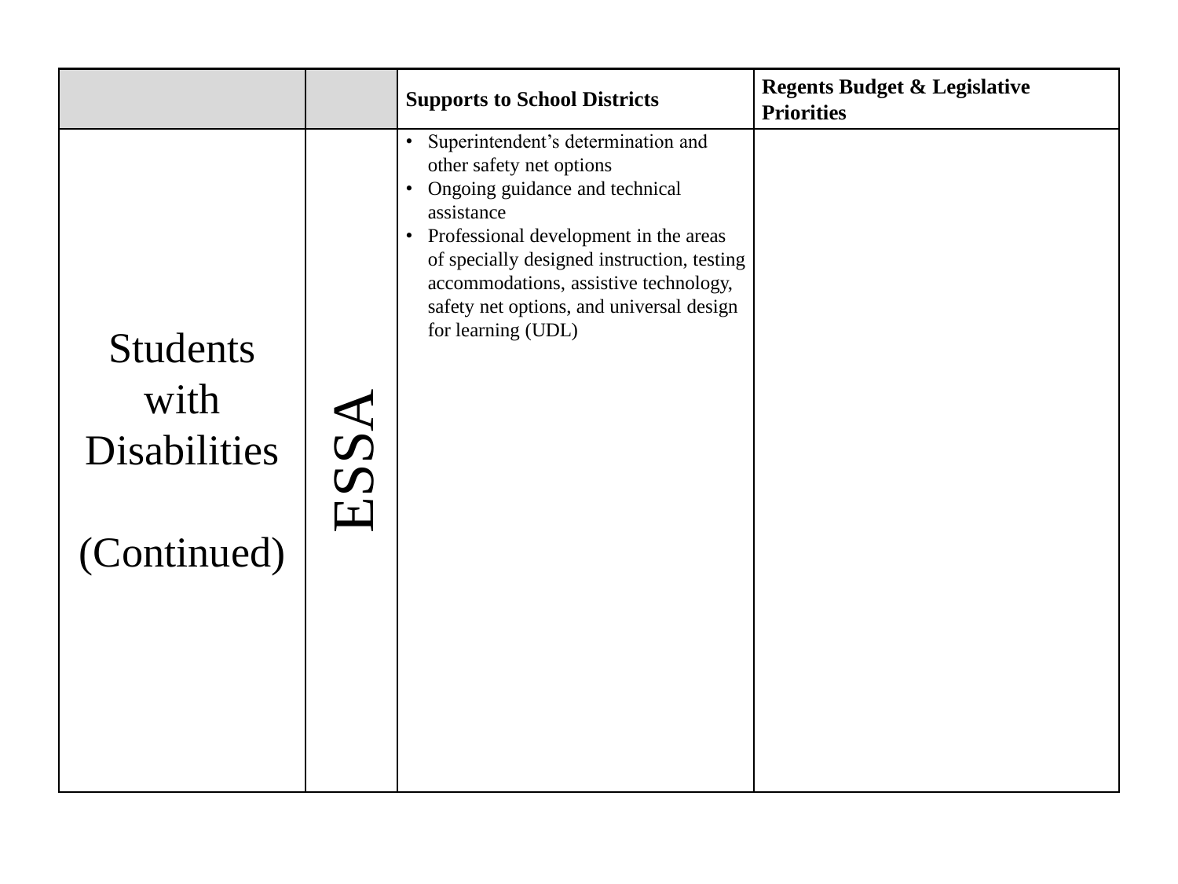| | | Supports to School Districts | Regents Budget & Legislative Priorities |
|---|---|---|---|
| Students with Disabilities (Continued) | ESSA | • Superintendent's determination and other safety net options<br>• Ongoing guidance and technical assistance<br>• Professional development in the areas of specially designed instruction, testing accommodations, assistive technology, safety net options, and universal design for learning (UDL) | |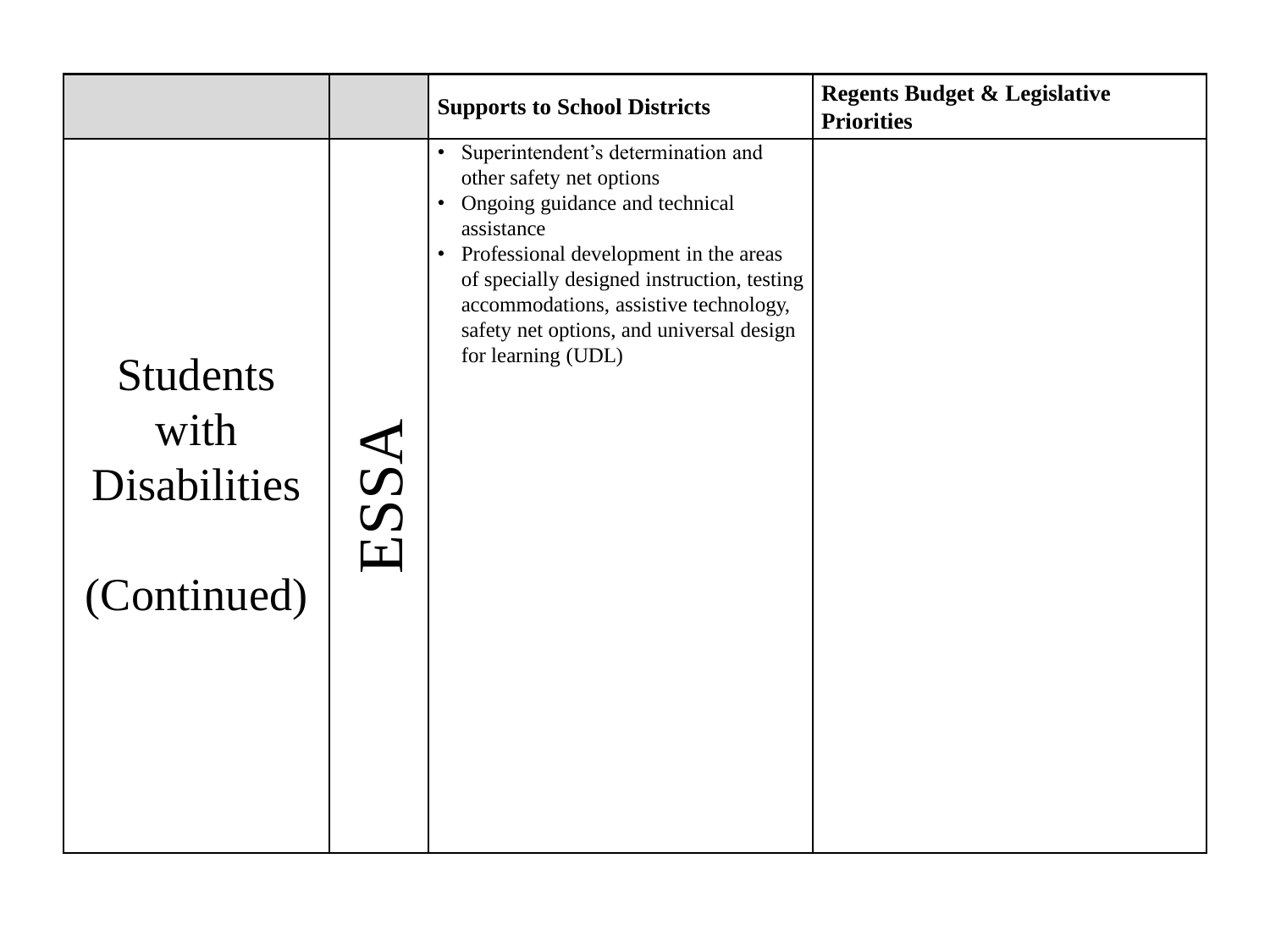| | | Supports to School Districts | Regents Budget & Legislative Priorities |
|---|---|---|---|
| Students with Disabilities (Continued) | ESSA | • Superintendent's determination and other safety net options<br>• Ongoing guidance and technical assistance<br>• Professional development in the areas of specially designed instruction, testing accommodations, assistive technology, safety net options, and universal design for learning (UDL) | |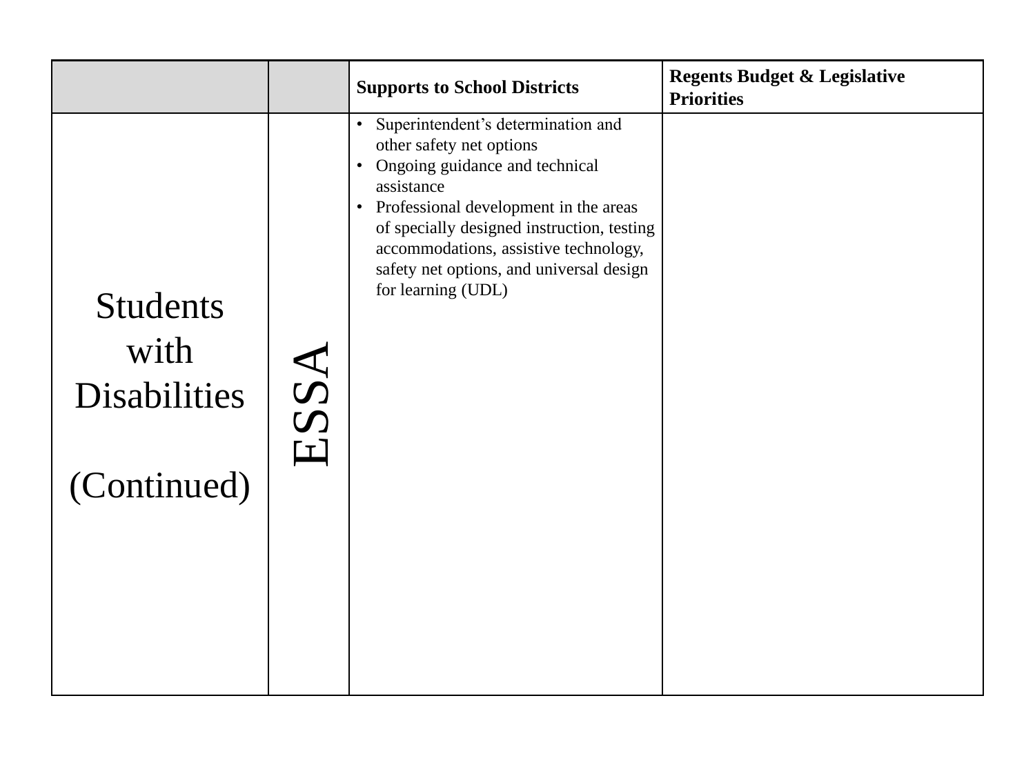| | | Supports to School Districts | Regents Budget & Legislative Priorities |
|---|---|---|---|
| Students with Disabilities (Continued) | ESSA | • Superintendent's determination and other safety net options<br>• Ongoing guidance and technical assistance<br>• Professional development in the areas of specially designed instruction, testing accommodations, assistive technology, safety net options, and universal design for learning (UDL) | |